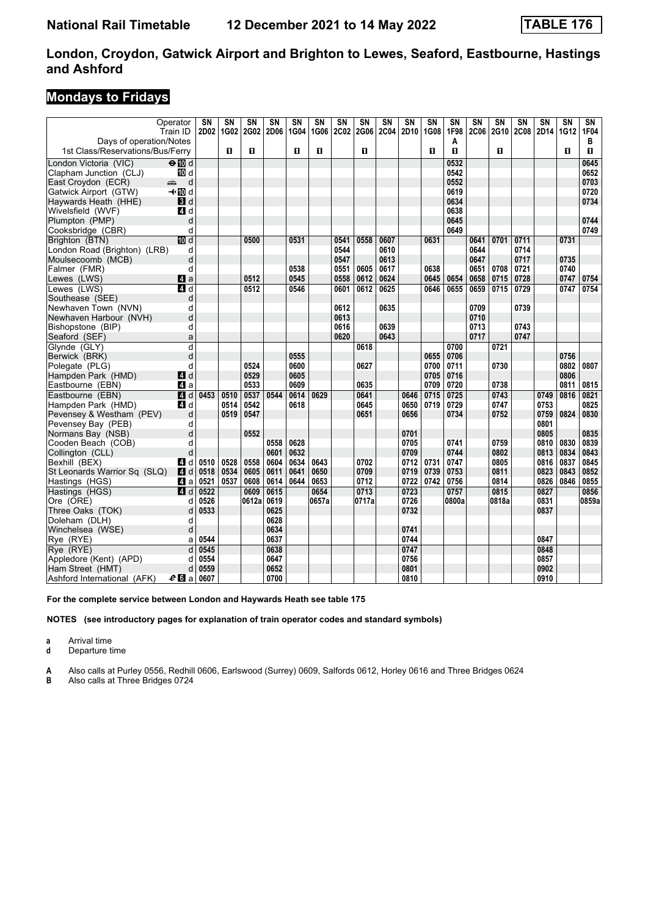# London, Croydon, Gatwick Airport and Brighton to Lewes, Seaford, Eastbourne, Hastings and Ashford

## Mondays to Fridays

| Operator | | SN | SN | SN | SN | SN | SN | SN | SN | SN | SN | SN | SN | SN | SN | SN | SN | SN | SN |
|---|---|---|---|---|---|---|---|---|---|---|---|---|---|---|---|---|---|---|---|
| Train ID | | 2D02 | 1G02 | 2G02 | 2D06 | 1G04 | 1G06 | 2C02 | 2G06 | 2C04 | 2D10 | 1G08 | 1F98 | 2C06 | 2G10 | 2C08 | 2D14 | 1G12 | 1F04 |
| Days of operation/Notes | | | | | | | | | | | | | A | | | | | | B |
| 1st Class/Reservations/Bus/Ferry | | | 1 | 1 | | 1 | 1 | | 1 | | | 1 | 1 | | 1 | | | 1 | 1 |
| London Victoria (VIC) | d | | | | | | | | | | | | 0532 | | | | | | 0645 |
| Clapham Junction (CLJ) | d | | | | | | | | | | | | 0542 | | | | | | 0652 |
| East Croydon (ECR) | d | | | | | | | | | | | | 0552 | | | | | | 0703 |
| Gatwick Airport (GTW) | d | | | | | | | | | | | | 0619 | | | | | | 0720 |
| Haywards Heath (HHE) | d | | | | | | | | | | | | 0634 | | | | | | 0734 |
| Wivelsfield (WVF) | d | | | | | | | | | | | | 0638 | | | | | | |
| Plumpton (PMP) | d | | | | | | | | | | | | 0645 | | | | | | 0744 |
| Cooksbridge (CBR) | d | | | | | | | | | | | | 0649 | | | | | | 0749 |
| Brighton (BTN) | d | | | 0500 | | 0531 | | 0541 | 0558 | 0607 | | 0631 | | 0641 | 0701 | 0711 | | 0731 | |
| London Road (Brighton) (LRB) | d | | | | | | | 0544 | | 0610 | | | | 0644 | | 0714 | | | |
| Moulsecoomb (MCB) | d | | | | | | | 0547 | | 0613 | | | | 0647 | | 0717 | | 0735 | |
| Falmer (FMR) | d | | | | | 0538 | | 0551 | 0605 | 0617 | | 0638 | | 0651 | 0708 | 0721 | | 0740 | |
| Lewes (LWS) | a | | | 0512 | | 0545 | | 0558 | 0612 | 0624 | | 0645 | 0654 | 0658 | 0715 | 0728 | | 0747 | 0754 |
| Lewes (LWS) | d | | | 0512 | | 0546 | | 0601 | 0612 | 0625 | | 0646 | 0655 | 0659 | 0715 | 0729 | | 0747 | 0754 |
| Southease (SEE) | d | | | | | | | | | | | | | | | | | | |
| Newhaven Town (NVN) | d | | | | | | | 0612 | | 0635 | | | | 0709 | | 0739 | | | |
| Newhaven Harbour (NVH) | d | | | | | | | 0613 | | | | | | 0710 | | | | | |
| Bishopstone (BIP) | d | | | | | | | 0616 | | 0639 | | | | 0713 | | 0743 | | | |
| Seaford (SEF) | a | | | | | | | 0620 | | 0643 | | | | 0717 | | 0747 | | | |
| Glynde (GLY) | d | | | | | | | | 0618 | | | | 0700 | | 0721 | | | | |
| Berwick (BRK) | d | | | | | 0555 | | | | | | 0655 | 0706 | | | | | 0756 | |
| Polegate (PLG) | d | | | 0524 | | 0600 | | | 0627 | | | 0700 | 0711 | | 0730 | | | 0802 | 0807 |
| Hampden Park (HMD) | d | | | 0529 | | 0605 | | | | | | 0705 | 0716 | | | | | 0806 | |
| Eastbourne (EBN) | a | | | 0533 | | 0609 | | | 0635 | | | 0709 | 0720 | | 0738 | | | 0811 | 0815 |
| Eastbourne (EBN) | d | 0453 | 0510 | 0537 | 0544 | 0614 | 0629 | | 0641 | | 0646 | 0715 | 0725 | | 0743 | | 0749 | 0816 | 0821 |
| Hampden Park (HMD) | d | | 0514 | 0542 | | 0618 | | | 0645 | | 0650 | 0719 | 0729 | | 0747 | | 0753 | | 0825 |
| Pevensey & Westham (PEV) | d | | 0519 | 0547 | | | | | 0651 | | 0656 | | 0734 | | 0752 | | 0759 | 0824 | 0830 |
| Pevensey Bay (PEB) | d | | | | | | | | | | | | | | | | 0801 | | |
| Normans Bay (NSB) | d | | | 0552 | | | | | | | 0701 | | | | | | 0805 | | 0835 |
| Cooden Beach (COB) | d | | | | 0558 | 0628 | | | | | 0705 | | 0741 | | 0759 | | 0810 | 0830 | 0839 |
| Collington (CLL) | d | | | | 0601 | 0632 | | | | | 0709 | | 0744 | | 0802 | | 0813 | 0834 | 0843 |
| Bexhill (BEX) | d | 0510 | 0528 | 0558 | 0604 | 0634 | 0643 | | 0702 | | 0712 | 0731 | 0747 | | 0805 | | 0816 | 0837 | 0845 |
| St Leonards Warrior Sq (SLQ) | d | 0518 | 0534 | 0605 | 0611 | 0641 | 0650 | | 0709 | | 0719 | 0739 | 0753 | | 0811 | | 0823 | 0843 | 0852 |
| Hastings (HGS) | a | 0521 | 0537 | 0608 | 0614 | 0644 | 0653 | | 0712 | | 0722 | 0742 | 0756 | | 0814 | | 0826 | 0846 | 0855 |
| Hastings (HGS) | d | 0522 | | 0609 | 0615 | | 0654 | | 0713 | | 0723 | | 0757 | | 0815 | | 0827 | | 0856 |
| Ore (ORE) | d | 0526 | | 0612a | 0619 | | 0657a | | 0717a | | 0726 | | 0800a | | 0818a | | 0831 | | 0859a |
| Three Oaks (TOK) | d | 0533 | | | 0625 | | | | | | 0732 | | | | | | 0837 | | |
| Doleham (DLH) | d | | | | 0628 | | | | | | | | | | | | | | |
| Winchelsea (WSE) | d | | | | 0634 | | | | | | 0741 | | | | | | | | |
| Rye (RYE) | a | 0544 | | | 0637 | | | | | | 0744 | | | | | | 0847 | | |
| Rye (RYE) | d | 0545 | | | 0638 | | | | | | 0747 | | | | | | 0848 | | |
| Appledore (Kent) (APD) | d | 0554 | | | 0647 | | | | | | 0756 | | | | | | 0857 | | |
| Ham Street (HMT) | d | 0559 | | | 0652 | | | | | | 0801 | | | | | | 0902 | | |
| Ashford International (AFK) | a | 0607 | | | 0700 | | | | | | 0810 | | | | | | 0910 | | |

**For the complete service between London and Haywards Heath see table 175**

**NOTES (see introductory pages for explanation of train operator codes and standard symbols)**

**a** Arrival time
**d** Departure time

**A** Also calls at Purley 0556, Redhill 0606, Earlswood (Surrey) 0609, Salfords 0612, Horley 0616 and Three Bridges 0624
**B** Also calls at Three Bridges 0724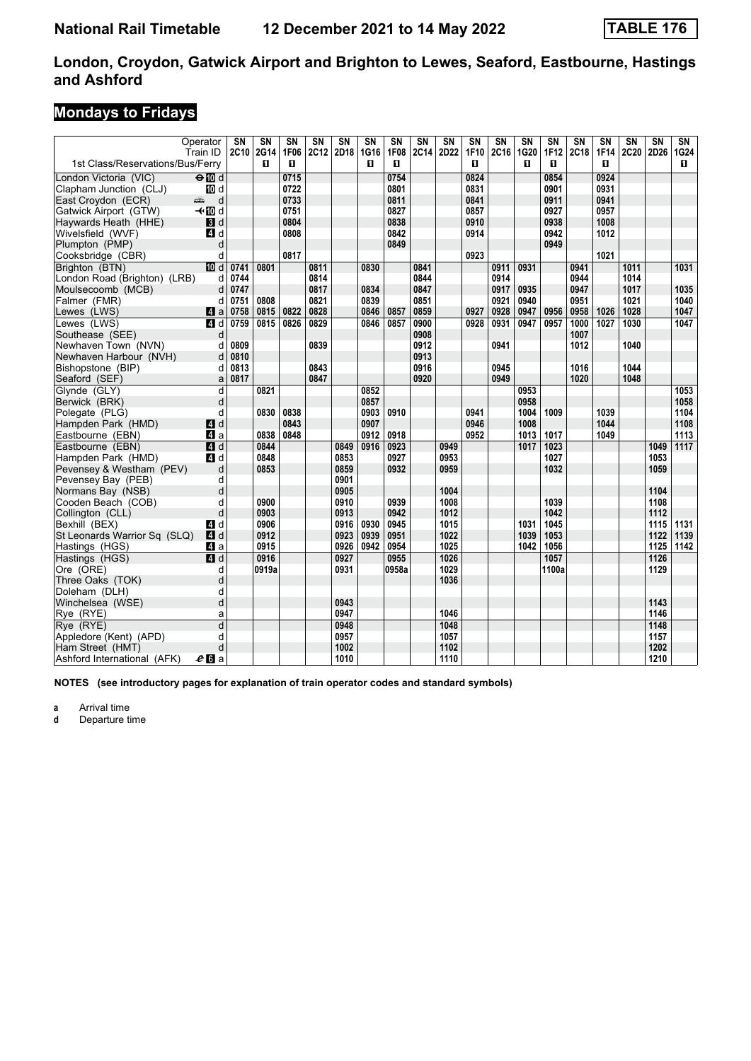# National Rail Timetable 12 December 2021 to 14 May 2022 TABLE 176

## London, Croydon, Gatwick Airport and Brighton to Lewes, Seaford, Eastbourne, Hastings and Ashford

### Mondays to Fridays

| Operator | | SN | SN | SN | SN | SN | SN | SN | SN | SN | SN | SN | SN | SN | SN | SN | SN | SN | SN |
|---|---|---|---|---|---|---|---|---|---|---|---|---|---|---|---|---|---|---|---|
| Train ID | | 2C10 | 2G14 | 1F06 | 2C12 | 2D18 | 1G16 | 1F08 | 2C14 | 2D22 | 1F10 | 2C16 | 1G20 | 1F12 | 2C18 | 1F14 | 2C20 | 2D26 | 1G24 |
| 1st Class/Reservations/Bus/Ferry | | | 1 | 1 | | | 1 | 1 | | | 1 | | 1 | 1 | | 1 | | | 1 |
| London Victoria (VIC) | ⊖10 d | | | 0715 | | | | 0754 | | | 0824 | | | 0854 | | 0924 | | | |
| Clapham Junction (CLJ) | 10 d | | | 0722 | | | | 0801 | | | 0831 | | | 0901 | | 0931 | | | |
| East Croydon (ECR) | d | | | 0733 | | | | 0811 | | | 0841 | | | 0911 | | 0941 | | | |
| Gatwick Airport (GTW) | ✈10 d | | | 0751 | | | | 0827 | | | 0857 | | | 0927 | | 0957 | | | |
| Haywards Heath (HHE) | 3 d | | | 0804 | | | | 0838 | | | 0910 | | | 0938 | | 1008 | | | |
| Wivelsfield (WVF) | 4 d | | | 0808 | | | | 0842 | | | 0914 | | | 0942 | | 1012 | | | |
| Plumpton (PMP) | d | | | | | | | 0849 | | | | | | 0949 | | | | | |
| Cooksbridge (CBR) | d | | | 0817 | | | | | | | 0923 | | | | | 1021 | | | |
| Brighton (BTN) | 10 d | 0741 | 0801 | | 0811 | | 0830 | | 0841 | | | 0911 | 0931 | | 0941 | | 1011 | | 1031 |
| London Road (Brighton) (LRB) | d | 0744 | | | 0814 | | | | 0844 | | | 0914 | | | 0944 | | 1014 | | |
| Moulsecoomb (MCB) | d | 0747 | | | 0817 | | 0834 | | 0847 | | | 0917 | 0935 | | 0947 | | 1017 | | 1035 |
| Falmer (FMR) | d | 0751 | 0808 | | 0821 | | 0839 | | 0851 | | | 0921 | 0940 | | 0951 | | 1021 | | 1040 |
| Lewes (LWS) | 4 a | 0758 | 0815 | 0822 | 0828 | | 0846 | 0857 | 0859 | | 0927 | 0928 | 0947 | 0956 | 0958 | 1026 | 1028 | | 1047 |
| Lewes (LWS) | 4 d | 0759 | 0815 | 0826 | 0829 | | 0846 | 0857 | 0900 | | 0928 | 0931 | 0947 | 0957 | 1000 | 1027 | 1030 | | 1047 |
| Southease (SEE) | d | | | | | | | | 0908 | | | | | | 1007 | | | | |
| Newhaven Town (NVN) | d | 0809 | | | 0839 | | | | 0912 | | | 0941 | | | 1012 | | 1040 | | |
| Newhaven Harbour (NVH) | d | 0810 | | | | | | | 0913 | | | | | | | | | | |
| Bishopstone (BIP) | d | 0813 | | | 0843 | | | | 0916 | | | 0945 | | | 1016 | | 1044 | | |
| Seaford (SEF) | a | 0817 | | | 0847 | | | | 0920 | | | 0949 | | | 1020 | | 1048 | | |
| Glynde (GLY) | d | | 0821 | | | | 0852 | | | | | | 0953 | | | | | | 1053 |
| Berwick (BRK) | d | | | | | | 0857 | | | | | | 0958 | | | | | | 1058 |
| Polegate (PLG) | d | | 0830 | 0838 | | | 0903 | 0910 | | | 0941 | | 1004 | 1009 | | 1039 | | | 1104 |
| Hampden Park (HMD) | 4 d | | | 0843 | | | 0907 | | | | 0946 | | 1008 | | | 1044 | | | 1108 |
| Eastbourne (EBN) | 4 a | | 0838 | 0848 | | | 0912 | 0918 | | | 0952 | | 1013 | 1017 | | 1049 | | | 1113 |
| Eastbourne (EBN) | 4 d | | 0844 | | | 0849 | 0916 | 0923 | | 0949 | | | 1017 | 1023 | | | | 1049 | 1117 |
| Hampden Park (HMD) | 4 d | | 0848 | | | 0853 | | 0927 | | 0953 | | | | 1027 | | | | 1053 | |
| Pevensey & Westham (PEV) | d | | 0853 | | | 0859 | | 0932 | | 0959 | | | | 1032 | | | | 1059 | |
| Pevensey Bay (PEB) | d | | | | | 0901 | | | | | | | | | | | | | |
| Normans Bay (NSB) | d | | | | | 0905 | | | | 1004 | | | | | | | | 1104 | |
| Cooden Beach (COB) | d | | 0900 | | | 0910 | | 0939 | | 1008 | | | | 1039 | | | | 1108 | |
| Collington (CLL) | d | | 0903 | | | 0913 | | 0942 | | 1012 | | | | 1042 | | | | 1112 | |
| Bexhill (BEX) | 4 d | | 0906 | | | 0916 | 0930 | 0945 | | 1015 | | | 1031 | 1045 | | | | 1115 | 1131 |
| St Leonards Warrior Sq (SLQ) | 4 d | | 0912 | | | 0923 | 0939 | 0951 | | 1022 | | | 1039 | 1053 | | | | 1122 | 1139 |
| Hastings (HGS) | 4 a | | 0915 | | | 0926 | 0942 | 0954 | | 1025 | | | 1042 | 1056 | | | | 1125 | 1142 |
| Hastings (HGS) | 4 d | | 0916 | | | 0927 | | 0955 | | 1026 | | | | 1057 | | | | 1126 | |
| Ore (ORE) | d | | 0919a | | | 0931 | | 0958a | | 1029 | | | | 1100a | | | | 1129 | |
| Three Oaks (TOK) | d | | | | | | | | | 1036 | | | | | | | | | |
| Doleham (DLH) | d | | | | | | | | | | | | | | | | | | |
| Winchelsea (WSE) | d | | | | | 0943 | | | | | | | | | | | | 1143 | |
| Rye (RYE) | a | | | | | 0947 | | | | 1046 | | | | | | | | 1146 | |
| Rye (RYE) | d | | | | | 0948 | | | | 1048 | | | | | | | | 1148 | |
| Appledore (Kent) (APD) | d | | | | | 0957 | | | | 1057 | | | | | | | | 1157 | |
| Ham Street (HMT) | d | | | | | 1002 | | | | 1102 | | | | | | | | 1202 | |
| Ashford International (AFK) | 6 a | | | | | 1010 | | | | 1110 | | | | | | | | 1210 | |

**NOTES (see introductory pages for explanation of train operator codes and standard symbols)**

**a** Arrival time
**d** Departure time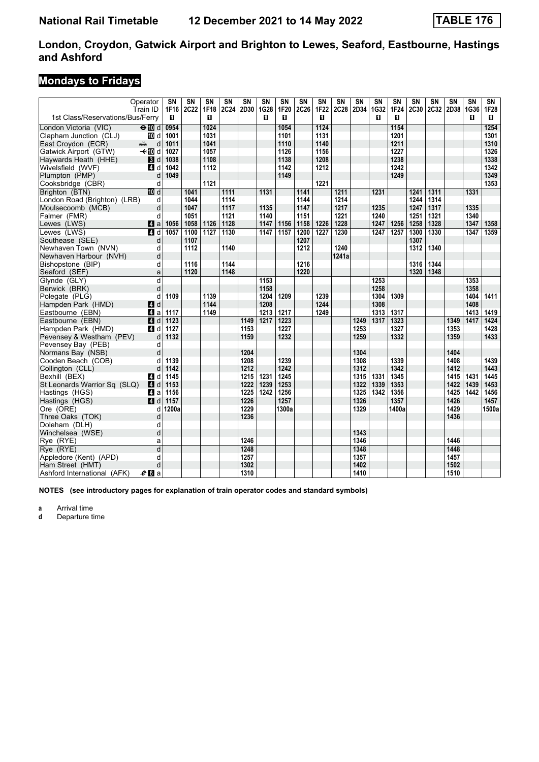# London, Croydon, Gatwick Airport and Brighton to Lewes, Seaford, Eastbourne, Hastings and Ashford

## Mondays to Fridays

| Operator | | SN | SN | SN | SN | SN | SN | SN | SN | SN | SN | SN | SN | SN | SN | SN | SN | SN | SN |
|---|---|---|---|---|---|---|---|---|---|---|---|---|---|---|---|---|---|---|---|
| Train ID | | 1F16 | 2C22 | 1F18 | 2C24 | 2D30 | 1G28 | 1F20 | 2C26 | 1F22 | 2C28 | 2D34 | 1G32 | 1F24 | 2C30 | 2C32 | 2D38 | 1G36 | 1F28 |
| 1st Class/Reservations/Bus/Ferry | | 1 | | 1 | | | 1 | 1 | | 1 | | | 1 | 1 | | | | 1 | 1 |
| London Victoria (VIC) | ⊖10 d | 0954 | | 1024 | | | | 1054 | | 1124 | | | | 1154 | | | | | 1254 |
| Clapham Junction (CLJ) | 10 d | 1001 | | 1031 | | | | 1101 | | 1131 | | | | 1201 | | | | | 1301 |
| East Croydon (ECR) | d | 1011 | | 1041 | | | | 1110 | | 1140 | | | | 1211 | | | | | 1310 |
| Gatwick Airport (GTW) | ✈10 d | 1027 | | 1057 | | | | 1126 | | 1156 | | | | 1227 | | | | | 1326 |
| Haywards Heath (HHE) | 3 d | 1038 | | 1108 | | | | 1138 | | 1208 | | | | 1238 | | | | | 1338 |
| Wivelsfield (WVF) | 4 d | 1042 | | 1112 | | | | 1142 | | 1212 | | | | 1242 | | | | | 1342 |
| Plumpton (PMP) | d | 1049 | | | | | | 1149 | | | | | | 1249 | | | | | 1349 |
| Cooksbridge (CBR) | d | | | 1121 | | | | | | 1221 | | | | | | | | | 1353 |
| Brighton (BTN) | 10 d | | 1041 | | 1111 | | 1131 | | 1141 | | 1211 | | 1231 | | 1241 | 1311 | | 1331 | |
| London Road (Brighton) (LRB) | d | | 1044 | | 1114 | | | | 1144 | | 1214 | | | | 1244 | 1314 | | | |
| Moulsecoomb (MCB) | d | | 1047 | | 1117 | | 1135 | | 1147 | | 1217 | | 1235 | | 1247 | 1317 | | 1335 | |
| Falmer (FMR) | d | | 1051 | | 1121 | | 1140 | | 1151 | | 1221 | | 1240 | | 1251 | 1321 | | 1340 | |
| Lewes (LWS) | 4 a | 1056 | 1058 | 1126 | 1128 | | 1147 | 1156 | 1158 | 1226 | 1228 | | 1247 | 1256 | 1258 | 1328 | | 1347 | 1358 |
| Lewes (LWS) | 4 d | 1057 | 1100 | 1127 | 1130 | | 1147 | 1157 | 1200 | 1227 | 1230 | | 1247 | 1257 | 1300 | 1330 | | 1347 | 1359 |
| Southease (SEE) | d | | 1107 | | | | | | 1207 | | | | | | 1307 | | | | |
| Newhaven Town (NVN) | d | | 1112 | | 1140 | | | | 1212 | | 1240 | | | | 1312 | 1340 | | | |
| Newhaven Harbour (NVH) | d | | | | | | | | | | 1241a | | | | | | | | |
| Bishopstone (BIP) | d | | 1116 | | 1144 | | | | 1216 | | | | | | 1316 | 1344 | | | |
| Seaford (SEF) | a | | 1120 | | 1148 | | | | 1220 | | | | | | 1320 | 1348 | | | |
| Glynde (GLY) | d | | | | | | 1153 | | | | | | 1253 | | | | | 1353 | |
| Berwick (BRK) | d | | | | | | 1158 | | | | | | 1258 | | | | | 1358 | |
| Polegate (PLG) | d | 1109 | | 1139 | | | 1204 | 1209 | | 1239 | | | 1304 | 1309 | | | | 1404 | 1411 |
| Hampden Park (HMD) | 4 d | | | 1144 | | | 1208 | | | 1244 | | | 1308 | | | | | 1408 | |
| Eastbourne (EBN) | 4 a | 1117 | | 1149 | | | 1213 | 1217 | | 1249 | | | 1313 | 1317 | | | | 1413 | 1419 |
| Eastbourne (EBN) | 4 d | 1123 | | | | 1149 | 1217 | 1223 | | | | 1249 | 1317 | 1323 | | | 1349 | 1417 | 1424 |
| Hampden Park (HMD) | 4 d | 1127 | | | | 1153 | | 1227 | | | | 1253 | | 1327 | | | 1353 | | 1428 |
| Pevensey & Westham (PEV) | d | 1132 | | | | 1159 | | 1232 | | | | 1259 | | 1332 | | | 1359 | | 1433 |
| Pevensey Bay (PEB) | d | | | | | | | | | | | | | | | | | | |
| Normans Bay (NSB) | d | | | | | 1204 | | | | | | 1304 | | | | | 1404 | | |
| Cooden Beach (COB) | d | 1139 | | | | 1208 | | 1239 | | | | 1308 | | 1339 | | | 1408 | | 1439 |
| Collington (CLL) | d | 1142 | | | | 1212 | | 1242 | | | | 1312 | | 1342 | | | 1412 | | 1443 |
| Bexhill (BEX) | 4 d | 1145 | | | | 1215 | 1231 | 1245 | | | | 1315 | 1331 | 1345 | | | 1415 | 1431 | 1445 |
| St Leonards Warrior Sq (SLQ) | 4 d | 1153 | | | | 1222 | 1239 | 1253 | | | | 1322 | 1339 | 1353 | | | 1422 | 1439 | 1453 |
| Hastings (HGS) | 4 a | 1156 | | | | 1225 | 1242 | 1256 | | | | 1325 | 1342 | 1356 | | | 1425 | 1442 | 1456 |
| Hastings (HGS) | 4 d | 1157 | | | | 1226 | | 1257 | | | | 1326 | | 1357 | | | 1426 | | 1457 |
| Ore (ORE) | d | 1200a | | | | 1229 | | 1300a | | | | 1329 | | 1400a | | | 1429 | | 1500a |
| Three Oaks (TOK) | d | | | | | 1236 | | | | | | | | | | | 1436 | | |
| Doleham (DLH) | d | | | | | | | | | | | | | | | | | | |
| Winchelsea (WSE) | d | | | | | | | | | | | 1343 | | | | | | | |
| Rye (RYE) | a | | | | | 1246 | | | | | | 1346 | | | | | 1446 | | |
| Rye (RYE) | d | | | | | 1248 | | | | | | 1348 | | | | | 1448 | | |
| Appledore (Kent) (APD) | d | | | | | 1257 | | | | | | 1357 | | | | | 1457 | | |
| Ham Street (HMT) | d | | | | | 1302 | | | | | | 1402 | | | | | 1502 | | |
| Ashford International (AFK) | 6 a | | | | | 1310 | | | | | | 1410 | | | | | 1510 | | |

**NOTES (see introductory pages for explanation of train operator codes and standard symbols)**

**a** Arrival time
**d** Departure time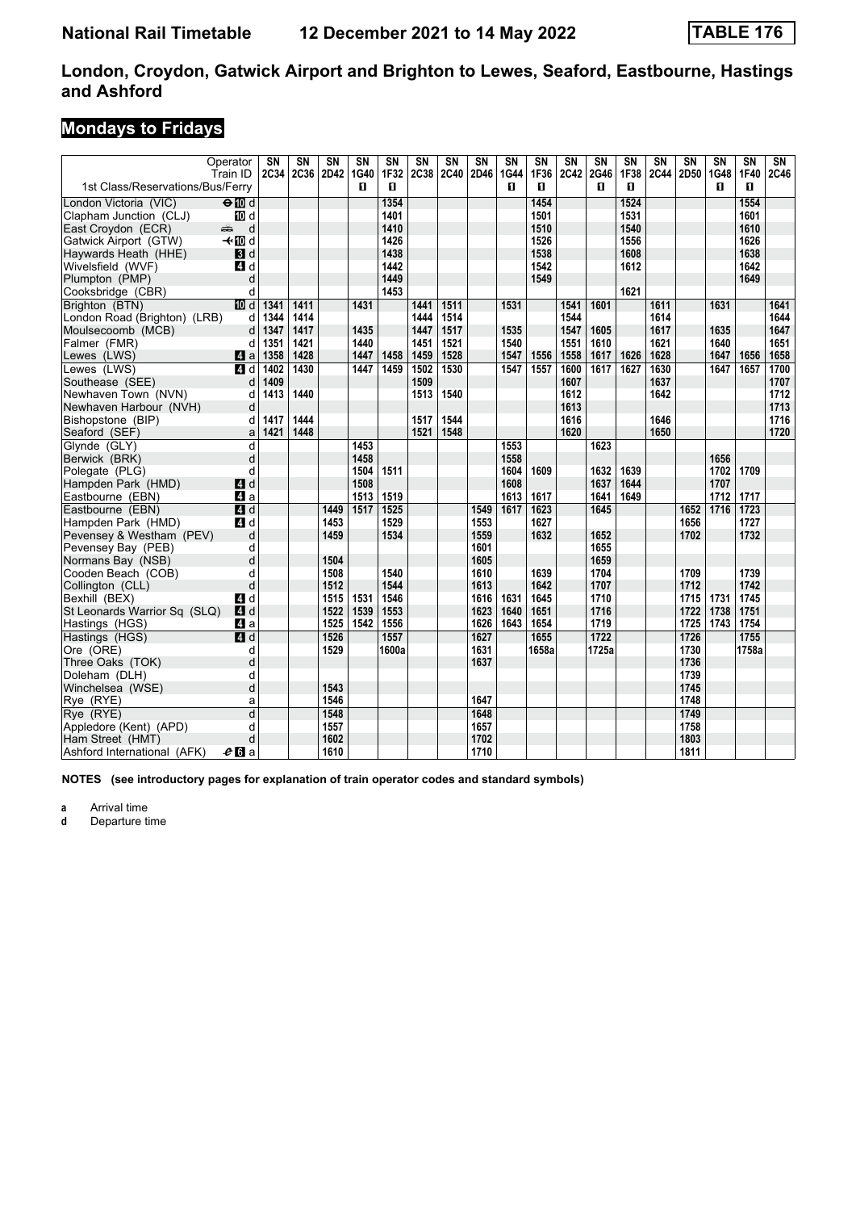# National Rail Timetable 12 December 2021 to 14 May 2022 TABLE 176

## London, Croydon, Gatwick Airport and Brighton to Lewes, Seaford, Eastbourne, Hastings and Ashford

## Mondays to Fridays

| Operator | | SN | SN | SN | SN | SN | SN | SN | SN | SN | SN | SN | SN | SN | SN | SN | SN | SN | SN |
|---|---|---|---|---|---|---|---|---|---|---|---|---|---|---|---|---|---|---|---|
| Train ID | | 2C34 | 2C36 | 2D42 | 1G40 | 1F32 | 2C38 | 2C40 | 2D46 | 1G44 | 1F36 | 2C42 | 2G46 | 1F38 | 2C44 | 2D50 | 1G48 | 1F40 | 2C46 |
| 1st Class/Reservations/Bus/Ferry | | | | | 1 | 1 | | | | 1 | 1 | | 1 | 1 | | | 1 | 1 | |
| London Victoria (VIC) | ⊖10 d | | | | | 1354 | | | | | 1454 | | | 1524 | | | | 1554 | |
| Clapham Junction (CLJ) | 10 d | | | | | 1401 | | | | | 1501 | | | 1531 | | | | 1601 | |
| East Croydon (ECR) | d | | | | | 1410 | | | | | 1510 | | | 1540 | | | | 1610 | |
| Gatwick Airport (GTW) | ✈10 d | | | | | 1426 | | | | | 1526 | | | 1556 | | | | 1626 | |
| Haywards Heath (HHE) | 3 d | | | | | 1438 | | | | | 1538 | | | 1608 | | | | 1638 | |
| Wivelsfield (WVF) | 4 d | | | | | 1442 | | | | | 1542 | | | 1612 | | | | 1642 | |
| Plumpton (PMP) | d | | | | | 1449 | | | | | 1549 | | | | | | | 1649 | |
| Cooksbridge (CBR) | d | | | | | 1453 | | | | | | | | 1621 | | | | | |
| Brighton (BTN) | 10 d | 1341 | 1411 | | 1431 | | 1441 | 1511 | | 1531 | | 1541 | 1601 | | 1611 | | 1631 | | 1641 |
| London Road (Brighton) (LRB) | d | 1344 | 1414 | | | | 1444 | 1514 | | | | 1544 | | | 1614 | | | | 1644 |
| Moulsecoomb (MCB) | d | 1347 | 1417 | | 1435 | | 1447 | 1517 | | 1535 | | 1547 | 1605 | | 1617 | | 1635 | | 1647 |
| Falmer (FMR) | d | 1351 | 1421 | | 1440 | | 1451 | 1521 | | 1540 | | 1551 | 1610 | | 1621 | | 1640 | | 1651 |
| Lewes (LWS) | 4 a | 1358 | 1428 | | 1447 | 1458 | 1459 | 1528 | | 1547 | 1556 | 1558 | 1617 | 1626 | 1628 | | 1647 | 1656 | 1658 |
| Lewes (LWS) | 4 d | 1402 | 1430 | | 1447 | 1459 | 1502 | 1530 | | 1547 | 1557 | 1600 | 1617 | 1627 | 1630 | | 1647 | 1657 | 1700 |
| Southease (SEE) | d | 1409 | | | | | 1509 | | | | | 1607 | | | 1637 | | | | 1707 |
| Newhaven Town (NVN) | d | 1413 | 1440 | | | | 1513 | 1540 | | | | 1612 | | | 1642 | | | | 1712 |
| Newhaven Harbour (NVH) | d | | | | | | | | | | | 1613 | | | | | | | 1713 |
| Bishopstone (BIP) | d | 1417 | 1444 | | | | 1517 | 1544 | | | | 1616 | | | 1646 | | | | 1716 |
| Seaford (SEF) | a | 1421 | 1448 | | | | 1521 | 1548 | | | | 1620 | | | 1650 | | | | 1720 |
| Glynde (GLY) | d | | | | 1453 | | | | | 1553 | | | 1623 | | | | | | |
| Berwick (BRK) | d | | | | 1458 | | | | | 1558 | | | | | | | 1656 | | |
| Polegate (PLG) | d | | | | 1504 | 1511 | | | | 1604 | 1609 | | 1632 | 1639 | | | 1702 | 1709 | |
| Hampden Park (HMD) | 4 d | | | | 1508 | | | | | 1608 | | | 1637 | 1644 | | | 1707 | | |
| Eastbourne (EBN) | 4 a | | | | 1513 | 1519 | | | | 1613 | 1617 | | 1641 | 1649 | | | 1712 | 1717 | |
| Eastbourne (EBN) | 4 d | | | 1449 | 1517 | 1525 | | | 1549 | 1617 | 1623 | | 1645 | | | 1652 | 1716 | 1723 | |
| Hampden Park (HMD) | 4 d | | | 1453 | | 1529 | | | 1553 | | 1627 | | | | | 1656 | | 1727 | |
| Pevensey & Westham (PEV) | d | | | 1459 | | 1534 | | | 1559 | | 1632 | | 1652 | | | 1702 | | 1732 | |
| Pevensey Bay (PEB) | d | | | | | | | | 1601 | | | | 1655 | | | | | | |
| Normans Bay (NSB) | d | | | 1504 | | | | | 1605 | | | | 1659 | | | | | | |
| Cooden Beach (COB) | d | | | 1508 | | 1540 | | | 1610 | | 1639 | | 1704 | | | 1709 | | 1739 | |
| Collington (CLL) | d | | | 1512 | | 1544 | | | 1613 | | 1642 | | 1707 | | | 1712 | | 1742 | |
| Bexhill (BEX) | 4 d | | | 1515 | 1531 | 1546 | | | 1616 | 1631 | 1645 | | 1710 | | | 1715 | 1731 | 1745 | |
| St Leonards Warrior Sq (SLQ) | 4 d | | | 1522 | 1539 | 1553 | | | 1623 | 1640 | 1651 | | 1716 | | | 1722 | 1738 | 1751 | |
| Hastings (HGS) | 4 a | | | 1525 | 1542 | 1556 | | | 1626 | 1643 | 1654 | | 1719 | | | 1725 | 1743 | 1754 | |
| Hastings (HGS) | 4 d | | | 1526 | | 1557 | | | 1627 | | 1655 | | 1722 | | | 1726 | | 1755 | |
| Ore (ORE) | d | | | 1529 | | 1600a | | | 1631 | | 1658a | | 1725a | | | 1730 | | 1758a | |
| Three Oaks (TOK) | d | | | | | | | | 1637 | | | | | | | 1736 | | | |
| Doleham (DLH) | d | | | | | | | | | | | | | | | 1739 | | | |
| Winchelsea (WSE) | d | | | 1543 | | | | | | | | | | | | 1745 | | | |
| Rye (RYE) | a | | | 1546 | | | | | 1647 | | | | | | | 1748 | | | |
| Rye (RYE) | d | | | 1548 | | | | | 1648 | | | | | | | 1749 | | | |
| Appledore (Kent) (APD) | d | | | 1557 | | | | | 1657 | | | | | | | 1758 | | | |
| Ham Street (HMT) | d | | | 1602 | | | | | 1702 | | | | | | | 1803 | | | |
| Ashford International (AFK) | 6 a | | | 1610 | | | | | 1710 | | | | | | | 1811 | | | |

**NOTES (see introductory pages for explanation of train operator codes and standard symbols)**

**a** Arrival time
**d** Departure time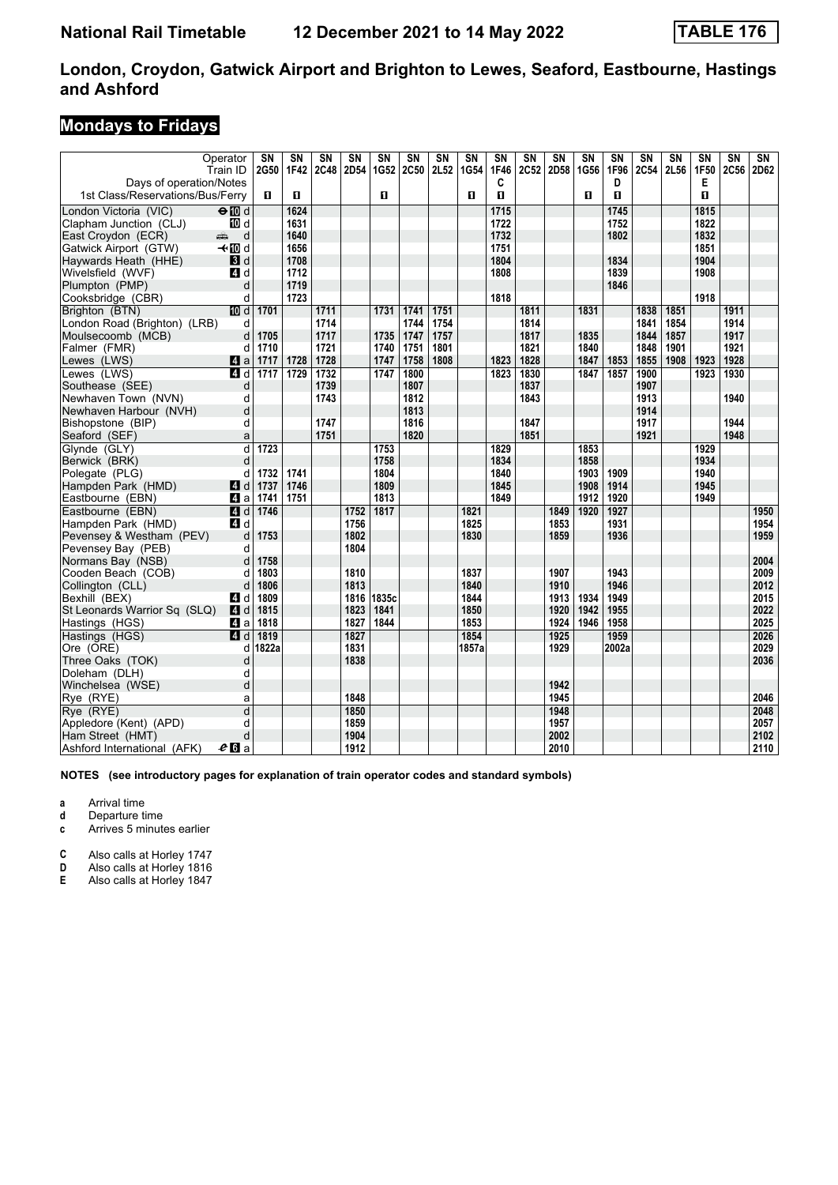**National Rail Timetable 12 December 2021 to 14 May 2022 TABLE 176**

## London, Croydon, Gatwick Airport and Brighton to Lewes, Seaford, Eastbourne, Hastings and Ashford

### Mondays to Fridays

| Operator | | SN | SN | SN | SN | SN | SN | SN | SN | SN | SN | SN | SN | SN | SN | SN | SN | SN | SN |
|---|---|---|---|---|---|---|---|---|---|---|---|---|---|---|---|---|---|---|---|
| Train ID | | 2G50 | 1F42 | 2C48 | 2D54 | 1G52 | 2C50 | 2L52 | 1G54 | 1F46 | 2C52 | 2D58 | 1G56 | 1F96 | 2C54 | 2L56 | 1F50 | 2C56 | 2D62 |
| Days of operation/Notes | | | | | | | | | | C | | | | D | | | E | | |
| 1st Class/Reservations/Bus/Ferry | | 1 | 1 | | | 1 | | | 1 | 1 | | | 1 | 1 | | | 1 | | |
| London Victoria (VIC) | ⊖10 d | | 1624 | | | | | | | 1715 | | | | 1745 | | | 1815 | | |
| Clapham Junction (CLJ) | 10 d | | 1631 | | | | | | | 1722 | | | | 1752 | | | 1822 | | |
| East Croydon (ECR) | d | | 1640 | | | | | | | 1732 | | | | 1802 | | | 1832 | | |
| Gatwick Airport (GTW) | ✈10 d | | 1656 | | | | | | | 1751 | | | | | | | 1851 | | |
| Haywards Heath (HHE) | 3 d | | 1708 | | | | | | | 1804 | | | | 1834 | | | 1904 | | |
| Wivelsfield (WVF) | 4 d | | 1712 | | | | | | | 1808 | | | | 1839 | | | 1908 | | |
| Plumpton (PMP) | d | | 1719 | | | | | | | | | | | 1846 | | | | | |
| Cooksbridge (CBR) | d | | 1723 | | | | | | | 1818 | | | | | | | 1918 | | |
| Brighton (BTN) | 10 d | 1701 | | 1711 | | 1731 | 1741 | 1751 | | | 1811 | | 1831 | | 1838 | 1851 | | 1911 | |
| London Road (Brighton) (LRB) | d | | | 1714 | | | 1744 | 1754 | | | 1814 | | | | 1841 | 1854 | | 1914 | |
| Moulsecoomb (MCB) | d | 1705 | | 1717 | | 1735 | 1747 | 1757 | | | 1817 | | 1835 | | 1844 | 1857 | | 1917 | |
| Falmer (FMR) | d | 1710 | | 1721 | | 1740 | 1751 | 1801 | | | 1821 | | 1840 | | 1848 | 1901 | | 1921 | |
| Lewes (LWS) | 4 a | 1717 | 1728 | 1728 | | 1747 | 1758 | 1808 | | 1823 | 1828 | | 1847 | 1853 | 1855 | 1908 | 1923 | 1928 | |
| Lewes (LWS) | 4 d | 1717 | 1729 | 1732 | | 1747 | 1800 | | | 1823 | 1830 | | 1847 | 1857 | 1900 | | 1923 | 1930 | |
| Southease (SEE) | d | | | 1739 | | | 1807 | | | | 1837 | | | | 1907 | | | | |
| Newhaven Town (NVN) | d | | | 1743 | | | 1812 | | | | 1843 | | | | 1913 | | | 1940 | |
| Newhaven Harbour (NVH) | d | | | | | | 1813 | | | | | | | | 1914 | | | | |
| Bishopstone (BIP) | d | | | 1747 | | | 1816 | | | | 1847 | | | | 1917 | | | 1944 | |
| Seaford (SEF) | a | | | 1751 | | | 1820 | | | | 1851 | | | | 1921 | | | 1948 | |
| Glynde (GLY) | d | 1723 | | | | 1753 | | | | 1829 | | | 1853 | | | | 1929 | | |
| Berwick (BRK) | d | | | | | 1758 | | | | 1834 | | | 1858 | | | | 1934 | | |
| Polegate (PLG) | d | 1732 | 1741 | | | 1804 | | | | 1840 | | | 1903 | 1909 | | | 1940 | | |
| Hampden Park (HMD) | 4 d | 1737 | 1746 | | | 1809 | | | | 1845 | | | 1908 | 1914 | | | 1945 | | |
| Eastbourne (EBN) | 4 a | 1741 | 1751 | | | 1813 | | | | 1849 | | | 1912 | 1920 | | | 1949 | | |
| Eastbourne (EBN) | 4 d | 1746 | | | 1752 | 1817 | | | 1821 | | | 1849 | 1920 | 1927 | | | | | 1950 |
| Hampden Park (HMD) | 4 d | | | | 1756 | | | | 1825 | | | 1853 | | 1931 | | | | | 1954 |
| Pevensey & Westham (PEV) | d | 1753 | | | 1802 | | | | 1830 | | | 1859 | | 1936 | | | | | 1959 |
| Pevensey Bay (PEB) | d | | | | 1804 | | | | | | | | | | | | | | |
| Normans Bay (NSB) | d | 1758 | | | | | | | | | | | | | | | | | 2004 |
| Cooden Beach (COB) | d | 1803 | | | 1810 | | | | 1837 | | | 1907 | | 1943 | | | | | 2009 |
| Collington (CLL) | d | 1806 | | | 1813 | | | | 1840 | | | 1910 | | 1946 | | | | | 2012 |
| Bexhill (BEX) | 4 d | 1809 | | | 1816 | 1835c | | | 1844 | | | 1913 | 1934 | 1949 | | | | | 2015 |
| St Leonards Warrior Sq (SLQ) | 4 d | 1815 | | | 1823 | 1841 | | | 1850 | | | 1920 | 1942 | 1955 | | | | | 2022 |
| Hastings (HGS) | 4 a | 1818 | | | 1827 | 1844 | | | 1853 | | | 1924 | 1946 | 1958 | | | | | 2025 |
| Hastings (HGS) | 4 d | 1819 | | | 1827 | | | | 1854 | | | 1925 | | 1959 | | | | | 2026 |
| Ore (ORE) | d | 1822a | | | 1831 | | | | 1857a | | | 1929 | | 2002a | | | | | 2029 |
| Three Oaks (TOK) | d | | | | 1838 | | | | | | | | | | | | | | 2036 |
| Doleham (DLH) | d | | | | | | | | | | | | | | | | | | |
| Winchelsea (WSE) | d | | | | | | | | | | | 1942 | | | | | | | |
| Rye (RYE) | a | | | | 1848 | | | | | | | 1945 | | | | | | | 2046 |
| Rye (RYE) | d | | | | 1850 | | | | | | | 1948 | | | | | | | 2048 |
| Appledore (Kent) (APD) | d | | | | 1859 | | | | | | | 1957 | | | | | | | 2057 |
| Ham Street (HMT) | d | | | | 1904 | | | | | | | 2002 | | | | | | | 2102 |
| Ashford International (AFK) | 6 a | | | | 1912 | | | | | | | 2010 | | | | | | | 2110 |

**NOTES (see introductory pages for explanation of train operator codes and standard symbols)**

**a** Arrival time
**d** Departure time
**c** Arrives 5 minutes earlier

**C** Also calls at Horley 1747
**D** Also calls at Horley 1816
**E** Also calls at Horley 1847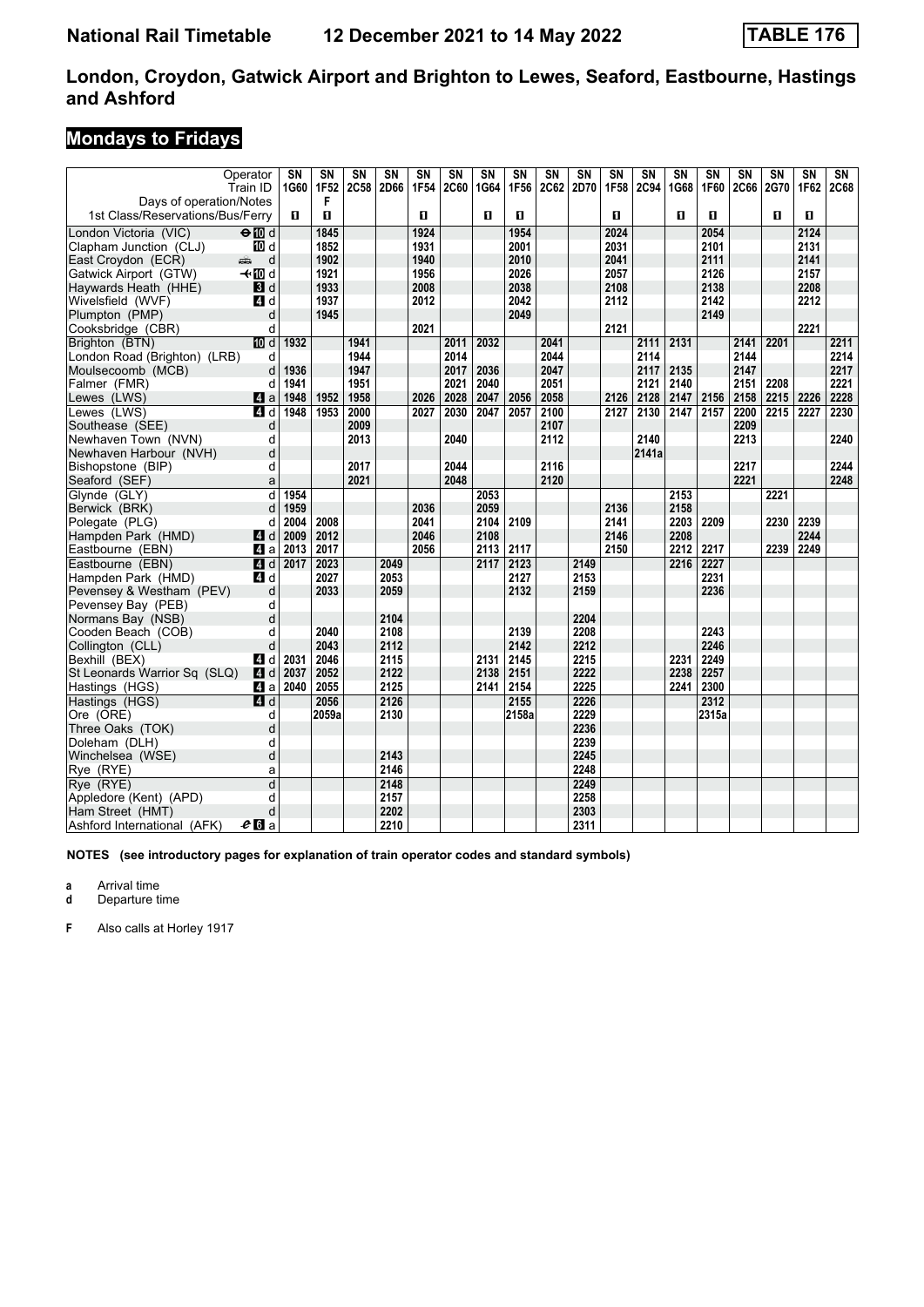# National Rail Timetable   12 December 2021 to 14 May 2022   TABLE 176

## London, Croydon, Gatwick Airport and Brighton to Lewes, Seaford, Eastbourne, Hastings and Ashford

## Mondays to Fridays

| Operator | | SN | SN | SN | SN | SN | SN | SN | SN | SN | SN | SN | SN | SN | SN | SN | SN | SN | SN |
|---|---|---|---|---|---|---|---|---|---|---|---|---|---|---|---|---|---|---|---|
| Train ID | | 1G60 | 1F52 | 2C58 | 2D66 | 1F54 | 2C60 | 1G64 | 1F56 | 2C62 | 2D70 | 1F58 | 2C94 | 1G68 | 1F60 | 2C66 | 2G70 | 1F62 | 2C68 |
| Days of operation/Notes | | | F | | | | | | | | | | | | | | | | |
| 1st Class/Reservations/Bus/Ferry | | 1 | 1 | | | 1 | | 1 | 1 | | | 1 | | 1 | 1 | | 1 | 1 | |
| London Victoria (VIC) | ⊖10 d | | 1845 | | | 1924 | | | 1954 | | | 2024 | | | 2054 | | | 2124 | |
| Clapham Junction (CLJ) | 10 d | | 1852 | | | 1931 | | | 2001 | | | 2031 | | | 2101 | | | 2131 | |
| East Croydon (ECR) | d | | 1902 | | | 1940 | | | 2010 | | | 2041 | | | 2111 | | | 2141 | |
| Gatwick Airport (GTW) | ✈10 d | | 1921 | | | 1956 | | | 2026 | | | 2057 | | | 2126 | | | 2157 | |
| Haywards Heath (HHE) | 3 d | | 1933 | | | 2008 | | | 2038 | | | 2108 | | | 2138 | | | 2208 | |
| Wivelsfield (WVF) | 4 d | | 1937 | | | 2012 | | | 2042 | | | 2112 | | | 2142 | | | 2212 | |
| Plumpton (PMP) | d | | 1945 | | | | | | 2049 | | | | | | 2149 | | | | |
| Cooksbridge (CBR) | d | | | | | 2021 | | | | | | 2121 | | | | | | 2221 | |
| Brighton (BTN) | 10 d | 1932 | | 1941 | | | 2011 | 2032 | | 2041 | | | 2111 | 2131 | | 2141 | 2201 | | 2211 |
| London Road (Brighton) (LRB) | d | | | 1944 | | | 2014 | | | 2044 | | | 2114 | | | 2144 | | | 2214 |
| Moulsecoomb (MCB) | d | 1936 | | 1947 | | | 2017 | 2036 | | 2047 | | | 2117 | 2135 | | 2147 | | | 2217 |
| Falmer (FMR) | d | 1941 | | 1951 | | | 2021 | 2040 | | 2051 | | | 2121 | 2140 | | 2151 | 2208 | | 2221 |
| Lewes (LWS) | 4 a | 1948 | 1952 | 1958 | | 2026 | 2028 | 2047 | 2056 | 2058 | | 2126 | 2128 | 2147 | 2156 | 2158 | 2215 | 2226 | 2228 |
| Lewes (LWS) | 4 d | 1948 | 1953 | 2000 | | 2027 | 2030 | 2047 | 2057 | 2100 | | 2127 | 2130 | 2147 | 2157 | 2200 | 2215 | 2227 | 2230 |
| Southease (SEE) | d | | | 2009 | | | | | | 2107 | | | | | | 2209 | | | |
| Newhaven Town (NVN) | d | | | 2013 | | | 2040 | | | 2112 | | | 2140 | | | 2213 | | | 2240 |
| Newhaven Harbour (NVH) | d | | | | | | | | | | | | 2141a | | | | | | |
| Bishopstone (BIP) | d | | | 2017 | | | 2044 | | | 2116 | | | | | | 2217 | | | 2244 |
| Seaford (SEF) | a | | | 2021 | | | 2048 | | | 2120 | | | | | | 2221 | | | 2248 |
| Glynde (GLY) | d | 1954 | | | | | | 2053 | | | | | | 2153 | | | 2221 | | |
| Berwick (BRK) | d | 1959 | | | | 2036 | | 2059 | | | | 2136 | | 2158 | | | | | |
| Polegate (PLG) | d | 2004 | 2008 | | | 2041 | | 2104 | 2109 | | | 2141 | | 2203 | 2209 | | 2230 | 2239 | |
| Hampden Park (HMD) | 4 d | 2009 | 2012 | | | 2046 | | 2108 | | | | 2146 | | 2208 | | | | 2244 | |
| Eastbourne (EBN) | 4 a | 2013 | 2017 | | | 2056 | | 2113 | 2117 | | | 2150 | | 2212 | 2217 | | 2239 | 2249 | |
| Eastbourne (EBN) | 4 d | 2017 | 2023 | | 2049 | | | 2117 | 2123 | | 2149 | | | 2216 | 2227 | | | | |
| Hampden Park (HMD) | 4 d | | 2027 | | 2053 | | | | 2127 | | 2153 | | | | 2231 | | | | |
| Pevensey & Westham (PEV) | d | | 2033 | | 2059 | | | | 2132 | | 2159 | | | | 2236 | | | | |
| Pevensey Bay (PEB) | d | | | | | | | | | | | | | | | | | | |
| Normans Bay (NSB) | d | | | | 2104 | | | | | | 2204 | | | | | | | | |
| Cooden Beach (COB) | d | | 2040 | | 2108 | | | | 2139 | | 2208 | | | | 2243 | | | | |
| Collington (CLL) | d | | 2043 | | 2112 | | | | 2142 | | 2212 | | | | 2246 | | | | |
| Bexhill (BEX) | 4 d | 2031 | 2046 | | 2115 | | | 2131 | 2145 | | 2215 | | | 2231 | 2249 | | | | |
| St Leonards Warrior Sq (SLQ) | 4 d | 2037 | 2052 | | 2122 | | | 2138 | 2151 | | 2222 | | | 2238 | 2257 | | | | |
| Hastings (HGS) | 4 a | 2040 | 2055 | | 2125 | | | 2141 | 2154 | | 2225 | | | 2241 | 2300 | | | | |
| Hastings (HGS) | 4 d | | 2056 | | 2126 | | | | 2155 | | 2226 | | | | 2312 | | | | |
| Ore (ORE) | d | | 2059a | | 2130 | | | | 2158a | | 2229 | | | | 2315a | | | | |
| Three Oaks (TOK) | d | | | | | | | | | | 2236 | | | | | | | | |
| Doleham (DLH) | d | | | | | | | | | | 2239 | | | | | | | | |
| Winchelsea (WSE) | d | | | | 2143 | | | | | | 2245 | | | | | | | | |
| Rye (RYE) | a | | | | 2146 | | | | | | 2248 | | | | | | | | |
| Rye (RYE) | d | | | | 2148 | | | | | | 2249 | | | | | | | | |
| Appledore (Kent) (APD) | d | | | | 2157 | | | | | | 2258 | | | | | | | | |
| Ham Street (HMT) | d | | | | 2202 | | | | | | 2303 | | | | | | | | |
| Ashford International (AFK) | 6 a | | | | 2210 | | | | | | 2311 | | | | | | | | |

**NOTES (see introductory pages for explanation of train operator codes and standard symbols)**

**a** Arrival time
**d** Departure time

**F** Also calls at Horley 1917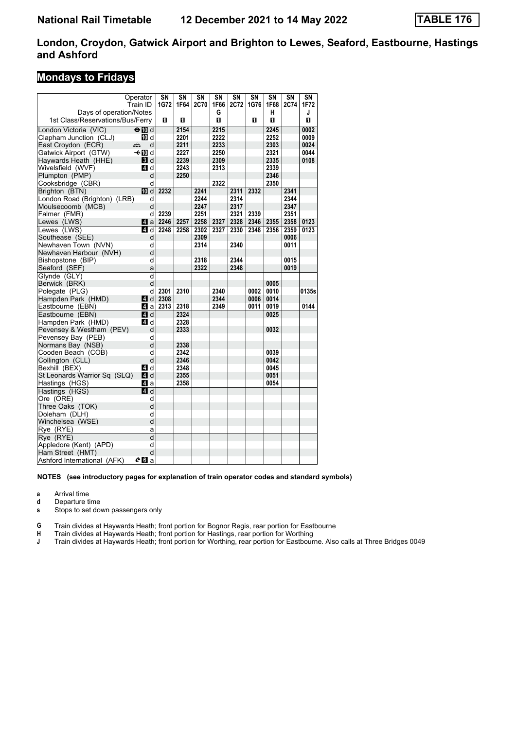# National Rail Timetable 12 December 2021 to 14 May 2022 TABLE 176

## London, Croydon, Gatwick Airport and Brighton to Lewes, Seaford, Eastbourne, Hastings and Ashford

### Mondays to Fridays

| Operator | | SN | SN | SN | SN | SN | SN | SN | SN | SN |
|---|---|---|---|---|---|---|---|---|---|---|
| Train ID | | 1G72 | 1F64 | 2C70 | 1F66 | 2C72 | 1G76 | 1F68 | 2C74 | 1F72 |
| Days of operation/Notes | | | | | G | | | H | | J |
| 1st Class/Reservations/Bus/Ferry | | 1 | 1 | | 1 | | 1 | 1 | | 1 |
| London Victoria (VIC) | ⊖10 d | | 2154 | | 2215 | | | 2245 | | 0002 |
| Clapham Junction (CLJ) | 10 d | | 2201 | | 2222 | | | 2252 | | 0009 |
| East Croydon (ECR) | d | | 2211 | | 2233 | | | 2303 | | 0024 |
| Gatwick Airport (GTW) | ✈10 d | | 2227 | | 2250 | | | 2321 | | 0044 |
| Haywards Heath (HHE) | 3 d | | 2239 | | 2309 | | | 2335 | | 0108 |
| Wivelsfield (WVF) | 4 d | | 2243 | | 2313 | | | 2339 | | |
| Plumpton (PMP) | d | | 2250 | | | | | 2346 | | |
| Cooksbridge (CBR) | d | | | | 2322 | | | 2350 | | |
| Brighton (BTN) | 10 d | 2232 | | 2241 | | 2311 | 2332 | | 2341 | |
| London Road (Brighton) (LRB) | d | | | 2244 | | 2314 | | | 2344 | |
| Moulsecoomb (MCB) | d | | | 2247 | | 2317 | | | 2347 | |
| Falmer (FMR) | d | 2239 | | 2251 | | 2321 | 2339 | | 2351 | |
| Lewes (LWS) | 4 a | 2246 | 2257 | 2258 | 2327 | 2328 | 2346 | 2355 | 2358 | 0123 |
| Lewes (LWS) | 4 d | 2248 | 2258 | 2302 | 2327 | 2330 | 2348 | 2356 | 2359 | 0123 |
| Southease (SEE) | d | | | 2309 | | | | | 0006 | |
| Newhaven Town (NVN) | d | | | 2314 | | 2340 | | | 0011 | |
| Newhaven Harbour (NVH) | d | | | | | | | | | |
| Bishopstone (BIP) | d | | | 2318 | | 2344 | | | 0015 | |
| Seaford (SEF) | a | | | 2322 | | 2348 | | | 0019 | |
| Glynde (GLY) | d | | | | | | | | | |
| Berwick (BRK) | d | | | | | | | 0005 | | |
| Polegate (PLG) | d | 2301 | 2310 | | 2340 | | 0002 | 0010 | | 0135s |
| Hampden Park (HMD) | 4 d | 2308 | | | 2344 | | 0006 | 0014 | | |
| Eastbourne (EBN) | 4 a | 2313 | 2318 | | 2349 | | 0011 | 0019 | | 0144 |
| Eastbourne (EBN) | 4 d | | 2324 | | | | | 0025 | | |
| Hampden Park (HMD) | 4 d | | 2328 | | | | | | | |
| Pevensey & Westham (PEV) | d | | 2333 | | | | | 0032 | | |
| Pevensey Bay (PEB) | d | | | | | | | | | |
| Normans Bay (NSB) | d | | 2338 | | | | | | | |
| Cooden Beach (COB) | d | | 2342 | | | | | 0039 | | |
| Collington (CLL) | d | | 2346 | | | | | 0042 | | |
| Bexhill (BEX) | 4 d | | 2348 | | | | | 0045 | | |
| St Leonards Warrior Sq (SLQ) | 4 d | | 2355 | | | | | 0051 | | |
| Hastings (HGS) | 4 a | | 2358 | | | | | 0054 | | |
| Hastings (HGS) | 4 d | | | | | | | | | |
| Ore (ORE) | d | | | | | | | | | |
| Three Oaks (TOK) | d | | | | | | | | | |
| Doleham (DLH) | d | | | | | | | | | |
| Winchelsea (WSE) | d | | | | | | | | | |
| Rye (RYE) | a | | | | | | | | | |
| Rye (RYE) | d | | | | | | | | | |
| Appledore (Kent) (APD) | d | | | | | | | | | |
| Ham Street (HMT) | d | | | | | | | | | |
| Ashford International (AFK) | 6 a | | | | | | | | | |

**NOTES (see introductory pages for explanation of train operator codes and standard symbols)**

- **a** Arrival time
- **d** Departure time
- **s** Stops to set down passengers only

- **G** Train divides at Haywards Heath; front portion for Bognor Regis, rear portion for Eastbourne
- **H** Train divides at Haywards Heath; front portion for Hastings, rear portion for Worthing
- **J** Train divides at Haywards Heath; front portion for Worthing, rear portion for Eastbourne. Also calls at Three Bridges 0049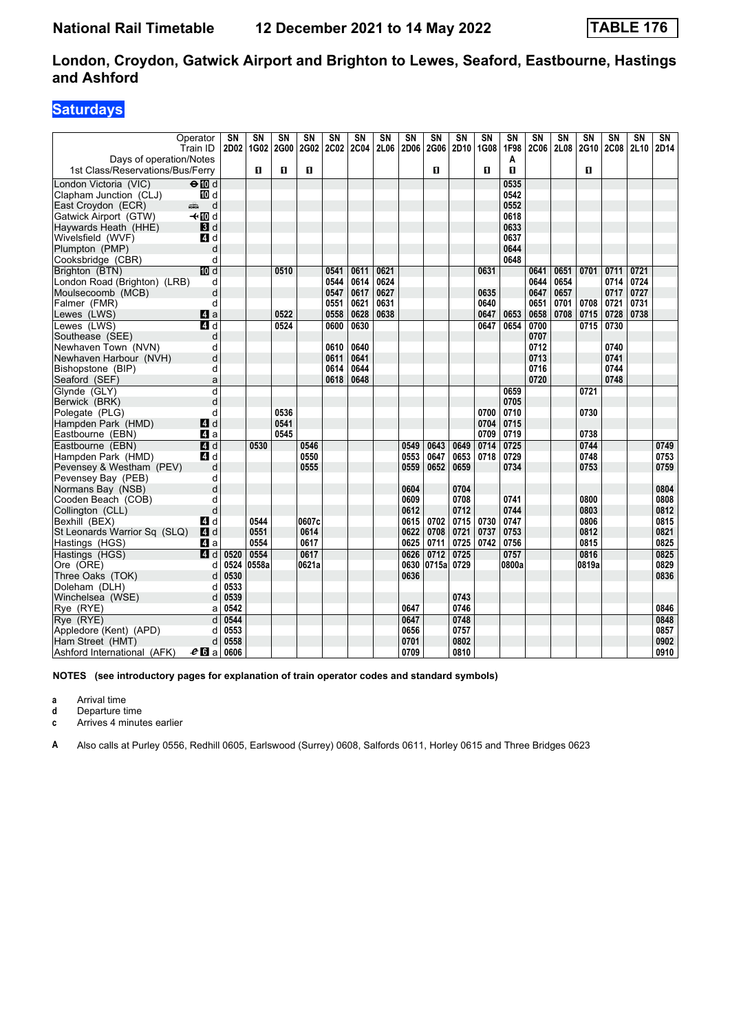# London, Croydon, Gatwick Airport and Brighton to Lewes, Seaford, Eastbourne, Hastings and Ashford

## Saturdays

National Rail Timetable 12 December 2021 to 14 May 2022 — TABLE 176

| Operator | | SN | SN | SN | SN | SN | SN | SN | SN | SN | SN | SN | SN | SN | SN | SN | SN | SN | SN |
|---|---|---|---|---|---|---|---|---|---|---|---|---|---|---|---|---|---|---|---|
| Train ID | | 2D02 | 1G02 | 2G00 | 2G02 | 2C02 | 2C04 | 2L06 | 2D06 | 2G06 | 2D10 | 1G08 | 1F98 | 2C06 | 2L08 | 2G10 | 2C08 | 2L10 | 2D14 |
| Days of operation/Notes | | | | | | | | | | | | | A | | | | | | |
| 1st Class/Reservations/Bus/Ferry | | | 1 | 1 | 1 | | | | | 1 | | 1 | 1 | | | 1 | | | |
| London Victoria (VIC) | d | | | | | | | | | | | | 0535 | | | | | | |
| Clapham Junction (CLJ) | d | | | | | | | | | | | | 0542 | | | | | | |
| East Croydon (ECR) | d | | | | | | | | | | | | 0552 | | | | | | |
| Gatwick Airport (GTW) | d | | | | | | | | | | | | 0618 | | | | | | |
| Haywards Heath (HHE) | d | | | | | | | | | | | | 0633 | | | | | | |
| Wivelsfield (WVF) | d | | | | | | | | | | | | 0637 | | | | | | |
| Plumpton (PMP) | d | | | | | | | | | | | | 0644 | | | | | | |
| Cooksbridge (CBR) | d | | | | | | | | | | | | 0648 | | | | | | |
| Brighton (BTN) | d | | | 0510 | | 0541 | 0611 | 0621 | | | | 0631 | | 0641 | 0651 | 0701 | 0711 | 0721 | |
| London Road (Brighton) (LRB) | d | | | | | 0544 | 0614 | 0624 | | | | | | 0644 | 0654 | | 0714 | 0724 | |
| Moulsecoomb (MCB) | d | | | | | 0547 | 0617 | 0627 | | | | 0635 | | 0647 | 0657 | | 0717 | 0727 | |
| Falmer (FMR) | d | | | | | 0551 | 0621 | 0631 | | | | 0640 | | 0651 | 0701 | 0708 | 0721 | 0731 | |
| Lewes (LWS) | a | | | 0522 | | 0558 | 0628 | 0638 | | | | 0647 | 0653 | 0658 | 0708 | 0715 | 0728 | 0738 | |
| Lewes (LWS) | d | | | 0524 | | 0600 | 0630 | | | | | 0647 | 0654 | 0700 | | 0715 | 0730 | | |
| Southease (SEE) | d | | | | | | | | | | | | | 0707 | | | | | |
| Newhaven Town (NVN) | d | | | | | 0610 | 0640 | | | | | | | 0712 | | | 0740 | | |
| Newhaven Harbour (NVH) | d | | | | | 0611 | 0641 | | | | | | | 0713 | | | 0741 | | |
| Bishopstone (BIP) | d | | | | | 0614 | 0644 | | | | | | | 0716 | | | 0744 | | |
| Seaford (SEF) | a | | | | | 0618 | 0648 | | | | | | | 0720 | | | 0748 | | |
| Glynde (GLY) | d | | | | | | | | | | | | 0659 | | | 0721 | | | |
| Berwick (BRK) | d | | | | | | | | | | | | 0705 | | | | | | |
| Polegate (PLG) | d | | | 0536 | | | | | | | | 0700 | 0710 | | | 0730 | | | |
| Hampden Park (HMD) | d | | | 0541 | | | | | | | | 0704 | 0715 | | | | | | |
| Eastbourne (EBN) | a | | | 0545 | | | | | | | | 0709 | 0719 | | | 0738 | | | |
| Eastbourne (EBN) | d | | 0530 | | 0546 | | | | 0549 | 0643 | 0649 | 0714 | 0725 | | | 0744 | | | 0749 |
| Hampden Park (HMD) | d | | | | 0550 | | | | 0553 | 0647 | 0653 | 0718 | 0729 | | | 0748 | | | 0753 |
| Pevensey & Westham (PEV) | d | | | | 0555 | | | | 0559 | 0652 | 0659 | | 0734 | | | 0753 | | | 0759 |
| Pevensey Bay (PEB) | d | | | | | | | | | | | | | | | | | | |
| Normans Bay (NSB) | d | | | | | | | | 0604 | | 0704 | | | | | | | | 0804 |
| Cooden Beach (COB) | d | | | | | | | | 0609 | | 0708 | | 0741 | | | 0800 | | | 0808 |
| Collington (CLL) | d | | | | | | | | 0612 | | 0712 | | 0744 | | | 0803 | | | 0812 |
| Bexhill (BEX) | d | | 0544 | | 0607c | | | | 0615 | 0702 | 0715 | 0730 | 0747 | | | 0806 | | | 0815 |
| St Leonards Warrior Sq (SLQ) | d | | 0551 | | 0614 | | | | 0622 | 0708 | 0721 | 0737 | 0753 | | | 0812 | | | 0821 |
| Hastings (HGS) | a | | 0554 | | 0617 | | | | 0625 | 0711 | 0725 | 0742 | 0756 | | | 0815 | | | 0825 |
| Hastings (HGS) | d | 0520 | 0554 | | 0617 | | | | 0626 | 0712 | 0725 | | 0757 | | | 0816 | | | 0825 |
| Ore (ORE) | d | 0524 | 0558a | | 0621a | | | | 0630 | 0715a | 0729 | | 0800a | | | 0819a | | | 0829 |
| Three Oaks (TOK) | d | 0530 | | | | | | | 0636 | | | | | | | | | | 0836 |
| Doleham (DLH) | d | 0533 | | | | | | | | | | | | | | | | | |
| Winchelsea (WSE) | d | 0539 | | | | | | | | | 0743 | | | | | | | | |
| Rye (RYE) | a | 0542 | | | | | | | 0647 | | 0746 | | | | | | | | 0846 |
| Rye (RYE) | d | 0544 | | | | | | | 0647 | | 0748 | | | | | | | | 0848 |
| Appledore (Kent) (APD) | d | 0553 | | | | | | | 0656 | | 0757 | | | | | | | | 0857 |
| Ham Street (HMT) | d | 0558 | | | | | | | 0701 | | 0802 | | | | | | | | 0902 |
| Ashford International (AFK) | a | 0606 | | | | | | | 0709 | | 0810 | | | | | | | | 0910 |

**NOTES (see introductory pages for explanation of train operator codes and standard symbols)**

- **a** Arrival time
- **d** Departure time
- **c** Arrives 4 minutes earlier

**A** Also calls at Purley 0556, Redhill 0605, Earlswood (Surrey) 0608, Salfords 0611, Horley 0615 and Three Bridges 0623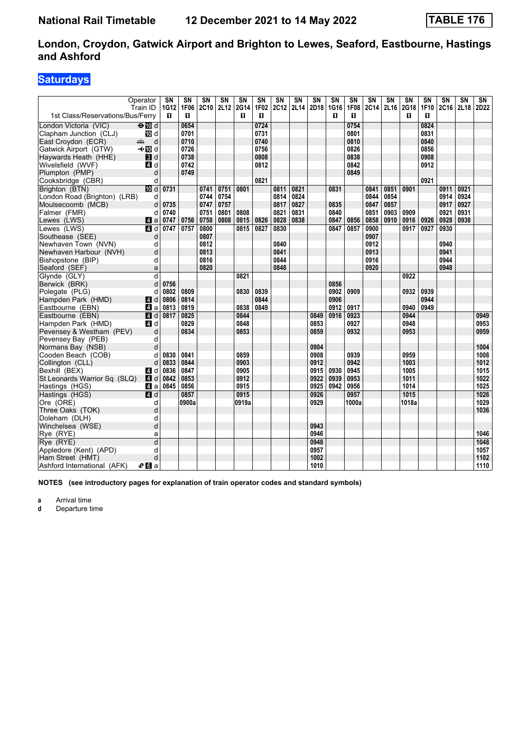# National Rail Timetable — 12 December 2021 to 14 May 2022 — TABLE 176

## London, Croydon, Gatwick Airport and Brighton to Lewes, Seaford, Eastbourne, Hastings and Ashford

### Saturdays

| Operator | | SN | SN | SN | SN | SN | SN | SN | SN | SN | SN | SN | SN | SN | SN | SN | SN | SN | SN |
|---|---|---|---|---|---|---|---|---|---|---|---|---|---|---|---|---|---|---|---|
| Train ID | | 1G12 | 1F06 | 2C10 | 2L12 | 2G14 | 1F02 | 2C12 | 2L14 | 2D18 | 1G16 | 1F08 | 2C14 | 2L16 | 2G18 | 1F10 | 2C16 | 2L18 | 2D22 |
| 1st Class/Reservations/Bus/Ferry | | 1 | 1 | | | 1 | 1 | | | | 1 | 1 | | | 1 | 1 | | | |
| London Victoria (VIC) | d | | 0654 | | | | 0724 | | | | | 0754 | | | | 0824 | | | |
| Clapham Junction (CLJ) | d | | 0701 | | | | 0731 | | | | | 0801 | | | | 0831 | | | |
| East Croydon (ECR) | d | | 0710 | | | | 0740 | | | | | 0810 | | | | 0840 | | | |
| Gatwick Airport (GTW) | d | | 0726 | | | | 0756 | | | | | 0826 | | | | 0856 | | | |
| Haywards Heath (HHE) | d | | 0738 | | | | 0808 | | | | | 0838 | | | | 0908 | | | |
| Wivelsfield (WVF) | d | | 0742 | | | | 0812 | | | | | 0842 | | | | 0912 | | | |
| Plumpton (PMP) | d | | 0749 | | | | | | | | | 0849 | | | | | | | |
| Cooksbridge (CBR) | d | | | | | | 0821 | | | | | | | | | 0921 | | | |
| Brighton (BTN) | d | 0731 | | 0741 | 0751 | 0801 | | 0811 | 0821 | | 0831 | | 0841 | 0851 | 0901 | | 0911 | 0921 | |
| London Road (Brighton) (LRB) | d | | | 0744 | 0754 | | | 0814 | 0824 | | | | 0844 | 0854 | | | 0914 | 0924 | |
| Moulsecoomb (MCB) | d | 0735 | | 0747 | 0757 | | | 0817 | 0827 | | 0835 | | 0847 | 0857 | | | 0917 | 0927 | |
| Falmer (FMR) | d | 0740 | | 0751 | 0801 | 0808 | | 0821 | 0831 | | 0840 | | 0851 | 0903 | 0909 | | 0921 | 0931 | |
| Lewes (LWS) | a | 0747 | 0756 | 0758 | 0808 | 0815 | 0826 | 0828 | 0838 | | 0847 | 0856 | 0858 | 0910 | 0916 | 0926 | 0928 | 0938 | |
| Lewes (LWS) | d | 0747 | 0757 | 0800 | | 0815 | 0827 | 0830 | | | 0847 | 0857 | 0900 | | 0917 | 0927 | 0930 | | |
| Southease (SEE) | d | | | 0807 | | | | | | | | | 0907 | | | | | | |
| Newhaven Town (NVN) | d | | | 0812 | | | | 0840 | | | | | 0912 | | | | 0940 | | |
| Newhaven Harbour (NVH) | d | | | 0813 | | | | 0841 | | | | | 0913 | | | | 0941 | | |
| Bishopstone (BIP) | d | | | 0816 | | | | 0844 | | | | | 0916 | | | | 0944 | | |
| Seaford (SEF) | a | | | 0820 | | | | 0848 | | | | | 0920 | | | | 0948 | | |
| Glynde (GLY) | d | | | | | 0821 | | | | | | | | | 0922 | | | | |
| Berwick (BRK) | d | 0756 | | | | | | | | | 0856 | | | | | | | | |
| Polegate (PLG) | d | 0802 | 0809 | | | 0830 | 0839 | | | | 0902 | 0909 | | | 0932 | 0939 | | | |
| Hampden Park (HMD) | d | 0806 | 0814 | | | | 0844 | | | | 0906 | | | | | 0944 | | | |
| Eastbourne (EBN) | a | 0813 | 0819 | | | 0838 | 0849 | | | | 0912 | 0917 | | | 0940 | 0949 | | | |
| Eastbourne (EBN) | d | 0817 | 0825 | | | 0844 | | | | 0849 | 0916 | 0923 | | | 0944 | | | | 0949 |
| Hampden Park (HMD) | d | | 0829 | | | 0848 | | | | 0853 | | 0927 | | | 0948 | | | | 0953 |
| Pevensey & Westham (PEV) | d | | 0834 | | | 0853 | | | | 0859 | | 0932 | | | 0953 | | | | 0959 |
| Pevensey Bay (PEB) | d | | | | | | | | | | | | | | | | | | |
| Normans Bay (NSB) | d | | | | | | | | | 0904 | | | | | | | | | 1004 |
| Cooden Beach (COB) | d | 0830 | 0841 | | | 0859 | | | | 0908 | | 0939 | | | 0959 | | | | 1008 |
| Collington (CLL) | d | 0833 | 0844 | | | 0903 | | | | 0912 | | 0942 | | | 1003 | | | | 1012 |
| Bexhill (BEX) | d | 0836 | 0847 | | | 0905 | | | | 0915 | 0930 | 0945 | | | 1005 | | | | 1015 |
| St Leonards Warrior Sq (SLQ) | d | 0842 | 0853 | | | 0912 | | | | 0922 | 0939 | 0953 | | | 1011 | | | | 1022 |
| Hastings (HGS) | a | 0845 | 0856 | | | 0915 | | | | 0925 | 0942 | 0956 | | | 1014 | | | | 1025 |
| Hastings (HGS) | d | | 0857 | | | 0915 | | | | 0926 | | 0957 | | | 1015 | | | | 1026 |
| Ore (ORE) | d | | 0900a | | | 0919a | | | | 0929 | | 1000a | | | 1018a | | | | 1029 |
| Three Oaks (TOK) | d | | | | | | | | | | | | | | | | | | 1036 |
| Doleham (DLH) | d | | | | | | | | | | | | | | | | | | |
| Winchelsea (WSE) | d | | | | | | | | | 0943 | | | | | | | | | |
| Rye (RYE) | a | | | | | | | | | 0946 | | | | | | | | | 1046 |
| Rye (RYE) | d | | | | | | | | | 0948 | | | | | | | | | 1048 |
| Appledore (Kent) (APD) | d | | | | | | | | | 0957 | | | | | | | | | 1057 |
| Ham Street (HMT) | d | | | | | | | | | 1002 | | | | | | | | | 1102 |
| Ashford International (AFK) | a | | | | | | | | | 1010 | | | | | | | | | 1110 |

**NOTES (see introductory pages for explanation of train operator codes and standard symbols)**

**a** Arrival time
**d** Departure time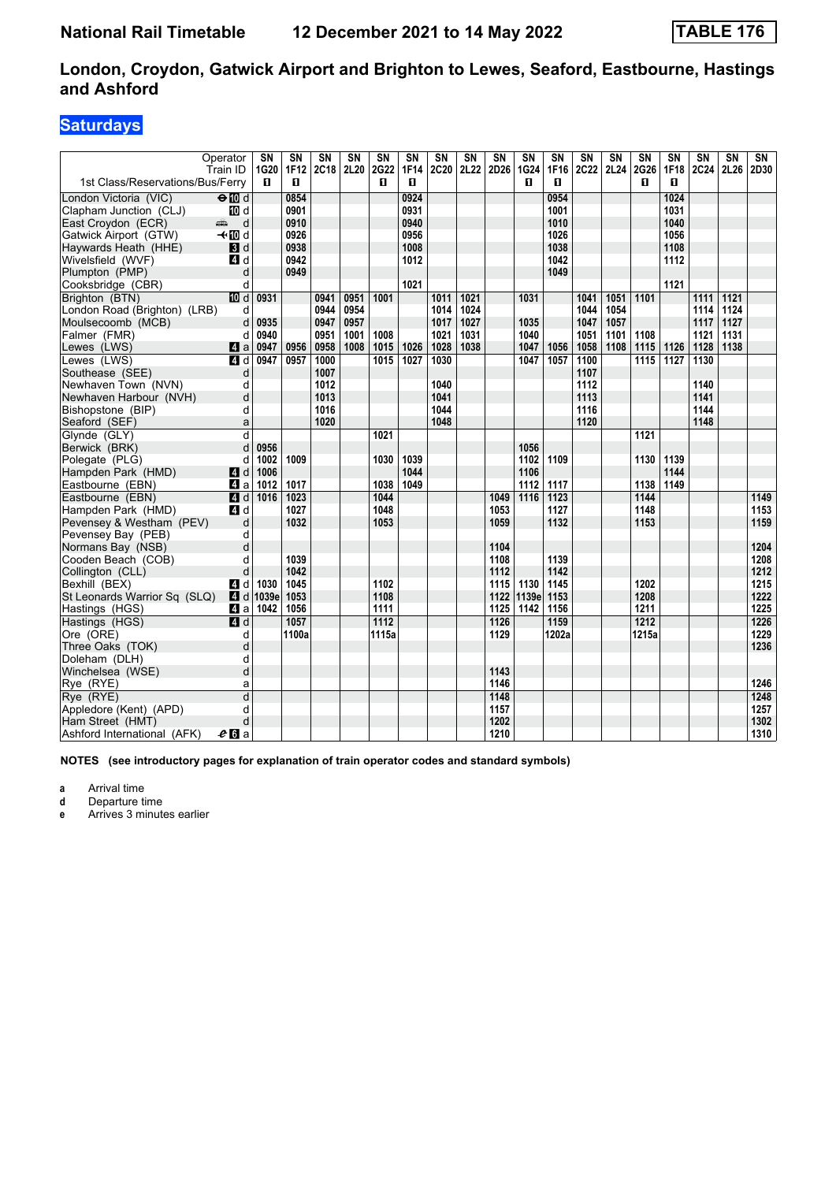# National Rail Timetable 12 December 2021 to 14 May 2022 TABLE 176

## London, Croydon, Gatwick Airport and Brighton to Lewes, Seaford, Eastbourne, Hastings and Ashford

### Saturdays

| Operator | | SN | SN | SN | SN | SN | SN | SN | SN | SN | SN | SN | SN | SN | SN | SN | SN | SN | SN |
|---|---|---|---|---|---|---|---|---|---|---|---|---|---|---|---|---|---|---|---|
| Train ID | | 1G20 | 1F12 | 2C18 | 2L20 | 2G22 | 1F14 | 2C20 | 2L22 | 2D26 | 1G24 | 1F16 | 2C22 | 2L24 | 2G26 | 1F18 | 2C24 | 2L26 | 2D30 |
| 1st Class/Reservations/Bus/Ferry | | 1 | 1 | | | 1 | 1 | | | | 1 | 1 | | | 1 | 1 | | | |
| London Victoria (VIC) | d | | 0854 | | | | 0924 | | | | | 0954 | | | | 1024 | | | |
| Clapham Junction (CLJ) | d | | 0901 | | | | 0931 | | | | | 1001 | | | | 1031 | | | |
| East Croydon (ECR) | d | | 0910 | | | | 0940 | | | | | 1010 | | | | 1040 | | | |
| Gatwick Airport (GTW) | d | | 0926 | | | | 0956 | | | | | 1026 | | | | 1056 | | | |
| Haywards Heath (HHE) | d | | 0938 | | | | 1008 | | | | | 1038 | | | | 1108 | | | |
| Wivelsfield (WVF) | d | | 0942 | | | | 1012 | | | | | 1042 | | | | 1112 | | | |
| Plumpton (PMP) | d | | 0949 | | | | | | | | | 1049 | | | | | | | |
| Cooksbridge (CBR) | d | | | | | | 1021 | | | | | | | | | 1121 | | | |
| Brighton (BTN) | d | 0931 | | 0941 | 0951 | 1001 | | 1011 | 1021 | | 1031 | | 1041 | 1051 | 1101 | | 1111 | 1121 | |
| London Road (Brighton) (LRB) | d | | | 0944 | 0954 | | | 1014 | 1024 | | | | 1044 | 1054 | | | 1114 | 1124 | |
| Moulsecoomb (MCB) | d | 0935 | | 0947 | 0957 | | | 1017 | 1027 | | 1035 | | 1047 | 1057 | | | 1117 | 1127 | |
| Falmer (FMR) | d | 0940 | | 0951 | 1001 | 1008 | | 1021 | 1031 | | 1040 | | 1051 | 1101 | 1108 | | 1121 | 1131 | |
| Lewes (LWS) | a | 0947 | 0956 | 0958 | 1008 | 1015 | 1026 | 1028 | 1038 | | 1047 | 1056 | 1058 | 1108 | 1115 | 1126 | 1128 | 1138 | |
| Lewes (LWS) | d | 0947 | 0957 | 1000 | | 1015 | 1027 | 1030 | | | 1047 | 1057 | 1100 | | 1115 | 1127 | 1130 | | |
| Southease (SEE) | d | | | 1007 | | | | | | | | | 1107 | | | | | | |
| Newhaven Town (NVN) | d | | | 1012 | | | | 1040 | | | | | 1112 | | | | 1140 | | |
| Newhaven Harbour (NVH) | d | | | 1013 | | | | 1041 | | | | | 1113 | | | | 1141 | | |
| Bishopstone (BIP) | d | | | 1016 | | | | 1044 | | | | | 1116 | | | | 1144 | | |
| Seaford (SEF) | a | | | 1020 | | | | 1048 | | | | | 1120 | | | | 1148 | | |
| Glynde (GLY) | d | | | | | 1021 | | | | | | | | | 1121 | | | | |
| Berwick (BRK) | d | 0956 | | | | | | | | | 1056 | | | | | | | | |
| Polegate (PLG) | d | 1002 | 1009 | | | 1030 | 1039 | | | | 1102 | 1109 | | | 1130 | 1139 | | | |
| Hampden Park (HMD) | d | 1006 | | | | | 1044 | | | | 1106 | | | | | 1144 | | | |
| Eastbourne (EBN) | a | 1012 | 1017 | | | 1038 | 1049 | | | | 1112 | 1117 | | | 1138 | 1149 | | | |
| Eastbourne (EBN) | d | 1016 | 1023 | | | 1044 | | | | 1049 | 1116 | 1123 | | | 1144 | | | | 1149 |
| Hampden Park (HMD) | d | | 1027 | | | 1048 | | | | 1053 | | 1127 | | | 1148 | | | | 1153 |
| Pevensey & Westham (PEV) | d | | 1032 | | | 1053 | | | | 1059 | | 1132 | | | 1153 | | | | 1159 |
| Pevensey Bay (PEB) | d | | | | | | | | | | | | | | | | | | |
| Normans Bay (NSB) | d | | | | | | | | | 1104 | | | | | | | | | 1204 |
| Cooden Beach (COB) | d | | 1039 | | | | | | | 1108 | | 1139 | | | | | | | 1208 |
| Collington (CLL) | d | | 1042 | | | | | | | 1112 | | 1142 | | | | | | | 1212 |
| Bexhill (BEX) | d | 1030 | 1045 | | | 1102 | | | | 1115 | 1130 | 1145 | | | 1202 | | | | 1215 |
| St Leonards Warrior Sq (SLQ) | d | 1039e | 1053 | | | 1108 | | | | 1122 | 1139e | 1153 | | | 1208 | | | | 1222 |
| Hastings (HGS) | a | 1042 | 1056 | | | 1111 | | | | 1125 | 1142 | 1156 | | | 1211 | | | | 1225 |
| Hastings (HGS) | d | | 1057 | | | 1112 | | | | 1126 | | 1159 | | | 1212 | | | | 1226 |
| Ore (ORE) | d | | 1100a | | | 1115a | | | | 1129 | | 1202a | | | 1215a | | | | 1229 |
| Three Oaks (TOK) | d | | | | | | | | | | | | | | | | | | 1236 |
| Doleham (DLH) | d | | | | | | | | | | | | | | | | | | |
| Winchelsea (WSE) | d | | | | | | | | | 1143 | | | | | | | | | |
| Rye (RYE) | a | | | | | | | | | 1146 | | | | | | | | | 1246 |
| Rye (RYE) | d | | | | | | | | | 1148 | | | | | | | | | 1248 |
| Appledore (Kent) (APD) | d | | | | | | | | | 1157 | | | | | | | | | 1257 |
| Ham Street (HMT) | d | | | | | | | | | 1202 | | | | | | | | | 1302 |
| Ashford International (AFK) | a | | | | | | | | | 1210 | | | | | | | | | 1310 |

**NOTES (see introductory pages for explanation of train operator codes and standard symbols)**

- **a** Arrival time
- **d** Departure time
- **e** Arrives 3 minutes earlier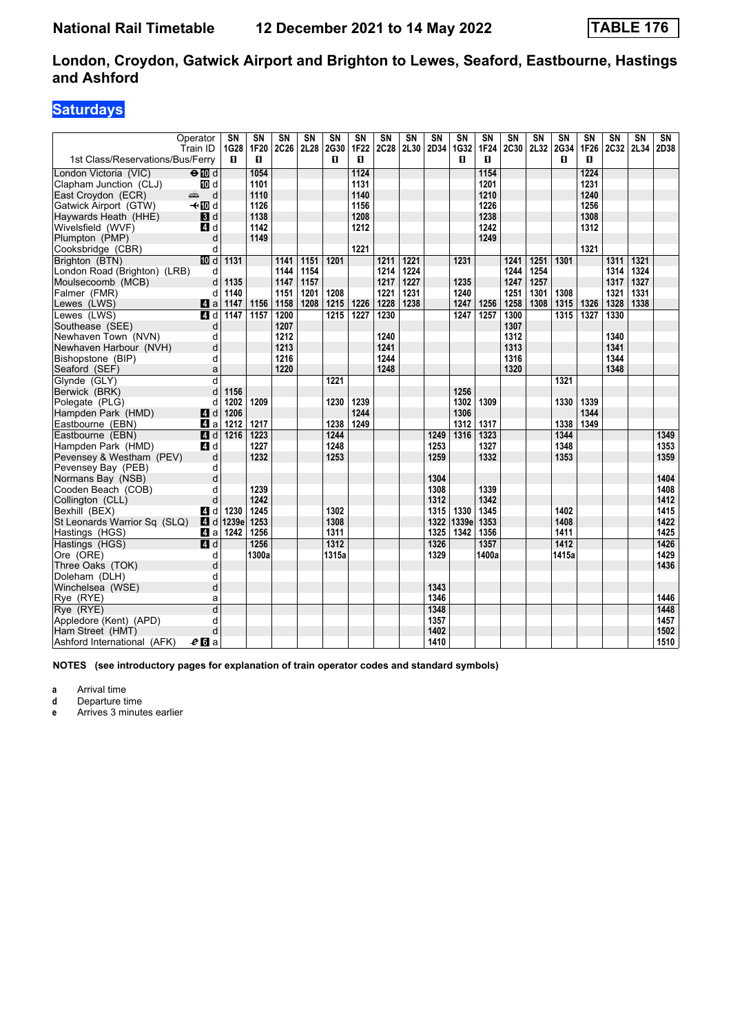# National Rail Timetable    12 December 2021 to 14 May 2022    TABLE 176

## London, Croydon, Gatwick Airport and Brighton to Lewes, Seaford, Eastbourne, Hastings and Ashford

### Saturdays

| Operator | | SN | SN | SN | SN | SN | SN | SN | SN | SN | SN | SN | SN | SN | SN | SN | SN | SN | SN |
|---|---|---|---|---|---|---|---|---|---|---|---|---|---|---|---|---|---|---|---|
| Train ID | | 1G28 | 1F20 | 2C26 | 2L28 | 2G30 | 1F22 | 2C28 | 2L30 | 2D34 | 1G32 | 1F24 | 2C30 | 2L32 | 2G34 | 1F26 | 2C32 | 2L34 | 2D38 |
| 1st Class/Reservations/Bus/Ferry | | 1 | 1 | | | 1 | 1 | | | | 1 | 1 | | | 1 | 1 | | | |
| London Victoria (VIC) | ⊖10 d | | 1054 | | | | 1124 | | | | | 1154 | | | | 1224 | | | |
| Clapham Junction (CLJ) | 10 d | | 1101 | | | | 1131 | | | | | 1201 | | | | 1231 | | | |
| East Croydon (ECR) | d | | 1110 | | | | 1140 | | | | | 1210 | | | | 1240 | | | |
| Gatwick Airport (GTW) | ✈10 d | | 1126 | | | | 1156 | | | | | 1226 | | | | 1256 | | | |
| Haywards Heath (HHE) | 3 d | | 1138 | | | | 1208 | | | | | 1238 | | | | 1308 | | | |
| Wivelsfield (WVF) | 4 d | | 1142 | | | | 1212 | | | | | 1242 | | | | 1312 | | | |
| Plumpton (PMP) | d | | 1149 | | | | | | | | | 1249 | | | | | | | |
| Cooksbridge (CBR) | d | | | | | | 1221 | | | | | | | | | 1321 | | | |
| Brighton (BTN) | 10 d | 1131 | | 1141 | 1151 | 1201 | | 1211 | 1221 | | 1231 | | 1241 | 1251 | 1301 | | 1311 | 1321 | |
| London Road (Brighton) (LRB) | d | | | 1144 | 1154 | | | 1214 | 1224 | | | | 1244 | 1254 | | | 1314 | 1324 | |
| Moulsecoomb (MCB) | d | 1135 | | 1147 | 1157 | | | 1217 | 1227 | | 1235 | | 1247 | 1257 | | | 1317 | 1327 | |
| Falmer (FMR) | d | 1140 | | 1151 | 1201 | 1208 | | 1221 | 1231 | | 1240 | | 1251 | 1301 | 1308 | | 1321 | 1331 | |
| Lewes (LWS) | 4 a | 1147 | 1156 | 1158 | 1208 | 1215 | 1226 | 1228 | 1238 | | 1247 | 1256 | 1258 | 1308 | 1315 | 1326 | 1328 | 1338 | |
| Lewes (LWS) | 4 d | 1147 | 1157 | 1200 | | 1215 | 1227 | 1230 | | | 1247 | 1257 | 1300 | | 1315 | 1327 | 1330 | | |
| Southease (SEE) | d | | | 1207 | | | | | | | | | 1307 | | | | | | |
| Newhaven Town (NVN) | d | | | 1212 | | | | 1240 | | | | | 1312 | | | | 1340 | | |
| Newhaven Harbour (NVH) | d | | | 1213 | | | | 1241 | | | | | 1313 | | | | 1341 | | |
| Bishopstone (BIP) | d | | | 1216 | | | | 1244 | | | | | 1316 | | | | 1344 | | |
| Seaford (SEF) | a | | | 1220 | | | | 1248 | | | | | 1320 | | | | 1348 | | |
| Glynde (GLY) | d | | | | | 1221 | | | | | | | | | 1321 | | | | |
| Berwick (BRK) | d | 1156 | | | | | | | | | 1256 | | | | | | | | |
| Polegate (PLG) | d | 1202 | 1209 | | | 1230 | 1239 | | | | 1302 | 1309 | | | 1330 | 1339 | | | |
| Hampden Park (HMD) | 4 d | 1206 | | | | | 1244 | | | | 1306 | | | | | 1344 | | | |
| Eastbourne (EBN) | 4 a | 1212 | 1217 | | | 1238 | 1249 | | | | 1312 | 1317 | | | 1338 | 1349 | | | |
| Eastbourne (EBN) | 4 d | 1216 | 1223 | | | 1244 | | | | 1249 | 1316 | 1323 | | | 1344 | | | | 1349 |
| Hampden Park (HMD) | 4 d | | 1227 | | | 1248 | | | | 1253 | | 1327 | | | 1348 | | | | 1353 |
| Pevensey & Westham (PEV) | d | | 1232 | | | 1253 | | | | 1259 | | 1332 | | | 1353 | | | | 1359 |
| Pevensey Bay (PEB) | d | | | | | | | | | | | | | | | | | | |
| Normans Bay (NSB) | d | | | | | | | | | 1304 | | | | | | | | | 1404 |
| Cooden Beach (COB) | d | | 1239 | | | | | | | 1308 | | 1339 | | | | | | | 1408 |
| Collington (CLL) | d | | 1242 | | | | | | | 1312 | | 1342 | | | | | | | 1412 |
| Bexhill (BEX) | 4 d | 1230 | 1245 | | | 1302 | | | | 1315 | 1330 | 1345 | | | 1402 | | | | 1415 |
| St Leonards Warrior Sq (SLQ) | 4 d | 1239e | 1253 | | | 1308 | | | | 1322 | 1339e | 1353 | | | 1408 | | | | 1422 |
| Hastings (HGS) | 4 a | 1242 | 1256 | | | 1311 | | | | 1325 | 1342 | 1356 | | | 1411 | | | | 1425 |
| Hastings (HGS) | 4 d | | 1256 | | | 1312 | | | | 1326 | | 1357 | | | 1412 | | | | 1426 |
| Ore (ORE) | d | | 1300a | | | 1315a | | | | 1329 | | 1400a | | | 1415a | | | | 1429 |
| Three Oaks (TOK) | d | | | | | | | | | | | | | | | | | | 1436 |
| Doleham (DLH) | d | | | | | | | | | | | | | | | | | | |
| Winchelsea (WSE) | d | | | | | | | | | 1343 | | | | | | | | | |
| Rye (RYE) | a | | | | | | | | | 1346 | | | | | | | | | 1446 |
| Rye (RYE) | d | | | | | | | | | 1348 | | | | | | | | | 1448 |
| Appledore (Kent) (APD) | d | | | | | | | | | 1357 | | | | | | | | | 1457 |
| Ham Street (HMT) | d | | | | | | | | | 1402 | | | | | | | | | 1502 |
| Ashford International (AFK) | 6 a | | | | | | | | | 1410 | | | | | | | | | 1510 |

**NOTES (see introductory pages for explanation of train operator codes and standard symbols)**

- **a** Arrival time
- **d** Departure time
- **e** Arrives 3 minutes earlier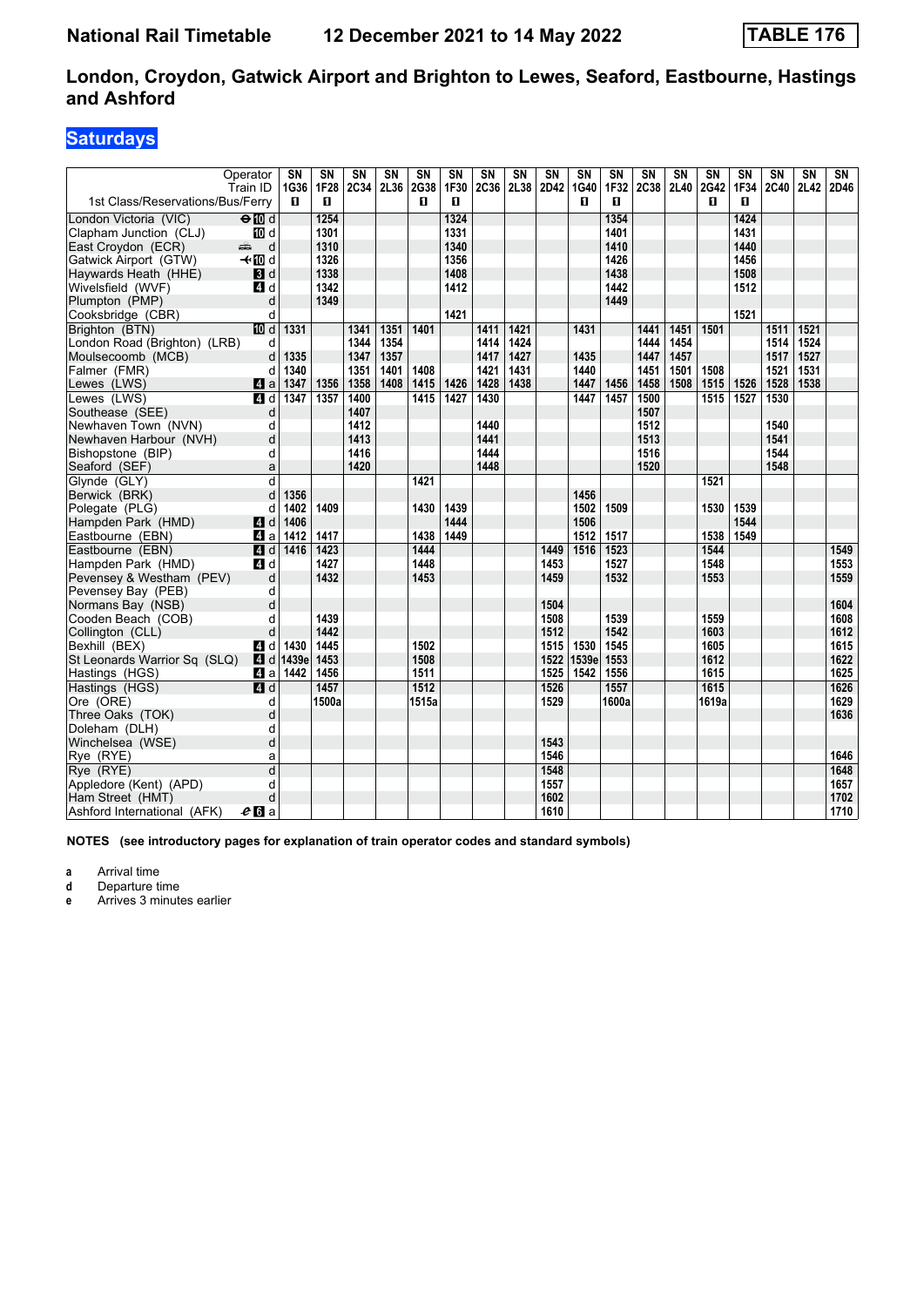# National Rail Timetable    12 December 2021 to 14 May 2022    TABLE 176

## London, Croydon, Gatwick Airport and Brighton to Lewes, Seaford, Eastbourne, Hastings and Ashford

### Saturdays

| Operator | | SN | SN | SN | SN | SN | SN | SN | SN | SN | SN | SN | SN | SN | SN | SN | SN | SN | SN |
|---|---|---|---|---|---|---|---|---|---|---|---|---|---|---|---|---|---|---|---|
| Train ID | | 1G36 | 1F28 | 2C34 | 2L36 | 2G38 | 1F30 | 2C36 | 2L38 | 2D42 | 1G40 | 1F32 | 2C38 | 2L40 | 2G42 | 1F34 | 2C40 | 2L42 | 2D46 |
| 1st Class/Reservations/Bus/Ferry | | 1 | 1 | | | 1 | 1 | | | | 1 | 1 | | | 1 | 1 | | | |
| London Victoria (VIC) | d | | 1254 | | | | 1324 | | | | | 1354 | | | | 1424 | | | |
| Clapham Junction (CLJ) | d | | 1301 | | | | 1331 | | | | | 1401 | | | | 1431 | | | |
| East Croydon (ECR) | d | | 1310 | | | | 1340 | | | | | 1410 | | | | 1440 | | | |
| Gatwick Airport (GTW) | d | | 1326 | | | | 1356 | | | | | 1426 | | | | 1456 | | | |
| Haywards Heath (HHE) | d | | 1338 | | | | 1408 | | | | | 1438 | | | | 1508 | | | |
| Wivelsfield (WVF) | d | | 1342 | | | | 1412 | | | | | 1442 | | | | 1512 | | | |
| Plumpton (PMP) | d | | 1349 | | | | | | | | | 1449 | | | | | | | |
| Cooksbridge (CBR) | d | | | | | | 1421 | | | | | | | | | 1521 | | | |
| Brighton (BTN) | d | 1331 | | 1341 | 1351 | 1401 | | 1411 | 1421 | | 1431 | | 1441 | 1451 | 1501 | | 1511 | 1521 | |
| London Road (Brighton) (LRB) | d | | | 1344 | 1354 | | | 1414 | 1424 | | | | 1444 | 1454 | | | 1514 | 1524 | |
| Moulsecoomb (MCB) | d | 1335 | | 1347 | 1357 | | | 1417 | 1427 | | 1435 | | 1447 | 1457 | | | 1517 | 1527 | |
| Falmer (FMR) | d | 1340 | | 1351 | 1401 | 1408 | | 1421 | 1431 | | 1440 | | 1451 | 1501 | 1508 | | 1521 | 1531 | |
| Lewes (LWS) | a | 1347 | 1356 | 1358 | 1408 | 1415 | 1426 | 1428 | 1438 | | 1447 | 1456 | 1458 | 1508 | 1515 | 1526 | 1528 | 1538 | |
| Lewes (LWS) | d | 1347 | 1357 | 1400 | | 1415 | 1427 | 1430 | | | 1447 | 1457 | 1500 | | 1515 | 1527 | 1530 | | |
| Southease (SEE) | d | | | 1407 | | | | | | | | | 1507 | | | | | | |
| Newhaven Town (NVN) | d | | | 1412 | | | | 1440 | | | | | 1512 | | | | 1540 | | |
| Newhaven Harbour (NVH) | d | | | 1413 | | | | 1441 | | | | | 1513 | | | | 1541 | | |
| Bishopstone (BIP) | d | | | 1416 | | | | 1444 | | | | | 1516 | | | | 1544 | | |
| Seaford (SEF) | a | | | 1420 | | | | 1448 | | | | | 1520 | | | | 1548 | | |
| Glynde (GLY) | d | | | | | 1421 | | | | | | | | | 1521 | | | | |
| Berwick (BRK) | d | 1356 | | | | | | | | | 1456 | | | | | | | | |
| Polegate (PLG) | d | 1402 | 1409 | | | 1430 | 1439 | | | | 1502 | 1509 | | | 1530 | 1539 | | | |
| Hampden Park (HMD) | d | 1406 | | | | | 1444 | | | | 1506 | | | | | 1544 | | | |
| Eastbourne (EBN) | a | 1412 | 1417 | | | 1438 | 1449 | | | | 1512 | 1517 | | | 1538 | 1549 | | | |
| Eastbourne (EBN) | d | 1416 | 1423 | | | 1444 | | | | 1449 | 1516 | 1523 | | | 1544 | | | | 1549 |
| Hampden Park (HMD) | d | | 1427 | | | 1448 | | | | 1453 | | 1527 | | | 1548 | | | | 1553 |
| Pevensey & Westham (PEV) | d | | 1432 | | | 1453 | | | | 1459 | | 1532 | | | 1553 | | | | 1559 |
| Pevensey Bay (PEB) | d | | | | | | | | | | | | | | | | | | |
| Normans Bay (NSB) | d | | | | | | | | | 1504 | | | | | | | | | 1604 |
| Cooden Beach (COB) | d | | 1439 | | | | | | | 1508 | | 1539 | | | 1559 | | | | 1608 |
| Collington (CLL) | d | | 1442 | | | | | | | 1512 | | 1542 | | | 1603 | | | | 1612 |
| Bexhill (BEX) | d | 1430 | 1445 | | | 1502 | | | | 1515 | 1530 | 1545 | | | 1605 | | | | 1615 |
| St Leonards Warrior Sq (SLQ) | d | 1439e | 1453 | | | 1508 | | | | 1522 | 1539e | 1553 | | | 1612 | | | | 1622 |
| Hastings (HGS) | a | 1442 | 1456 | | | 1511 | | | | 1525 | 1542 | 1556 | | | 1615 | | | | 1625 |
| Hastings (HGS) | d | | 1457 | | | 1512 | | | | 1526 | | 1557 | | | 1615 | | | | 1626 |
| Ore (ORE) | d | | 1500a | | | 1515a | | | | 1529 | | 1600a | | | 1619a | | | | 1629 |
| Three Oaks (TOK) | d | | | | | | | | | | | | | | | | | | 1636 |
| Doleham (DLH) | d | | | | | | | | | | | | | | | | | | |
| Winchelsea (WSE) | d | | | | | | | | | 1543 | | | | | | | | | |
| Rye (RYE) | a | | | | | | | | | 1546 | | | | | | | | | 1646 |
| Rye (RYE) | d | | | | | | | | | 1548 | | | | | | | | | 1648 |
| Appledore (Kent) (APD) | d | | | | | | | | | 1557 | | | | | | | | | 1657 |
| Ham Street (HMT) | d | | | | | | | | | 1602 | | | | | | | | | 1702 |
| Ashford International (AFK) | a | | | | | | | | | 1610 | | | | | | | | | 1710 |

**NOTES (see introductory pages for explanation of train operator codes and standard symbols)**

- **a** Arrival time
- **d** Departure time
- **e** Arrives 3 minutes earlier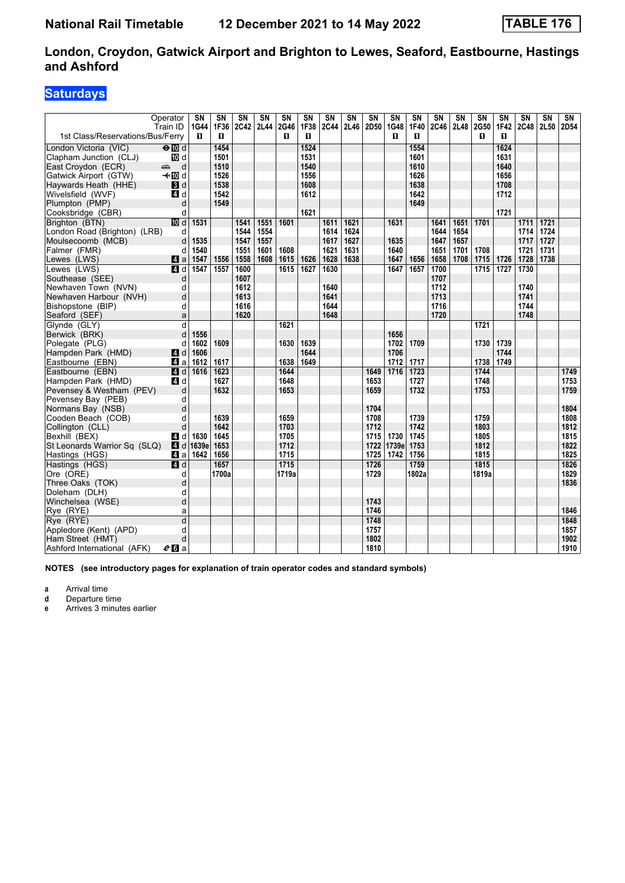# National Rail Timetable    12 December 2021 to 14 May 2022    TABLE 176

## London, Croydon, Gatwick Airport and Brighton to Lewes, Seaford, Eastbourne, Hastings and Ashford

### Saturdays

| Operator | | SN | SN | SN | SN | SN | SN | SN | SN | SN | SN | SN | SN | SN | SN | SN | SN | SN | SN |
|---|---|---|---|---|---|---|---|---|---|---|---|---|---|---|---|---|---|---|---|
| Train ID | | 1G44 | 1F36 | 2C42 | 2L44 | 2G46 | 1F38 | 2C44 | 2L46 | 2D50 | 1G48 | 1F40 | 2C46 | 2L48 | 2G50 | 1F42 | 2C48 | 2L50 | 2D54 |
| 1st Class/Reservations/Bus/Ferry | | ■ | ■ | | | ■ | ■ | | | | ■ | ■ | | | ■ | ■ | | | |
| London Victoria (VIC) | ⊖10 d | | 1454 | | | | 1524 | | | | | 1554 | | | | 1624 | | | |
| Clapham Junction (CLJ) | 10 d | | 1501 | | | | 1531 | | | | | 1601 | | | | 1631 | | | |
| East Croydon (ECR) | d | | 1510 | | | | 1540 | | | | | 1610 | | | | 1640 | | | |
| Gatwick Airport (GTW) | ✈10 d | | 1526 | | | | 1556 | | | | | 1626 | | | | 1656 | | | |
| Haywards Heath (HHE) | 3 d | | 1538 | | | | 1608 | | | | | 1638 | | | | 1708 | | | |
| Wivelsfield (WVF) | 4 d | | 1542 | | | | 1612 | | | | | 1642 | | | | 1712 | | | |
| Plumpton (PMP) | d | | 1549 | | | | | | | | | 1649 | | | | | | | |
| Cooksbridge (CBR) | d | | | | | | 1621 | | | | | | | | | 1721 | | | |
| Brighton (BTN) | 10 d | 1531 | | 1541 | 1551 | 1601 | | 1611 | 1621 | | 1631 | | 1641 | 1651 | 1701 | | 1711 | 1721 | |
| London Road (Brighton) (LRB) | d | | | 1544 | 1554 | | | 1614 | 1624 | | | | 1644 | 1654 | | | 1714 | 1724 | |
| Moulsecoomb (MCB) | d | 1535 | | 1547 | 1557 | | | 1617 | 1627 | | 1635 | | 1647 | 1657 | | | 1717 | 1727 | |
| Falmer (FMR) | d | 1540 | | 1551 | 1601 | 1608 | | 1621 | 1631 | | 1640 | | 1651 | 1701 | 1708 | | 1721 | 1731 | |
| Lewes (LWS) | 4 a | 1547 | 1556 | 1558 | 1608 | 1615 | 1626 | 1628 | 1638 | | 1647 | 1656 | 1658 | 1708 | 1715 | 1726 | 1728 | 1738 | |
| Lewes (LWS) | 4 d | 1547 | 1557 | 1600 | | 1615 | 1627 | 1630 | | | 1647 | 1657 | 1700 | | 1715 | 1727 | 1730 | | |
| Southease (SEE) | d | | | 1607 | | | | | | | | | 1707 | | | | | | |
| Newhaven Town (NVN) | d | | | 1612 | | | | 1640 | | | | | 1712 | | | | 1740 | | |
| Newhaven Harbour (NVH) | d | | | 1613 | | | | 1641 | | | | | 1713 | | | | 1741 | | |
| Bishopstone (BIP) | d | | | 1616 | | | | 1644 | | | | | 1716 | | | | 1744 | | |
| Seaford (SEF) | a | | | 1620 | | | | 1648 | | | | | 1720 | | | | 1748 | | |
| Glynde (GLY) | d | | | | | 1621 | | | | | | | | | 1721 | | | | |
| Berwick (BRK) | d | 1556 | | | | | | | | | 1656 | | | | | | | | |
| Polegate (PLG) | d | 1602 | 1609 | | | 1630 | 1639 | | | | 1702 | 1709 | | | 1730 | 1739 | | | |
| Hampden Park (HMD) | 4 d | 1606 | | | | | 1644 | | | | 1706 | | | | | 1744 | | | |
| Eastbourne (EBN) | 4 a | 1612 | 1617 | | | 1638 | 1649 | | | | 1712 | 1717 | | | 1738 | 1749 | | | |
| Eastbourne (EBN) | 4 d | 1616 | 1623 | | | 1644 | | | | 1649 | 1716 | 1723 | | | 1744 | | | | 1749 |
| Hampden Park (HMD) | 4 d | | 1627 | | | 1648 | | | | 1653 | | 1727 | | | 1748 | | | | 1753 |
| Pevensey & Westham (PEV) | d | | 1632 | | | 1653 | | | | 1659 | | 1732 | | | 1753 | | | | 1759 |
| Pevensey Bay (PEB) | d | | | | | | | | | | | | | | | | | | |
| Normans Bay (NSB) | d | | | | | | | | | 1704 | | | | | | | | | 1804 |
| Cooden Beach (COB) | d | | 1639 | | | 1659 | | | | 1708 | | 1739 | | | 1759 | | | | 1808 |
| Collington (CLL) | d | | 1642 | | | 1703 | | | | 1712 | | 1742 | | | 1803 | | | | 1812 |
| Bexhill (BEX) | 4 d | 1630 | 1645 | | | 1705 | | | | 1715 | 1730 | 1745 | | | 1805 | | | | 1815 |
| St Leonards Warrior Sq (SLQ) | 4 d | 1639e | 1653 | | | 1712 | | | | 1722 | 1739e | 1753 | | | 1812 | | | | 1822 |
| Hastings (HGS) | 4 a | 1642 | 1656 | | | 1715 | | | | 1725 | 1742 | 1756 | | | 1815 | | | | 1825 |
| Hastings (HGS) | 4 d | | 1657 | | | 1715 | | | | 1726 | | 1759 | | | 1815 | | | | 1826 |
| Ore (ORE) | d | | 1700a | | | 1719a | | | | 1729 | | 1802a | | | 1819a | | | | 1829 |
| Three Oaks (TOK) | d | | | | | | | | | | | | | | | | | | 1836 |
| Doleham (DLH) | d | | | | | | | | | | | | | | | | | | |
| Winchelsea (WSE) | d | | | | | | | | | 1743 | | | | | | | | | |
| Rye (RYE) | a | | | | | | | | | 1746 | | | | | | | | | 1846 |
| Rye (RYE) | d | | | | | | | | | 1748 | | | | | | | | | 1848 |
| Appledore (Kent) (APD) | d | | | | | | | | | 1757 | | | | | | | | | 1857 |
| Ham Street (HMT) | d | | | | | | | | | 1802 | | | | | | | | | 1902 |
| Ashford International (AFK) | 6 a | | | | | | | | | 1810 | | | | | | | | | 1910 |

**NOTES (see introductory pages for explanation of train operator codes and standard symbols)**

- **a** Arrival time
- **d** Departure time
- **e** Arrives 3 minutes earlier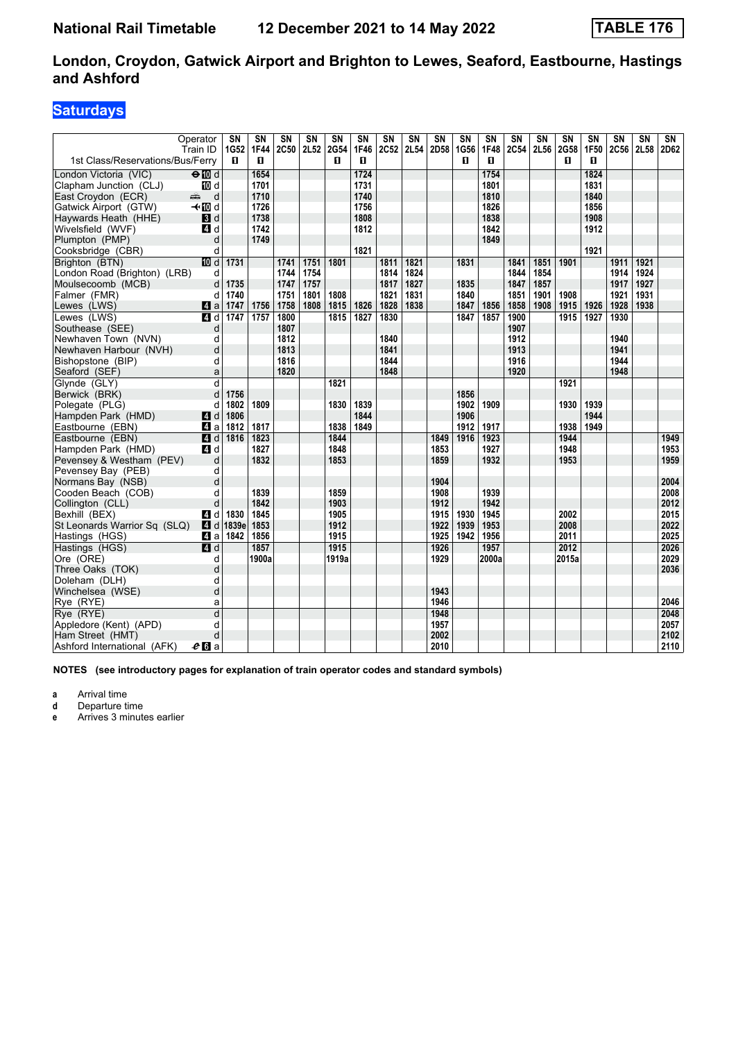**National Rail Timetable** **12 December 2021 to 14 May 2022** **TABLE 176**

## London, Croydon, Gatwick Airport and Brighton to Lewes, Seaford, Eastbourne, Hastings and Ashford

### Saturdays

| Operator | | SN | SN | SN | SN | SN | SN | SN | SN | SN | SN | SN | SN | SN | SN | SN | SN | SN | SN |
|---|---|---|---|---|---|---|---|---|---|---|---|---|---|---|---|---|---|---|---|
| Train ID | | 1G52 | 1F44 | 2C50 | 2L52 | 2G54 | 1F46 | 2C52 | 2L54 | 2D58 | 1G56 | 1F48 | 2C54 | 2L56 | 2G58 | 1F50 | 2C56 | 2L58 | 2D62 |
| 1st Class/Reservations/Bus/Ferry | | 1 | 1 | | | 1 | 1 | | | | 1 | 1 | | | 1 | 1 | | | |
| London Victoria (VIC) | d | | 1654 | | | | 1724 | | | | | 1754 | | | | 1824 | | | |
| Clapham Junction (CLJ) | d | | 1701 | | | | 1731 | | | | | 1801 | | | | 1831 | | | |
| East Croydon (ECR) | d | | 1710 | | | | 1740 | | | | | 1810 | | | | 1840 | | | |
| Gatwick Airport (GTW) | d | | 1726 | | | | 1756 | | | | | 1826 | | | | 1856 | | | |
| Haywards Heath (HHE) | d | | 1738 | | | | 1808 | | | | | 1838 | | | | 1908 | | | |
| Wivelsfield (WVF) | d | | 1742 | | | | 1812 | | | | | 1842 | | | | 1912 | | | |
| Plumpton (PMP) | d | | 1749 | | | | | | | | | 1849 | | | | | | | |
| Cooksbridge (CBR) | d | | | | | | 1821 | | | | | | | | | 1921 | | | |
| Brighton (BTN) | d | 1731 | | 1741 | 1751 | 1801 | | 1811 | 1821 | | 1831 | | 1841 | 1851 | 1901 | | 1911 | 1921 | |
| London Road (Brighton) (LRB) | d | | | 1744 | 1754 | | | 1814 | 1824 | | | | 1844 | 1854 | | | 1914 | 1924 | |
| Moulsecoomb (MCB) | d | 1735 | | 1747 | 1757 | | | 1817 | 1827 | | 1835 | | 1847 | 1857 | | | 1917 | 1927 | |
| Falmer (FMR) | d | 1740 | | 1751 | 1801 | 1808 | | 1821 | 1831 | | 1840 | | 1851 | 1901 | 1908 | | 1921 | 1931 | |
| Lewes (LWS) | a | 1747 | 1756 | 1758 | 1808 | 1815 | 1826 | 1828 | 1838 | | 1847 | 1856 | 1858 | 1908 | 1915 | 1926 | 1928 | 1938 | |
| Lewes (LWS) | d | 1747 | 1757 | 1800 | | 1815 | 1827 | 1830 | | | 1847 | 1857 | 1900 | | 1915 | 1927 | 1930 | | |
| Southease (SEE) | d | | | 1807 | | | | | | | | | 1907 | | | | | | |
| Newhaven Town (NVN) | d | | | 1812 | | | | 1840 | | | | | 1912 | | | | 1940 | | |
| Newhaven Harbour (NVH) | d | | | 1813 | | | | 1841 | | | | | 1913 | | | | 1941 | | |
| Bishopstone (BIP) | d | | | 1816 | | | | 1844 | | | | | 1916 | | | | 1944 | | |
| Seaford (SEF) | a | | | 1820 | | | | 1848 | | | | | 1920 | | | | 1948 | | |
| Glynde (GLY) | d | | | | | 1821 | | | | | | | | | 1921 | | | | |
| Berwick (BRK) | d | 1756 | | | | | | | | | 1856 | | | | | | | | |
| Polegate (PLG) | d | 1802 | 1809 | | | 1830 | 1839 | | | | 1902 | 1909 | | | 1930 | 1939 | | | |
| Hampden Park (HMD) | d | 1806 | | | | | 1844 | | | | 1906 | | | | | 1944 | | | |
| Eastbourne (EBN) | a | 1812 | 1817 | | | 1838 | 1849 | | | | 1912 | 1917 | | | 1938 | 1949 | | | |
| Eastbourne (EBN) | d | 1816 | 1823 | | | 1844 | | | | 1849 | 1916 | 1923 | | | 1944 | | | | 1949 |
| Hampden Park (HMD) | d | | 1827 | | | 1848 | | | | 1853 | | 1927 | | | 1948 | | | | 1953 |
| Pevensey & Westham (PEV) | d | | 1832 | | | 1853 | | | | 1859 | | 1932 | | | 1953 | | | | 1959 |
| Pevensey Bay (PEB) | d | | | | | | | | | | | | | | | | | | |
| Normans Bay (NSB) | d | | | | | | | | | 1904 | | | | | | | | | 2004 |
| Cooden Beach (COB) | d | | 1839 | | | 1859 | | | | 1908 | | 1939 | | | | | | | 2008 |
| Collington (CLL) | d | | 1842 | | | 1903 | | | | 1912 | | 1942 | | | | | | | 2012 |
| Bexhill (BEX) | d | 1830 | 1845 | | | 1905 | | | | 1915 | 1930 | 1945 | | | 2002 | | | | 2015 |
| St Leonards Warrior Sq (SLQ) | d | 1839e | 1853 | | | 1912 | | | | 1922 | 1939 | 1953 | | | 2008 | | | | 2022 |
| Hastings (HGS) | a | 1842 | 1856 | | | 1915 | | | | 1925 | 1942 | 1956 | | | 2011 | | | | 2025 |
| Hastings (HGS) | d | | 1857 | | | 1915 | | | | 1926 | | 1957 | | | 2012 | | | | 2026 |
| Ore (ORE) | d | | 1900a | | | 1919a | | | | 1929 | | 2000a | | | 2015a | | | | 2029 |
| Three Oaks (TOK) | d | | | | | | | | | | | | | | | | | | 2036 |
| Doleham (DLH) | d | | | | | | | | | | | | | | | | | | |
| Winchelsea (WSE) | d | | | | | | | | | 1943 | | | | | | | | | |
| Rye (RYE) | a | | | | | | | | | 1946 | | | | | | | | | 2046 |
| Rye (RYE) | d | | | | | | | | | 1948 | | | | | | | | | 2048 |
| Appledore (Kent) (APD) | d | | | | | | | | | 1957 | | | | | | | | | 2057 |
| Ham Street (HMT) | d | | | | | | | | | 2002 | | | | | | | | | 2102 |
| Ashford International (AFK) | a | | | | | | | | | 2010 | | | | | | | | | 2110 |

**NOTES (see introductory pages for explanation of train operator codes and standard symbols)**

- **a** Arrival time
- **d** Departure time
- **e** Arrives 3 minutes earlier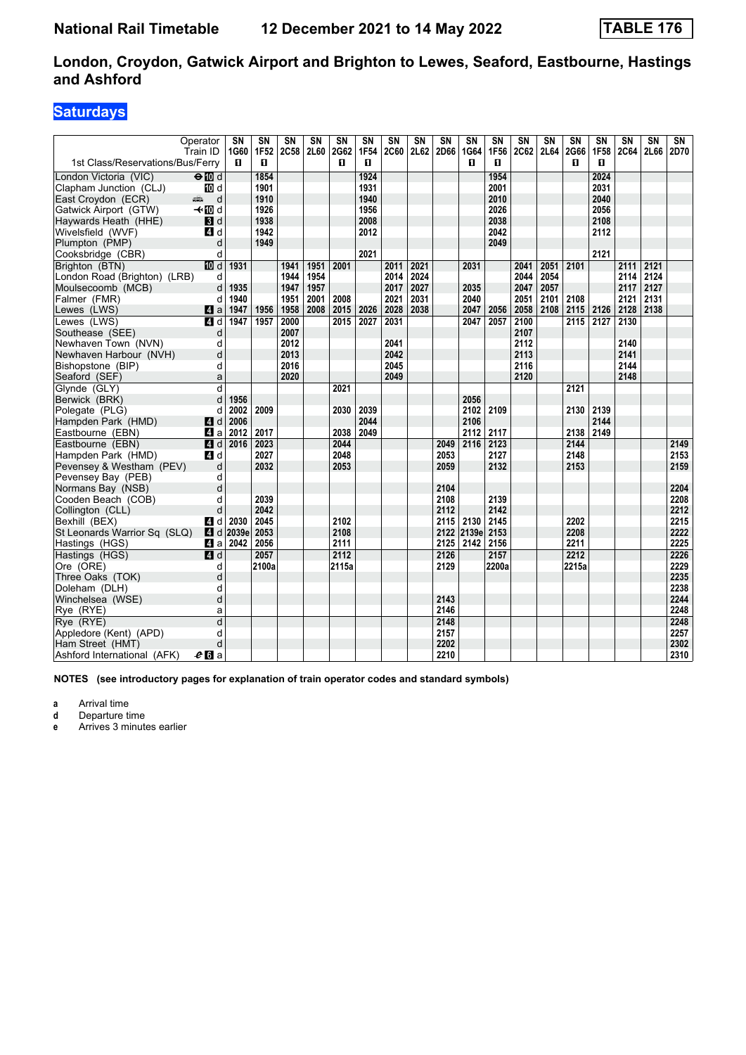# National Rail Timetable 12 December 2021 to 14 May 2022 TABLE 176

## London, Croydon, Gatwick Airport and Brighton to Lewes, Seaford, Eastbourne, Hastings and Ashford

### Saturdays

| Operator | | SN | SN | SN | SN | SN | SN | SN | SN | SN | SN | SN | SN | SN | SN | SN | SN | SN | SN |
|---|---|---|---|---|---|---|---|---|---|---|---|---|---|---|---|---|---|---|---|
| Train ID | | 1G60 | 1F52 | 2C58 | 2L60 | 2G62 | 1F54 | 2C60 | 2L62 | 2D66 | 1G64 | 1F56 | 2C62 | 2L64 | 2G66 | 1F58 | 2C64 | 2L66 | 2D70 |
| 1st Class/Reservations/Bus/Ferry | | 1 | 1 | | | 1 | 1 | | | | 1 | 1 | | | 1 | 1 | | | |
| London Victoria (VIC) | ⊖10 d | | 1854 | | | | 1924 | | | | | 1954 | | | | 2024 | | | |
| Clapham Junction (CLJ) | 10 d | | 1901 | | | | 1931 | | | | | 2001 | | | | 2031 | | | |
| East Croydon (ECR) | d | | 1910 | | | | 1940 | | | | | 2010 | | | | 2040 | | | |
| Gatwick Airport (GTW) | ✈10 d | | 1926 | | | | 1956 | | | | | 2026 | | | | 2056 | | | |
| Haywards Heath (HHE) | 3 d | | 1938 | | | | 2008 | | | | | 2038 | | | | 2108 | | | |
| Wivelsfield (WVF) | 4 d | | 1942 | | | | 2012 | | | | | 2042 | | | | 2112 | | | |
| Plumpton (PMP) | d | | 1949 | | | | | | | | | 2049 | | | | | | | |
| Cooksbridge (CBR) | d | | | | | | 2021 | | | | | | | | | 2121 | | | |
| Brighton (BTN) | 10 d | 1931 | | 1941 | 1951 | 2001 | | 2011 | 2021 | | 2031 | | 2041 | 2051 | 2101 | | 2111 | 2121 | |
| London Road (Brighton) (LRB) | d | | | 1944 | 1954 | | | 2014 | 2024 | | | | 2044 | 2054 | | | 2114 | 2124 | |
| Moulsecoomb (MCB) | d | 1935 | | 1947 | 1957 | | | 2017 | 2027 | | 2035 | | 2047 | 2057 | | | 2117 | 2127 | |
| Falmer (FMR) | d | 1940 | | 1951 | 2001 | 2008 | | 2021 | 2031 | | 2040 | | 2051 | 2101 | 2108 | | 2121 | 2131 | |
| Lewes (LWS) | 4 a | 1947 | 1956 | 1958 | 2008 | 2015 | 2026 | 2028 | 2038 | | 2047 | 2056 | 2058 | 2108 | 2115 | 2126 | 2128 | 2138 | |
| Lewes (LWS) | 4 d | 1947 | 1957 | 2000 | | 2015 | 2027 | 2031 | | | 2047 | 2057 | 2100 | | 2115 | 2127 | 2130 | | |
| Southease (SEE) | d | | | 2007 | | | | | | | | | 2107 | | | | | | |
| Newhaven Town (NVN) | d | | | 2012 | | | | 2041 | | | | | 2112 | | | | 2140 | | |
| Newhaven Harbour (NVH) | d | | | 2013 | | | | 2042 | | | | | 2113 | | | | 2141 | | |
| Bishopstone (BIP) | d | | | 2016 | | | | 2045 | | | | | 2116 | | | | 2144 | | |
| Seaford (SEF) | a | | | 2020 | | | | 2049 | | | | | 2120 | | | | 2148 | | |
| Glynde (GLY) | d | | | | | 2021 | | | | | | | | | 2121 | | | | |
| Berwick (BRK) | d | 1956 | | | | | | | | | 2056 | | | | | | | | |
| Polegate (PLG) | d | 2002 | 2009 | | | 2030 | 2039 | | | | 2102 | 2109 | | | 2130 | 2139 | | | |
| Hampden Park (HMD) | 4 d | 2006 | | | | | 2044 | | | | 2106 | | | | | 2144 | | | |
| Eastbourne (EBN) | 4 a | 2012 | 2017 | | | 2038 | 2049 | | | | 2112 | 2117 | | | 2138 | 2149 | | | |
| Eastbourne (EBN) | 4 d | 2016 | 2023 | | | 2044 | | | | 2049 | 2116 | 2123 | | | 2144 | | | | 2149 |
| Hampden Park (HMD) | 4 d | | 2027 | | | 2048 | | | | 2053 | | 2127 | | | 2148 | | | | 2153 |
| Pevensey & Westham (PEV) | d | | 2032 | | | 2053 | | | | 2059 | | 2132 | | | 2153 | | | | 2159 |
| Pevensey Bay (PEB) | d | | | | | | | | | | | | | | | | | | |
| Normans Bay (NSB) | d | | | | | | | | | 2104 | | | | | | | | | 2204 |
| Cooden Beach (COB) | d | | 2039 | | | | | | | 2108 | | 2139 | | | | | | | 2208 |
| Collington (CLL) | d | | 2042 | | | | | | | 2112 | | 2142 | | | | | | | 2212 |
| Bexhill (BEX) | 4 d | 2030 | 2045 | | | 2102 | | | | 2115 | 2130 | 2145 | | | 2202 | | | | 2215 |
| St Leonards Warrior Sq (SLQ) | 4 d | 2039e | 2053 | | | 2108 | | | | 2122 | 2139e | 2153 | | | 2208 | | | | 2222 |
| Hastings (HGS) | 4 a | 2042 | 2056 | | | 2111 | | | | 2125 | 2142 | 2156 | | | 2211 | | | | 2225 |
| Hastings (HGS) | 4 d | | 2057 | | | 2112 | | | | 2126 | | 2157 | | | 2212 | | | | 2226 |
| Ore (ORE) | d | | 2100a | | | 2115a | | | | 2129 | | 2200a | | | 2215a | | | | 2229 |
| Three Oaks (TOK) | d | | | | | | | | | | | | | | | | | | 2235 |
| Doleham (DLH) | d | | | | | | | | | | | | | | | | | | 2238 |
| Winchelsea (WSE) | d | | | | | | | | | 2143 | | | | | | | | | 2244 |
| Rye (RYE) | a | | | | | | | | | 2146 | | | | | | | | | 2248 |
| Rye (RYE) | d | | | | | | | | | 2148 | | | | | | | | | 2248 |
| Appledore (Kent) (APD) | d | | | | | | | | | 2157 | | | | | | | | | 2257 |
| Ham Street (HMT) | d | | | | | | | | | 2202 | | | | | | | | | 2302 |
| Ashford International (AFK) | 6 a | | | | | | | | | 2210 | | | | | | | | | 2310 |

**NOTES (see introductory pages for explanation of train operator codes and standard symbols)**

- **a** Arrival time
- **d** Departure time
- **e** Arrives 3 minutes earlier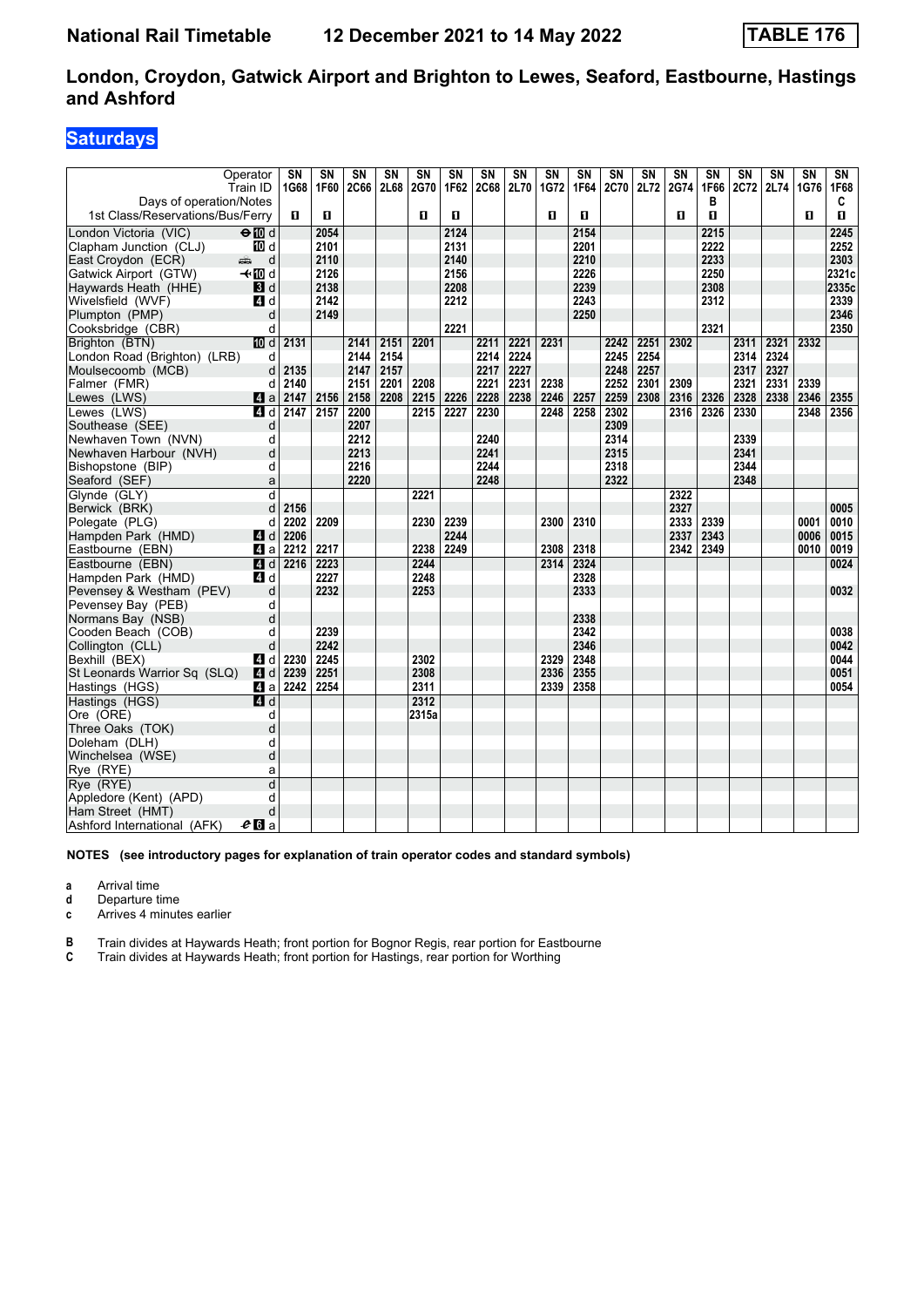# London, Croydon, Gatwick Airport and Brighton to Lewes, Seaford, Eastbourne, Hastings and Ashford

## Saturdays

National Rail Timetable — 12 December 2021 to 14 May 2022 — TABLE 176

| Operator | | SN | SN | SN | SN | SN | SN | SN | SN | SN | SN | SN | SN | SN | SN | SN | SN | SN | SN |
|---|---|---|---|---|---|---|---|---|---|---|---|---|---|---|---|---|---|---|---|
| Train ID | | 1G68 | 1F60 | 2C66 | 2L68 | 2G70 | 1F62 | 2C68 | 2L70 | 1G72 | 1F64 | 2C70 | 2L72 | 2G74 | 1F66 | 2C72 | 2L74 | 1G76 | 1F68 |
| Days of operation/Notes | | | | | | | | | | | | | | | B | | | | C |
| 1st Class/Reservations/Bus/Ferry | | 1 | 1 | | | 1 | 1 | | | 1 | 1 | | | 1 | 1 | | | 1 | 1 |
| London Victoria (VIC) | ⊖ 10 d | | 2054 | | | | 2124 | | | | 2154 | | | | 2215 | | | | 2245 |
| Clapham Junction (CLJ) | 10 d | | 2101 | | | | 2131 | | | | 2201 | | | | 2222 | | | | 2252 |
| East Croydon (ECR) | d | | 2110 | | | | 2140 | | | | 2210 | | | | 2233 | | | | 2303 |
| Gatwick Airport (GTW) | ✈ 10 d | | 2126 | | | | 2156 | | | | 2226 | | | | 2250 | | | | 2321c |
| Haywards Heath (HHE) | 3 d | | 2138 | | | | 2208 | | | | 2239 | | | | 2308 | | | | 2335c |
| Wivelsfield (WVF) | 4 d | | 2142 | | | | 2212 | | | | 2243 | | | | 2312 | | | | 2339 |
| Plumpton (PMP) | d | | 2149 | | | | | | | | 2250 | | | | | | | | 2346 |
| Cooksbridge (CBR) | d | | | | | | 2221 | | | | | | | | 2321 | | | | 2350 |
| Brighton (BTN) | 10 d | 2131 | | 2141 | 2151 | 2201 | | 2211 | 2221 | 2231 | | 2242 | 2251 | 2302 | | 2311 | 2321 | 2332 | |
| London Road (Brighton) (LRB) | d | | | 2144 | 2154 | | | 2214 | 2224 | | | 2245 | 2254 | | | 2314 | 2324 | | |
| Moulsecoomb (MCB) | d | 2135 | | 2147 | 2157 | | | 2217 | 2227 | | | 2248 | 2257 | | | 2317 | 2327 | | |
| Falmer (FMR) | d | 2140 | | 2151 | 2201 | 2208 | | 2221 | 2231 | 2238 | | 2252 | 2301 | 2309 | | 2321 | 2331 | 2339 | |
| Lewes (LWS) | 4 a | 2147 | 2156 | 2158 | 2208 | 2215 | 2226 | 2228 | 2238 | 2246 | 2257 | 2259 | 2308 | 2316 | 2326 | 2328 | 2338 | 2346 | 2355 |
| Lewes (LWS) | 4 d | 2147 | 2157 | 2200 | | 2215 | 2227 | 2230 | | 2248 | 2258 | 2302 | | 2316 | 2326 | 2330 | | 2348 | 2356 |
| Southease (SEE) | d | | | 2207 | | | | | | | | 2309 | | | | | | | |
| Newhaven Town (NVN) | d | | | 2212 | | | | 2240 | | | | 2314 | | | | 2339 | | | |
| Newhaven Harbour (NVH) | d | | | 2213 | | | | 2241 | | | | 2315 | | | | 2341 | | | |
| Bishopstone (BIP) | d | | | 2216 | | | | 2244 | | | | 2318 | | | | 2344 | | | |
| Seaford (SEF) | a | | | 2220 | | | | 2248 | | | | 2322 | | | | 2348 | | | |
| Glynde (GLY) | d | | | | | 2221 | | | | | | | | 2322 | | | | | |
| Berwick (BRK) | d | 2156 | | | | | | | | | | | | 2327 | | | | | 0005 |
| Polegate (PLG) | d | 2202 | 2209 | | | 2230 | 2239 | | | 2300 | 2310 | | | 2333 | 2339 | | | 0001 | 0010 |
| Hampden Park (HMD) | 4 d | 2206 | | | | | 2244 | | | | | | | 2337 | 2343 | | | 0006 | 0015 |
| Eastbourne (EBN) | 4 a | 2212 | 2217 | | | 2238 | 2249 | | | 2308 | 2318 | | | 2342 | 2349 | | | 0010 | 0019 |
| Eastbourne (EBN) | 4 d | 2216 | 2223 | | | 2244 | | | | 2314 | 2324 | | | | | | | | 0024 |
| Hampden Park (HMD) | 4 d | | 2227 | | | 2248 | | | | | 2328 | | | | | | | | |
| Pevensey & Westham (PEV) | d | | 2232 | | | 2253 | | | | | 2333 | | | | | | | | 0032 |
| Pevensey Bay (PEB) | d | | | | | | | | | | | | | | | | | | |
| Normans Bay (NSB) | d | | | | | | | | | | 2338 | | | | | | | | |
| Cooden Beach (COB) | d | | 2239 | | | | | | | | 2342 | | | | | | | | 0038 |
| Collington (CLL) | d | | 2242 | | | | | | | | 2346 | | | | | | | | 0042 |
| Bexhill (BEX) | 4 d | 2230 | 2245 | | | 2302 | | | | 2329 | 2348 | | | | | | | | 0044 |
| St Leonards Warrior Sq (SLQ) | 4 d | 2239 | 2251 | | | 2308 | | | | 2336 | 2355 | | | | | | | | 0051 |
| Hastings (HGS) | 4 a | 2242 | 2254 | | | 2311 | | | | 2339 | 2358 | | | | | | | | 0054 |
| Hastings (HGS) | 4 d | | | | | 2312 | | | | | | | | | | | | | |
| Ore (ORE) | d | | | | | 2315a | | | | | | | | | | | | | |
| Three Oaks (TOK) | d | | | | | | | | | | | | | | | | | | |
| Doleham (DLH) | d | | | | | | | | | | | | | | | | | | |
| Winchelsea (WSE) | d | | | | | | | | | | | | | | | | | | |
| Rye (RYE) | a | | | | | | | | | | | | | | | | | | |
| Rye (RYE) | d | | | | | | | | | | | | | | | | | | |
| Appledore (Kent) (APD) | d | | | | | | | | | | | | | | | | | | |
| Ham Street (HMT) | d | | | | | | | | | | | | | | | | | | |
| Ashford International (AFK) | 6 a | | | | | | | | | | | | | | | | | | |

**NOTES (see introductory pages for explanation of train operator codes and standard symbols)**

- **a** Arrival time
- **d** Departure time
- **c** Arrives 4 minutes earlier

- **B** Train divides at Haywards Heath; front portion for Bognor Regis, rear portion for Eastbourne
- **C** Train divides at Haywards Heath; front portion for Hastings, rear portion for Worthing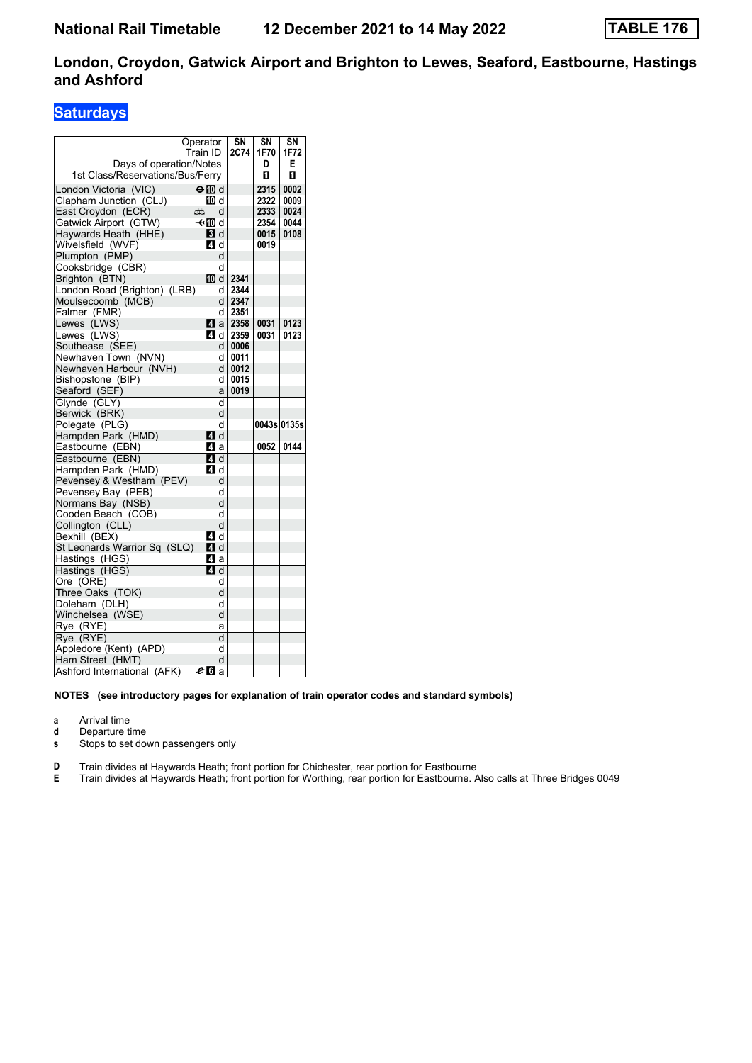# National Rail Timetable 12 December 2021 to 14 May 2022 TABLE 176

## London, Croydon, Gatwick Airport and Brighton to Lewes, Seaford, Eastbourne, Hastings and Ashford

## Saturdays

| Operator | | SN | SN | SN |
|---|---|---|---|---|
| Train ID | | 2C74 | 1F70 | 1F72 |
| Days of operation/Notes | | | D | E |
| 1st Class/Reservations/Bus/Ferry | | | 1 | 1 |
| London Victoria (VIC) | ⊖ 10 d | | 2315 | 0002 |
| Clapham Junction (CLJ) | 10 d | | 2322 | 0009 |
| East Croydon (ECR) | d | | 2333 | 0024 |
| Gatwick Airport (GTW) | ✈ 10 d | | 2354 | 0044 |
| Haywards Heath (HHE) | 3 d | | 0015 | 0108 |
| Wivelsfield (WVF) | 4 d | | 0019 | |
| Plumpton (PMP) | d | | | |
| Cooksbridge (CBR) | d | | | |
| Brighton (BTN) | 10 d | 2341 | | |
| London Road (Brighton) (LRB) | d | 2344 | | |
| Moulsecoomb (MCB) | d | 2347 | | |
| Falmer (FMR) | d | 2351 | | |
| Lewes (LWS) | 4 a | 2358 | 0031 | 0123 |
| Lewes (LWS) | 4 d | 2359 | 0031 | 0123 |
| Southease (SEE) | d | 0006 | | |
| Newhaven Town (NVN) | d | 0011 | | |
| Newhaven Harbour (NVH) | d | 0012 | | |
| Bishopstone (BIP) | d | 0015 | | |
| Seaford (SEF) | a | 0019 | | |
| Glynde (GLY) | d | | | |
| Berwick (BRK) | d | | | |
| Polegate (PLG) | d | | 0043s | 0135s |
| Hampden Park (HMD) | 4 d | | | |
| Eastbourne (EBN) | 4 a | | 0052 | 0144 |
| Eastbourne (EBN) | 4 d | | | |
| Hampden Park (HMD) | 4 d | | | |
| Pevensey & Westham (PEV) | d | | | |
| Pevensey Bay (PEB) | d | | | |
| Normans Bay (NSB) | d | | | |
| Cooden Beach (COB) | d | | | |
| Collington (CLL) | d | | | |
| Bexhill (BEX) | 4 d | | | |
| St Leonards Warrior Sq (SLQ) | 4 d | | | |
| Hastings (HGS) | 4 a | | | |
| Hastings (HGS) | 4 d | | | |
| Ore (ORE) | d | | | |
| Three Oaks (TOK) | d | | | |
| Doleham (DLH) | d | | | |
| Winchelsea (WSE) | d | | | |
| Rye (RYE) | a | | | |
| Rye (RYE) | d | | | |
| Appledore (Kent) (APD) | d | | | |
| Ham Street (HMT) | d | | | |
| Ashford International (AFK) | 6 a | | | |

**NOTES (see introductory pages for explanation of train operator codes and standard symbols)**

- **a** Arrival time
- **d** Departure time
- **s** Stops to set down passengers only

- **D** Train divides at Haywards Heath; front portion for Chichester, rear portion for Eastbourne
- **E** Train divides at Haywards Heath; front portion for Worthing, rear portion for Eastbourne. Also calls at Three Bridges 0049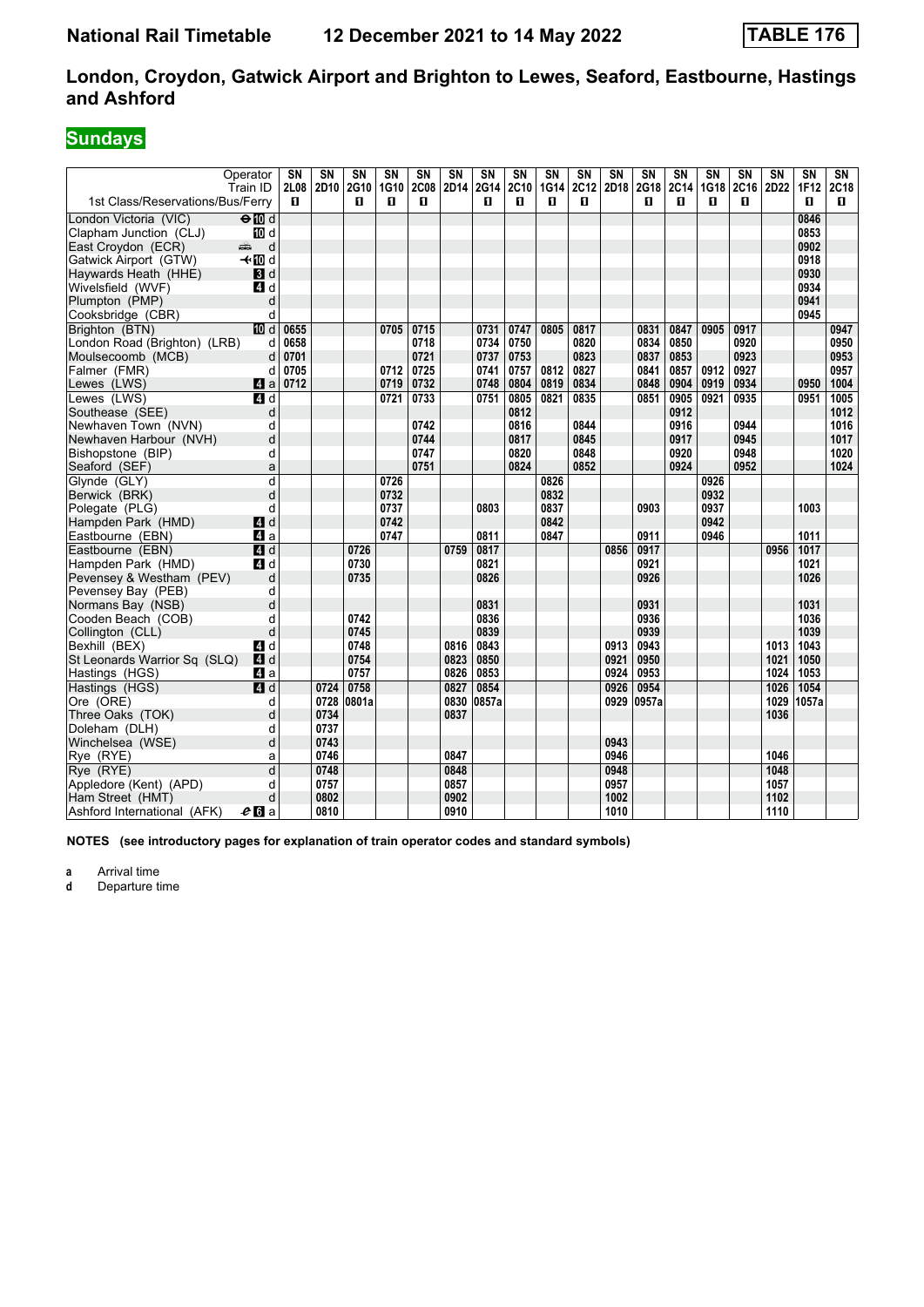# National Rail Timetable 12 December 2021 to 14 May 2022 TABLE 176

## London, Croydon, Gatwick Airport and Brighton to Lewes, Seaford, Eastbourne, Hastings and Ashford

### Sundays

| Operator | | SN | SN | SN | SN | SN | SN | SN | SN | SN | SN | SN | SN | SN | SN | SN | SN | SN | SN |
|---|---|---|---|---|---|---|---|---|---|---|---|---|---|---|---|---|---|---|---|
| Train ID | | 2L08 | 2D10 | 2G10 | 1G10 | 2C08 | 2D14 | 2G14 | 2C10 | 1G14 | 2C12 | 2D18 | 2G18 | 2C14 | 1G18 | 2C16 | 2D22 | 1F12 | 2C18 |
| 1st Class/Reservations/Bus/Ferry | | ■ | | ■ | ■ | ■ | | ■ | ■ | ■ | ■ | | ■ | ■ | ■ | ■ | | ■ | ■ |
| London Victoria (VIC) | 10 d | | | | | | | | | | | | | | | | | 0846 | |
| Clapham Junction (CLJ) | 10 d | | | | | | | | | | | | | | | | | 0853 | |
| East Croydon (ECR) | d | | | | | | | | | | | | | | | | | 0902 | |
| Gatwick Airport (GTW) | 10 d | | | | | | | | | | | | | | | | | 0918 | |
| Haywards Heath (HHE) | 3 d | | | | | | | | | | | | | | | | | 0930 | |
| Wivelsfield (WVF) | 4 d | | | | | | | | | | | | | | | | | 0934 | |
| Plumpton (PMP) | d | | | | | | | | | | | | | | | | | 0941 | |
| Cooksbridge (CBR) | d | | | | | | | | | | | | | | | | | 0945 | |
| Brighton (BTN) | 10 d | 0655 | | | 0705 | 0715 | | 0731 | 0747 | 0805 | 0817 | | 0831 | 0847 | 0905 | 0917 | | | 0947 |
| London Road (Brighton) (LRB) | d | 0658 | | | | 0718 | | 0734 | 0750 | | 0820 | | 0834 | 0850 | | 0920 | | | 0950 |
| Moulsecoomb (MCB) | d | 0701 | | | | 0721 | | 0737 | 0753 | | 0823 | | 0837 | 0853 | | 0923 | | | 0953 |
| Falmer (FMR) | d | 0705 | | | 0712 | 0725 | | 0741 | 0757 | 0812 | 0827 | | 0841 | 0857 | 0912 | 0927 | | | 0957 |
| Lewes (LWS) | 4 a | 0712 | | | 0719 | 0732 | | 0748 | 0804 | 0819 | 0834 | | 0848 | 0904 | 0919 | 0934 | | 0950 | 1004 |
| Lewes (LWS) | 4 d | | | | 0721 | 0733 | | 0751 | 0805 | 0821 | 0835 | | 0851 | 0905 | 0921 | 0935 | | 0951 | 1005 |
| Southease (SEE) | d | | | | | | | | 0812 | | | | | 0912 | | | | | 1012 |
| Newhaven Town (NVN) | d | | | | | 0742 | | | 0816 | | 0844 | | | 0916 | | 0944 | | | 1016 |
| Newhaven Harbour (NVH) | d | | | | | 0744 | | | 0817 | | 0845 | | | 0917 | | 0945 | | | 1017 |
| Bishopstone (BIP) | d | | | | | 0747 | | | 0820 | | 0848 | | | 0920 | | 0948 | | | 1020 |
| Seaford (SEF) | a | | | | | 0751 | | | 0824 | | 0852 | | | 0924 | | 0952 | | | 1024 |
| Glynde (GLY) | d | | | | 0726 | | | | | 0826 | | | | | 0926 | | | | |
| Berwick (BRK) | d | | | | 0732 | | | | | 0832 | | | | | 0932 | | | | |
| Polegate (PLG) | d | | | | 0737 | | | 0803 | | 0837 | | | 0903 | | 0937 | | | 1003 | |
| Hampden Park (HMD) | 4 d | | | | 0742 | | | | | 0842 | | | | | 0942 | | | | |
| Eastbourne (EBN) | 4 a | | | | 0747 | | | 0811 | | 0847 | | | 0911 | | 0946 | | | 1011 | |
| Eastbourne (EBN) | 4 d | | | 0726 | | | 0759 | 0817 | | | | 0856 | 0917 | | | | 0956 | 1017 | |
| Hampden Park (HMD) | 4 d | | | 0730 | | | | 0821 | | | | | 0921 | | | | | 1021 | |
| Pevensey & Westham (PEV) | d | | | 0735 | | | | 0826 | | | | | 0926 | | | | | 1026 | |
| Pevensey Bay (PEB) | d | | | | | | | | | | | | | | | | | | |
| Normans Bay (NSB) | d | | | | | | | 0831 | | | | | 0931 | | | | | 1031 | |
| Cooden Beach (COB) | d | | | 0742 | | | | 0836 | | | | | 0936 | | | | | 1036 | |
| Collington (CLL) | d | | | 0745 | | | | 0839 | | | | | 0939 | | | | | 1039 | |
| Bexhill (BEX) | 4 d | | | 0748 | | | 0816 | 0843 | | | | 0913 | 0943 | | | | 1013 | 1043 | |
| St Leonards Warrior Sq (SLQ) | 4 d | | | 0754 | | | 0823 | 0850 | | | | 0921 | 0950 | | | | 1021 | 1050 | |
| Hastings (HGS) | 4 a | | | 0757 | | | 0826 | 0853 | | | | 0924 | 0953 | | | | 1024 | 1053 | |
| Hastings (HGS) | 4 d | | 0724 | 0758 | | | 0827 | 0854 | | | | 0926 | 0954 | | | | 1026 | 1054 | |
| Ore (ORE) | d | | 0728 | 0801a | | | 0830 | 0857a | | | | 0929 | 0957a | | | | 1029 | 1057a | |
| Three Oaks (TOK) | d | | 0734 | | | | 0837 | | | | | | | | | | 1036 | | |
| Doleham (DLH) | d | | 0737 | | | | | | | | | | | | | | | | |
| Winchelsea (WSE) | d | | 0743 | | | | | | | | | 0943 | | | | | | | |
| Rye (RYE) | a | | 0746 | | | | 0847 | | | | | 0946 | | | | | 1046 | | |
| Rye (RYE) | d | | 0748 | | | | 0848 | | | | | 0948 | | | | | 1048 | | |
| Appledore (Kent) (APD) | d | | 0757 | | | | 0857 | | | | | 0957 | | | | | 1057 | | |
| Ham Street (HMT) | d | | 0802 | | | | 0902 | | | | | 1002 | | | | | 1102 | | |
| Ashford International (AFK) | 6 a | | 0810 | | | | 0910 | | | | | 1010 | | | | | 1110 | | |

**NOTES (see introductory pages for explanation of train operator codes and standard symbols)**

**a** Arrival time
**d** Departure time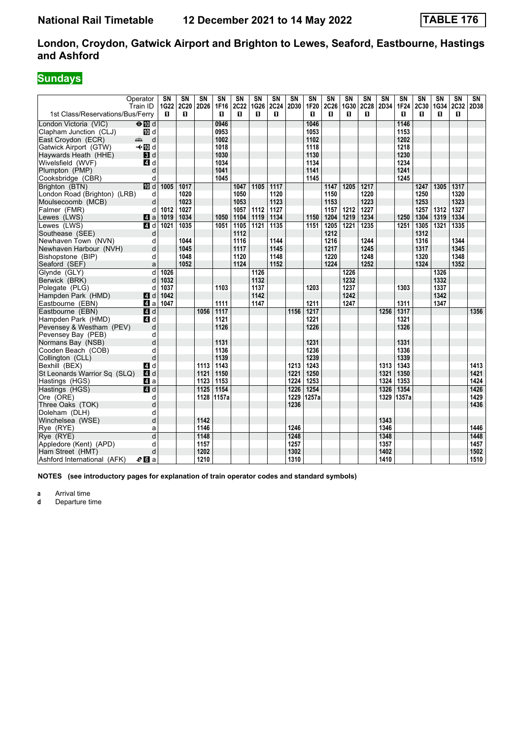# National Rail Timetable 12 December 2021 to 14 May 2022 TABLE 176

## London, Croydon, Gatwick Airport and Brighton to Lewes, Seaford, Eastbourne, Hastings and Ashford

## Sundays

| Operator | | SN | SN | SN | SN | SN | SN | SN | SN | SN | SN | SN | SN | SN | SN | SN | SN | SN | SN |
|---|---|---|---|---|---|---|---|---|---|---|---|---|---|---|---|---|---|---|---|
| Train ID | | 1G22 | 2C20 | 2D26 | 1F16 | 2C22 | 1G26 | 2C24 | 2D30 | 1F20 | 2C26 | 1G30 | 2C28 | 2D34 | 1F24 | 2C30 | 1G34 | 2C32 | 2D38 |
| 1st Class/Reservations/Bus/Ferry | | 1 | 1 | | 1 | 1 | 1 | 1 | | 1 | 1 | 1 | 1 | | 1 | 1 | 1 | 1 | |
| London Victoria (VIC) | 10 d | | | | 0946 | | | | | 1046 | | | | | 1146 | | | | |
| Clapham Junction (CLJ) | 10 d | | | | 0953 | | | | | 1053 | | | | | 1153 | | | | |
| East Croydon (ECR) | d | | | | 1002 | | | | | 1102 | | | | | 1202 | | | | |
| Gatwick Airport (GTW) | 10 d | | | | 1018 | | | | | 1118 | | | | | 1218 | | | | |
| Haywards Heath (HHE) | 3 d | | | | 1030 | | | | | 1130 | | | | | 1230 | | | | |
| Wivelsfield (WVF) | 4 d | | | | 1034 | | | | | 1134 | | | | | 1234 | | | | |
| Plumpton (PMP) | d | | | | 1041 | | | | | 1141 | | | | | 1241 | | | | |
| Cooksbridge (CBR) | d | | | | 1045 | | | | | 1145 | | | | | 1245 | | | | |
| Brighton (BTN) | 10 d | 1005 | 1017 | | | 1047 | 1105 | 1117 | | | 1147 | 1205 | 1217 | | | 1247 | 1305 | 1317 | |
| London Road (Brighton) (LRB) | d | | 1020 | | | 1050 | | 1120 | | | 1150 | | 1220 | | | 1250 | | 1320 | |
| Moulsecoomb (MCB) | d | | 1023 | | | 1053 | | 1123 | | | 1153 | | 1223 | | | 1253 | | 1323 | |
| Falmer (FMR) | d | 1012 | 1027 | | | 1057 | 1112 | 1127 | | | 1157 | 1212 | 1227 | | | 1257 | 1312 | 1327 | |
| Lewes (LWS) | 4 a | 1019 | 1034 | | 1050 | 1104 | 1119 | 1134 | | 1150 | 1204 | 1219 | 1234 | | 1250 | 1304 | 1319 | 1334 | |
| Lewes (LWS) | 4 d | 1021 | 1035 | | 1051 | 1105 | 1121 | 1135 | | 1151 | 1205 | 1221 | 1235 | | 1251 | 1305 | 1321 | 1335 | |
| Southease (SEE) | d | | | | | 1112 | | | | | 1212 | | | | | 1312 | | | |
| Newhaven Town (NVN) | d | | 1044 | | | 1116 | | 1144 | | | 1216 | | 1244 | | | 1316 | | 1344 | |
| Newhaven Harbour (NVH) | d | | 1045 | | | 1117 | | 1145 | | | 1217 | | 1245 | | | 1317 | | 1345 | |
| Bishopstone (BIP) | d | | 1048 | | | 1120 | | 1148 | | | 1220 | | 1248 | | | 1320 | | 1348 | |
| Seaford (SEF) | a | | 1052 | | | 1124 | | 1152 | | | 1224 | | 1252 | | | 1324 | | 1352 | |
| Glynde (GLY) | d | 1026 | | | | | 1126 | | | | | 1226 | | | | | 1326 | | |
| Berwick (BRK) | d | 1032 | | | | | 1132 | | | | | 1232 | | | | | 1332 | | |
| Polegate (PLG) | d | 1037 | | | 1103 | | 1137 | | | 1203 | | 1237 | | | 1303 | | 1337 | | |
| Hampden Park (HMD) | 4 d | 1042 | | | | | 1142 | | | | | 1242 | | | | | 1342 | | |
| Eastbourne (EBN) | 4 a | 1047 | | | 1111 | | 1147 | | | 1211 | | 1247 | | | 1311 | | 1347 | | |
| Eastbourne (EBN) | 4 d | | | 1056 | 1117 | | | | 1156 | 1217 | | | | 1256 | 1317 | | | | 1356 |
| Hampden Park (HMD) | 4 d | | | | 1121 | | | | | 1221 | | | | | 1321 | | | | |
| Pevensey & Westham (PEV) | d | | | | 1126 | | | | | 1226 | | | | | 1326 | | | | |
| Pevensey Bay (PEB) | d | | | | | | | | | | | | | | | | | | |
| Normans Bay (NSB) | d | | | | 1131 | | | | | 1231 | | | | | 1331 | | | | |
| Cooden Beach (COB) | d | | | | 1136 | | | | | 1236 | | | | | 1336 | | | | |
| Collington (CLL) | d | | | | 1139 | | | | | 1239 | | | | | 1339 | | | | |
| Bexhill (BEX) | 4 d | | | 1113 | 1143 | | | | 1213 | 1243 | | | | 1313 | 1343 | | | | 1413 |
| St Leonards Warrior Sq (SLQ) | 4 d | | | 1121 | 1150 | | | | 1221 | 1250 | | | | 1321 | 1350 | | | | 1421 |
| Hastings (HGS) | 4 a | | | 1123 | 1153 | | | | 1224 | 1253 | | | | 1324 | 1353 | | | | 1424 |
| Hastings (HGS) | 4 d | | | 1125 | 1154 | | | | 1226 | 1254 | | | | 1326 | 1354 | | | | 1426 |
| Ore (ORE) | d | | | 1128 | 1157a | | | | 1229 | 1257a | | | | 1329 | 1357a | | | | 1429 |
| Three Oaks (TOK) | d | | | | | | | | 1236 | | | | | | | | | | 1436 |
| Doleham (DLH) | d | | | | | | | | | | | | | | | | | | |
| Winchelsea (WSE) | d | | | 1142 | | | | | | | | | | 1343 | | | | | |
| Rye (RYE) | a | | | 1146 | | | | | 1246 | | | | | 1346 | | | | | 1446 |
| Rye (RYE) | d | | | 1148 | | | | | 1248 | | | | | 1348 | | | | | 1448 |
| Appledore (Kent) (APD) | d | | | 1157 | | | | | 1257 | | | | | 1357 | | | | | 1457 |
| Ham Street (HMT) | d | | | 1202 | | | | | 1302 | | | | | 1402 | | | | | 1502 |
| Ashford International (AFK) | 6 a | | | 1210 | | | | | 1310 | | | | | 1410 | | | | | 1510 |

**NOTES (see introductory pages for explanation of train operator codes and standard symbols)**

**a** Arrival time
**d** Departure time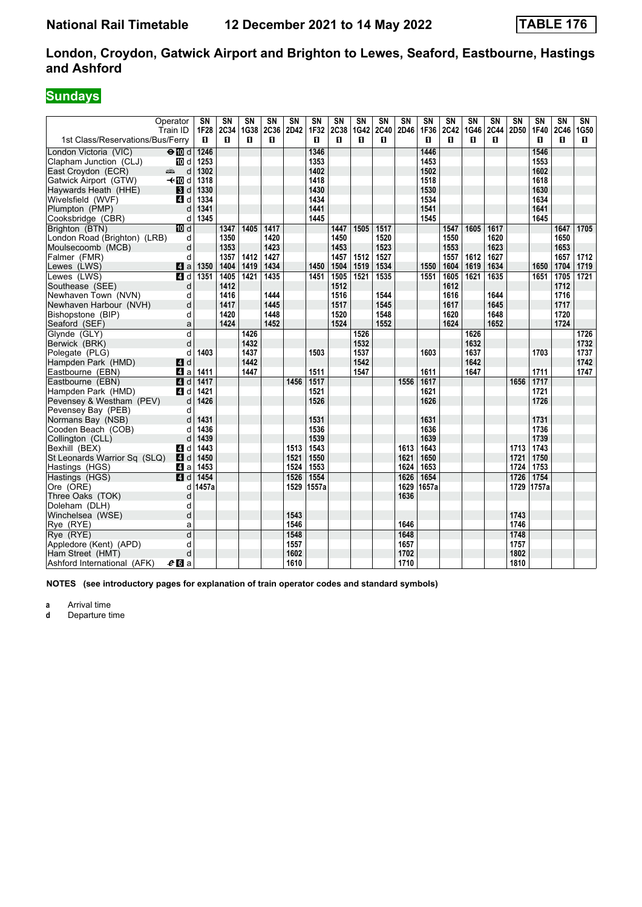# National Rail Timetable 12 December 2021 to 14 May 2022 TABLE 176

## London, Croydon, Gatwick Airport and Brighton to Lewes, Seaford, Eastbourne, Hastings and Ashford

### Sundays

| Operator | | SN | SN | SN | SN | SN | SN | SN | SN | SN | SN | SN | SN | SN | SN | SN | SN | SN | SN |
|---|---|---|---|---|---|---|---|---|---|---|---|---|---|---|---|---|---|---|---|
| Train ID | | 1F28 | 2C34 | 1G38 | 2C36 | 2D42 | 1F32 | 2C38 | 1G42 | 2C40 | 2D46 | 1F36 | 2C42 | 1G46 | 2C44 | 2D50 | 1F40 | 2C46 | 1G50 |
| 1st Class/Reservations/Bus/Ferry | | 1 | 1 | 1 | 1 | | 1 | 1 | 1 | 1 | | 1 | 1 | 1 | 1 | | 1 | 1 | 1 |
| London Victoria (VIC) | ⊖10 d | 1246 | | | | | 1346 | | | | | 1446 | | | | | 1546 | | |
| Clapham Junction (CLJ) | 10 d | 1253 | | | | | 1353 | | | | | 1453 | | | | | 1553 | | |
| East Croydon (ECR) | d | 1302 | | | | | 1402 | | | | | 1502 | | | | | 1602 | | |
| Gatwick Airport (GTW) | ✈10 d | 1318 | | | | | 1418 | | | | | 1518 | | | | | 1618 | | |
| Haywards Heath (HHE) | 3 d | 1330 | | | | | 1430 | | | | | 1530 | | | | | 1630 | | |
| Wivelsfield (WVF) | 4 d | 1334 | | | | | 1434 | | | | | 1534 | | | | | 1634 | | |
| Plumpton (PMP) | d | 1341 | | | | | 1441 | | | | | 1541 | | | | | 1641 | | |
| Cooksbridge (CBR) | d | 1345 | | | | | 1445 | | | | | 1545 | | | | | 1645 | | |
| Brighton (BTN) | 10 d | | 1347 | 1405 | 1417 | | | 1447 | 1505 | 1517 | | | 1547 | 1605 | 1617 | | | 1647 | 1705 |
| London Road (Brighton) (LRB) | d | | 1350 | | 1420 | | | 1450 | | 1520 | | | 1550 | | 1620 | | | 1650 | |
| Moulsecoomb (MCB) | d | | 1353 | | 1423 | | | 1453 | | 1523 | | | 1553 | | 1623 | | | 1653 | |
| Falmer (FMR) | d | | 1357 | 1412 | 1427 | | | 1457 | 1512 | 1527 | | | 1557 | 1612 | 1627 | | | 1657 | 1712 |
| Lewes (LWS) | 4 a | 1350 | 1404 | 1419 | 1434 | | 1450 | 1504 | 1519 | 1534 | | 1550 | 1604 | 1619 | 1634 | | 1650 | 1704 | 1719 |
| Lewes (LWS) | 4 d | 1351 | 1405 | 1421 | 1435 | | 1451 | 1505 | 1521 | 1535 | | 1551 | 1605 | 1621 | 1635 | | 1651 | 1705 | 1721 |
| Southease (SEE) | d | | 1412 | | | | | 1512 | | | | | 1612 | | | | | 1712 | |
| Newhaven Town (NVN) | d | | 1416 | | 1444 | | | 1516 | | 1544 | | | 1616 | | 1644 | | | 1716 | |
| Newhaven Harbour (NVH) | d | | 1417 | | 1445 | | | 1517 | | 1545 | | | 1617 | | 1645 | | | 1717 | |
| Bishopstone (BIP) | d | | 1420 | | 1448 | | | 1520 | | 1548 | | | 1620 | | 1648 | | | 1720 | |
| Seaford (SEF) | a | | 1424 | | 1452 | | | 1524 | | 1552 | | | 1624 | | 1652 | | | 1724 | |
| Glynde (GLY) | d | | | 1426 | | | | | 1526 | | | | | 1626 | | | | | 1726 |
| Berwick (BRK) | d | | | 1432 | | | | | 1532 | | | | | 1632 | | | | | 1732 |
| Polegate (PLG) | d | 1403 | | 1437 | | | 1503 | | 1537 | | | 1603 | | 1637 | | | 1703 | | 1737 |
| Hampden Park (HMD) | 4 d | | | 1442 | | | | | 1542 | | | | | 1642 | | | | | 1742 |
| Eastbourne (EBN) | 4 a | 1411 | | 1447 | | | 1511 | | 1547 | | | 1611 | | 1647 | | | 1711 | | 1747 |
| Eastbourne (EBN) | 4 d | 1417 | | | | 1456 | 1517 | | | | 1556 | 1617 | | | | 1656 | 1717 | | |
| Hampden Park (HMD) | 4 d | 1421 | | | | | 1521 | | | | | 1621 | | | | | 1721 | | |
| Pevensey & Westham (PEV) | d | 1426 | | | | | 1526 | | | | | 1626 | | | | | 1726 | | |
| Pevensey Bay (PEB) | d | | | | | | | | | | | | | | | | | | |
| Normans Bay (NSB) | d | 1431 | | | | | 1531 | | | | | 1631 | | | | | 1731 | | |
| Cooden Beach (COB) | d | 1436 | | | | | 1536 | | | | | 1636 | | | | | 1736 | | |
| Collington (CLL) | d | 1439 | | | | | 1539 | | | | | 1639 | | | | | 1739 | | |
| Bexhill (BEX) | 4 d | 1443 | | | | 1513 | 1543 | | | | 1613 | 1643 | | | | 1713 | 1743 | | |
| St Leonards Warrior Sq (SLQ) | 4 d | 1450 | | | | 1521 | 1550 | | | | 1621 | 1650 | | | | 1721 | 1750 | | |
| Hastings (HGS) | 4 a | 1453 | | | | 1524 | 1553 | | | | 1624 | 1653 | | | | 1724 | 1753 | | |
| Hastings (HGS) | 4 d | 1454 | | | | 1526 | 1554 | | | | 1626 | 1654 | | | | 1726 | 1754 | | |
| Ore (ORE) | d | 1457a | | | | 1529 | 1557a | | | | 1629 | 1657a | | | | 1729 | 1757a | | |
| Three Oaks (TOK) | d | | | | | | | | | | 1636 | | | | | | | | |
| Doleham (DLH) | d | | | | | | | | | | | | | | | | | | |
| Winchelsea (WSE) | d | | | | | 1543 | | | | | | | | | | 1743 | | | |
| Rye (RYE) | a | | | | | 1546 | | | | | 1646 | | | | | 1746 | | | |
| Rye (RYE) | d | | | | | 1548 | | | | | 1648 | | | | | 1748 | | | |
| Appledore (Kent) (APD) | d | | | | | 1557 | | | | | 1657 | | | | | 1757 | | | |
| Ham Street (HMT) | d | | | | | 1602 | | | | | 1702 | | | | | 1802 | | | |
| Ashford International (AFK) | 6 a | | | | | 1610 | | | | | 1710 | | | | | 1810 | | | |

**NOTES (see introductory pages for explanation of train operator codes and standard symbols)**

**a** Arrival time
**d** Departure time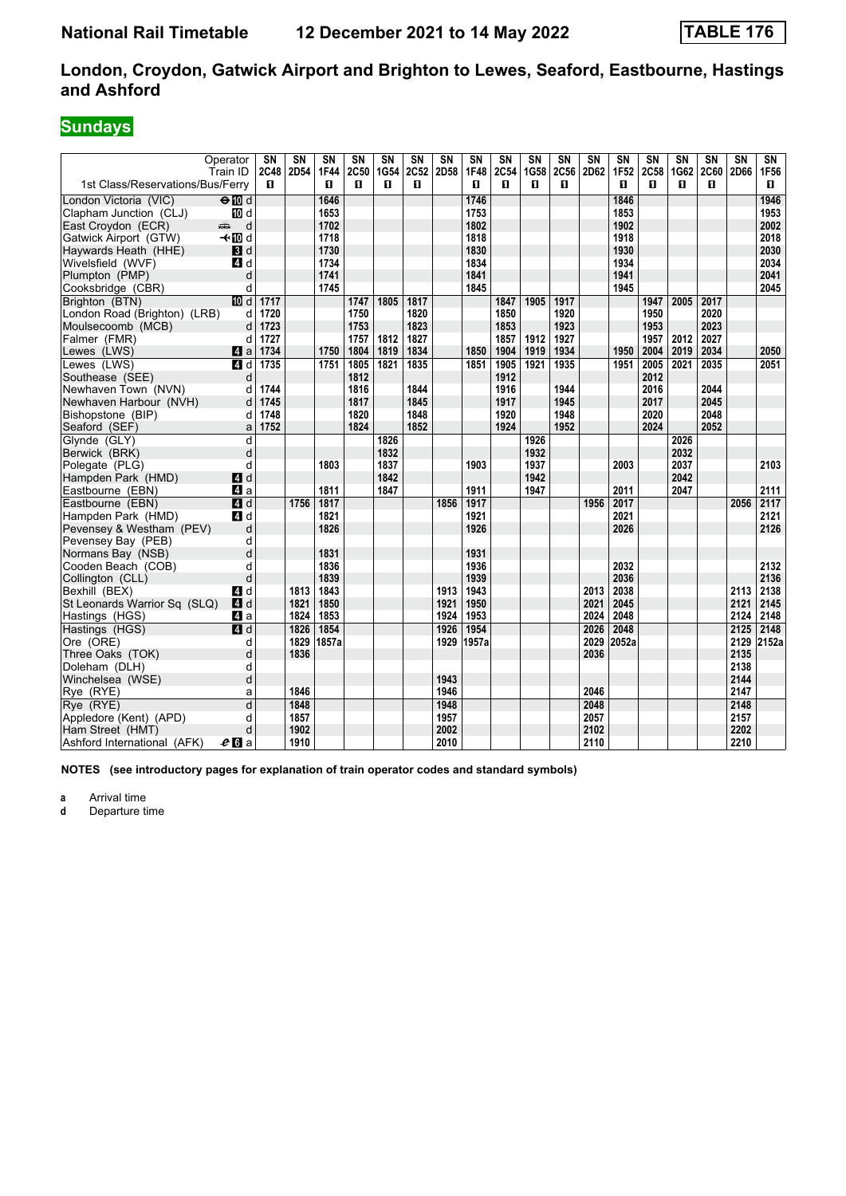# National Rail Timetable    12 December 2021 to 14 May 2022    TABLE 176

## London, Croydon, Gatwick Airport and Brighton to Lewes, Seaford, Eastbourne, Hastings and Ashford

### Sundays

| Operator | | SN | SN | SN | SN | SN | SN | SN | SN | SN | SN | SN | SN | SN | SN | SN | SN | SN | SN |
|---|---|---|---|---|---|---|---|---|---|---|---|---|---|---|---|---|---|---|---|
| Train ID | | 2C48 | 2D54 | 1F44 | 2C50 | 1G54 | 2C52 | 2D58 | 1F48 | 2C54 | 1G58 | 2C56 | 2D62 | 1F52 | 2C58 | 1G62 | 2C60 | 2D66 | 1F56 |
| 1st Class/Reservations/Bus/Ferry | | 1 | | 1 | 1 | 1 | 1 | | 1 | 1 | 1 | 1 | | 1 | 1 | 1 | 1 | | 1 |
| London Victoria (VIC) | ⊖10 d | | | 1646 | | | | | 1746 | | | | | 1846 | | | | | 1946 |
| Clapham Junction (CLJ) | 10 d | | | 1653 | | | | | 1753 | | | | | 1853 | | | | | 1953 |
| East Croydon (ECR) | d | | | 1702 | | | | | 1802 | | | | | 1902 | | | | | 2002 |
| Gatwick Airport (GTW) | ✈10 d | | | 1718 | | | | | 1818 | | | | | 1918 | | | | | 2018 |
| Haywards Heath (HHE) | 3 d | | | 1730 | | | | | 1830 | | | | | 1930 | | | | | 2030 |
| Wivelsfield (WVF) | 4 d | | | 1734 | | | | | 1834 | | | | | 1934 | | | | | 2034 |
| Plumpton (PMP) | d | | | 1741 | | | | | 1841 | | | | | 1941 | | | | | 2041 |
| Cooksbridge (CBR) | d | | | 1745 | | | | | 1845 | | | | | 1945 | | | | | 2045 |
| Brighton (BTN) | 10 d | 1717 | | | 1747 | 1805 | 1817 | | | 1847 | 1905 | 1917 | | | 1947 | 2005 | 2017 | | |
| London Road (Brighton) (LRB) | d | 1720 | | | 1750 | | 1820 | | | 1850 | | 1920 | | | 1950 | | 2020 | | |
| Moulsecoomb (MCB) | d | 1723 | | | 1753 | | 1823 | | | 1853 | | 1923 | | | 1953 | | 2023 | | |
| Falmer (FMR) | d | 1727 | | | 1757 | 1812 | 1827 | | | 1857 | 1912 | 1927 | | | 1957 | 2012 | 2027 | | |
| Lewes (LWS) | 4 a | 1734 | | 1750 | 1804 | 1819 | 1834 | | 1850 | 1904 | 1919 | 1934 | | 1950 | 2004 | 2019 | 2034 | | 2050 |
| Lewes (LWS) | 4 d | 1735 | | 1751 | 1805 | 1821 | 1835 | | 1851 | 1905 | 1921 | 1935 | | 1951 | 2005 | 2021 | 2035 | | 2051 |
| Southease (SEE) | d | | | | 1812 | | | | | 1912 | | | | | 2012 | | | | |
| Newhaven Town (NVN) | d | 1744 | | | 1816 | | 1844 | | | 1916 | | 1944 | | | 2016 | | 2044 | | |
| Newhaven Harbour (NVH) | d | 1745 | | | 1817 | | 1845 | | | 1917 | | 1945 | | | 2017 | | 2045 | | |
| Bishopstone (BIP) | d | 1748 | | | 1820 | | 1848 | | | 1920 | | 1948 | | | 2020 | | 2048 | | |
| Seaford (SEF) | a | 1752 | | | 1824 | | 1852 | | | 1924 | | 1952 | | | 2024 | | 2052 | | |
| Glynde (GLY) | d | | | | | 1826 | | | | | 1926 | | | | | 2026 | | | |
| Berwick (BRK) | d | | | | | 1832 | | | | | 1932 | | | | | 2032 | | | |
| Polegate (PLG) | d | | | 1803 | | 1837 | | | 1903 | | 1937 | | | 2003 | | 2037 | | | 2103 |
| Hampden Park (HMD) | 4 d | | | | | 1842 | | | | | 1942 | | | | | 2042 | | | |
| Eastbourne (EBN) | 4 a | | | 1811 | | 1847 | | | 1911 | | 1947 | | | 2011 | | 2047 | | | 2111 |
| Eastbourne (EBN) | 4 d | | 1756 | 1817 | | | | 1856 | 1917 | | | | 1956 | 2017 | | | | 2056 | 2117 |
| Hampden Park (HMD) | 4 d | | | 1821 | | | | | 1921 | | | | | 2021 | | | | | 2121 |
| Pevensey & Westham (PEV) | d | | | 1826 | | | | | 1926 | | | | | 2026 | | | | | 2126 |
| Pevensey Bay (PEB) | d | | | | | | | | | | | | | | | | | | |
| Normans Bay (NSB) | d | | | 1831 | | | | | 1931 | | | | | | | | | | |
| Cooden Beach (COB) | d | | | 1836 | | | | | 1936 | | | | | 2032 | | | | | 2132 |
| Collington (CLL) | d | | | 1839 | | | | | 1939 | | | | | 2036 | | | | | 2136 |
| Bexhill (BEX) | 4 d | | 1813 | 1843 | | | | 1913 | 1943 | | | | 2013 | 2038 | | | | 2113 | 2138 |
| St Leonards Warrior Sq (SLQ) | 4 d | | 1821 | 1850 | | | | 1921 | 1950 | | | | 2021 | 2045 | | | | 2121 | 2145 |
| Hastings (HGS) | 4 a | | 1824 | 1853 | | | | 1924 | 1953 | | | | 2024 | 2048 | | | | 2124 | 2148 |
| Hastings (HGS) | 4 d | | 1826 | 1854 | | | | 1926 | 1954 | | | | 2026 | 2048 | | | | 2125 | 2148 |
| Ore (ORE) | d | | 1829 | 1857a | | | | 1929 | 1957a | | | | 2029 | 2052a | | | | 2129 | 2152a |
| Three Oaks (TOK) | d | | 1836 | | | | | | | | | | 2036 | | | | | 2135 | |
| Doleham (DLH) | d | | | | | | | | | | | | | | | | | 2138 | |
| Winchelsea (WSE) | d | | | | | | | 1943 | | | | | | | | | | 2144 | |
| Rye (RYE) | a | | 1846 | | | | | 1946 | | | | | 2046 | | | | | 2147 | |
| Rye (RYE) | d | | 1848 | | | | | 1948 | | | | | 2048 | | | | | 2148 | |
| Appledore (Kent) (APD) | d | | 1857 | | | | | 1957 | | | | | 2057 | | | | | 2157 | |
| Ham Street (HMT) | d | | 1902 | | | | | 2002 | | | | | 2102 | | | | | 2202 | |
| Ashford International (AFK) | 6 a | | 1910 | | | | | 2010 | | | | | 2110 | | | | | 2210 | |

**NOTES (see introductory pages for explanation of train operator codes and standard symbols)**

**a** Arrival time
**d** Departure time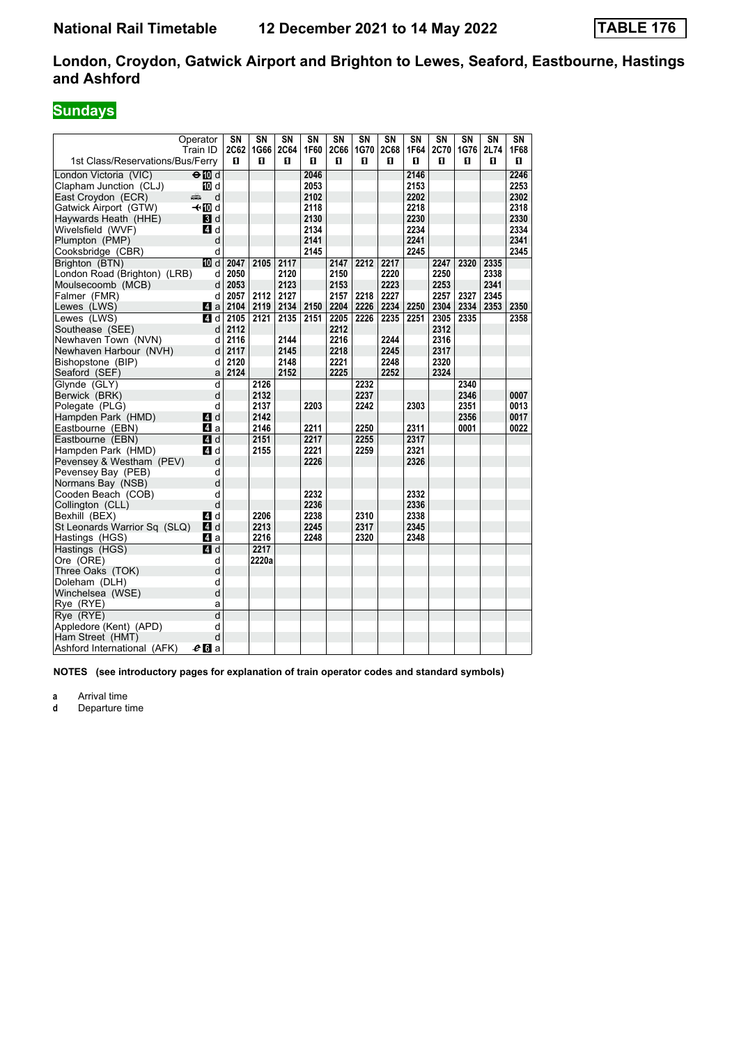# National Rail Timetable 12 December 2021 to 14 May 2022 TABLE 176

## London, Croydon, Gatwick Airport and Brighton to Lewes, Seaford, Eastbourne, Hastings and Ashford

**Sundays**

| Operator | | SN | SN | SN | SN | SN | SN | SN | SN | SN | SN | SN | SN |
|---|---|---|---|---|---|---|---|---|---|---|---|---|---|
| Train ID | | 2C62 | 1G66 | 2C64 | 1F60 | 2C66 | 1G70 | 2C68 | 1F64 | 2C70 | 1G76 | 2L74 | 1F68 |
| 1st Class/Reservations/Bus/Ferry | | 1 | 1 | 1 | 1 | 1 | 1 | 1 | 1 | 1 | 1 | 1 | 1 |
| London Victoria (VIC) | ⊖10 d | | | | 2046 | | | | 2146 | | | | 2246 |
| Clapham Junction (CLJ) | 10 d | | | | 2053 | | | | 2153 | | | | 2253 |
| East Croydon (ECR) | d | | | | 2102 | | | | 2202 | | | | 2302 |
| Gatwick Airport (GTW) | ✈10 d | | | | 2118 | | | | 2218 | | | | 2318 |
| Haywards Heath (HHE) | 3 d | | | | 2130 | | | | 2230 | | | | 2330 |
| Wivelsfield (WVF) | 4 d | | | | 2134 | | | | 2234 | | | | 2334 |
| Plumpton (PMP) | d | | | | 2141 | | | | 2241 | | | | 2341 |
| Cooksbridge (CBR) | d | | | | 2145 | | | | 2245 | | | | 2345 |
| Brighton (BTN) | 10 d | 2047 | 2105 | 2117 | | 2147 | 2212 | 2217 | | 2247 | 2320 | 2335 | |
| London Road (Brighton) (LRB) | d | 2050 | | 2120 | | 2150 | | 2220 | | 2250 | | 2338 | |
| Moulsecoomb (MCB) | d | 2053 | | 2123 | | 2153 | | 2223 | | 2253 | | 2341 | |
| Falmer (FMR) | d | 2057 | 2112 | 2127 | | 2157 | 2218 | 2227 | | 2257 | 2327 | 2345 | |
| Lewes (LWS) | 4 a | 2104 | 2119 | 2134 | 2150 | 2204 | 2226 | 2234 | 2250 | 2304 | 2334 | 2353 | 2350 |
| Lewes (LWS) | 4 d | 2105 | 2121 | 2135 | 2151 | 2205 | 2226 | 2235 | 2251 | 2305 | 2335 | | 2358 |
| Southease (SEE) | d | 2112 | | | | 2212 | | | | 2312 | | | |
| Newhaven Town (NVN) | d | 2116 | | 2144 | | 2216 | | 2244 | | 2316 | | | |
| Newhaven Harbour (NVH) | d | 2117 | | 2145 | | 2218 | | 2245 | | 2317 | | | |
| Bishopstone (BIP) | d | 2120 | | 2148 | | 2221 | | 2248 | | 2320 | | | |
| Seaford (SEF) | a | 2124 | | 2152 | | 2225 | | 2252 | | 2324 | | | |
| Glynde (GLY) | d | | 2126 | | | | 2232 | | | | 2340 | | |
| Berwick (BRK) | d | | 2132 | | | | 2237 | | | | 2346 | | 0007 |
| Polegate (PLG) | d | | 2137 | | 2203 | | 2242 | | 2303 | | 2351 | | 0013 |
| Hampden Park (HMD) | 4 d | | 2142 | | | | | | | | 2356 | | 0017 |
| Eastbourne (EBN) | 4 a | | 2146 | | 2211 | | 2250 | | 2311 | | 0001 | | 0022 |
| Eastbourne (EBN) | 4 d | | 2151 | | 2217 | | 2255 | | 2317 | | | | |
| Hampden Park (HMD) | 4 d | | 2155 | | 2221 | | 2259 | | 2321 | | | | |
| Pevensey & Westham (PEV) | d | | | | 2226 | | | | 2326 | | | | |
| Pevensey Bay (PEB) | d | | | | | | | | | | | | |
| Normans Bay (NSB) | d | | | | | | | | | | | | |
| Cooden Beach (COB) | d | | | | 2232 | | | | 2332 | | | | |
| Collington (CLL) | d | | | | 2236 | | | | 2336 | | | | |
| Bexhill (BEX) | 4 d | | 2206 | | 2238 | | 2310 | | 2338 | | | | |
| St Leonards Warrior Sq (SLQ) | 4 d | | 2213 | | 2245 | | 2317 | | 2345 | | | | |
| Hastings (HGS) | 4 a | | 2216 | | 2248 | | 2320 | | 2348 | | | | |
| Hastings (HGS) | 4 d | | 2217 | | | | | | | | | | |
| Ore (ORE) | d | | 2220a | | | | | | | | | | |
| Three Oaks (TOK) | d | | | | | | | | | | | | |
| Doleham (DLH) | d | | | | | | | | | | | | |
| Winchelsea (WSE) | d | | | | | | | | | | | | |
| Rye (RYE) | a | | | | | | | | | | | | |
| Rye (RYE) | d | | | | | | | | | | | | |
| Appledore (Kent) (APD) | d | | | | | | | | | | | | |
| Ham Street (HMT) | d | | | | | | | | | | | | |
| Ashford International (AFK) | 6 a | | | | | | | | | | | | |

**NOTES (see introductory pages for explanation of train operator codes and standard symbols)**

**a** Arrival time
**d** Departure time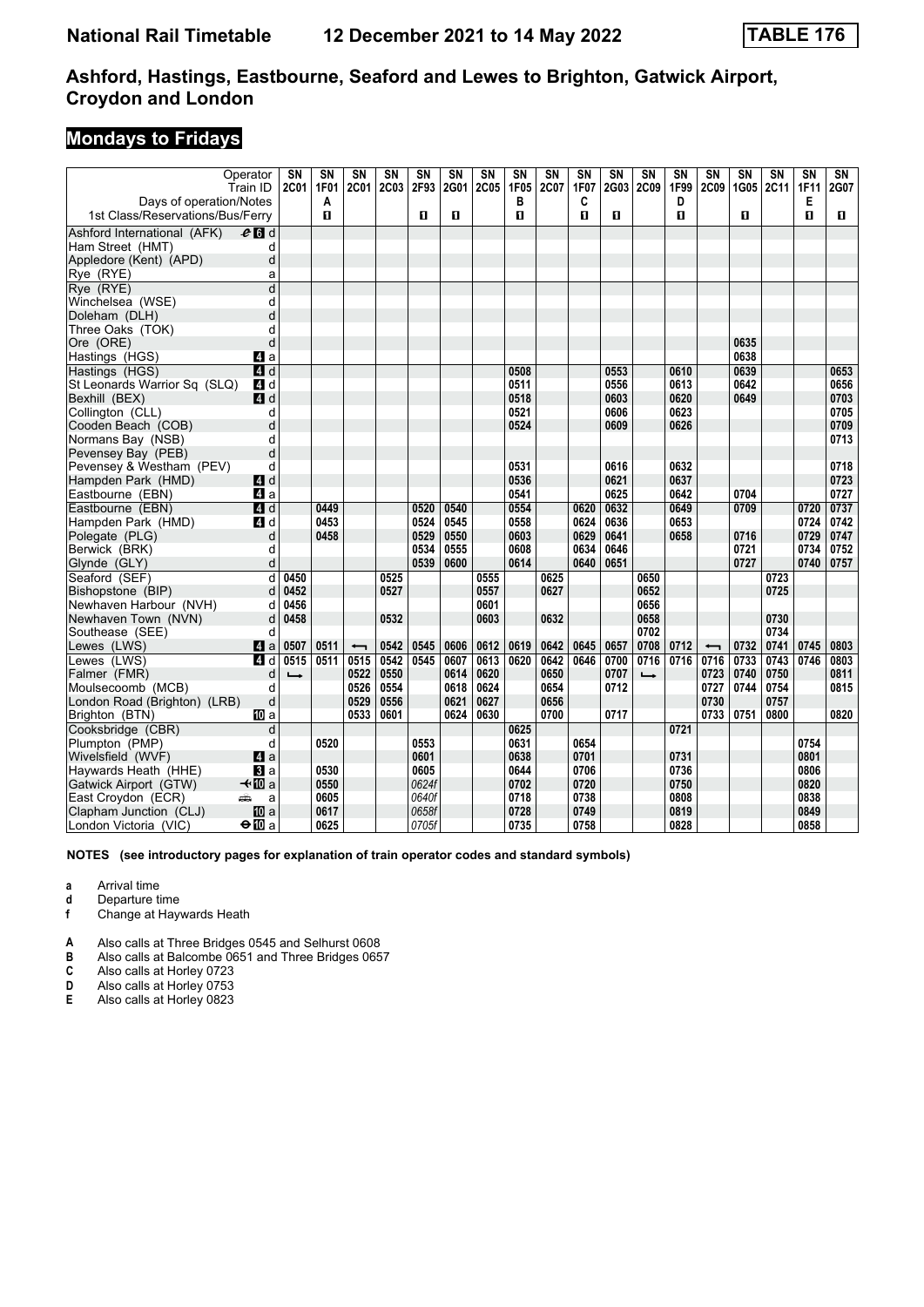# Ashford, Hastings, Eastbourne, Seaford and Lewes to Brighton, Gatwick Airport, Croydon and London

## Mondays to Fridays

| Operator | | SN | SN | SN | SN | SN | SN | SN | SN | SN | SN | SN | SN | SN | SN | SN | SN | SN | SN |
|---|---|---|---|---|---|---|---|---|---|---|---|---|---|---|---|---|---|---|---|
| Train ID | | 2C01 | 1F01 | 2C01 | 2C03 | 2F93 | 2G01 | 2C05 | 1F05 | 2C07 | 1F07 | 2G03 | 2C09 | 1F99 | 2C09 | 1G05 | 2C11 | 1F11 | 2G07 |
| Days of operation/Notes | | | A | | | | | | B | | C | | | D | | | | E | |
| 1st Class/Reservations/Bus/Ferry | | | ■ | | | ■ | ■ | | ■ | | ■ | ■ | | ■ | | ■ | | ■ | ■ |
| Ashford International (AFK) | d | | | | | | | | | | | | | | | | | | |
| Ham Street (HMT) | d | | | | | | | | | | | | | | | | | | |
| Appledore (Kent) (APD) | d | | | | | | | | | | | | | | | | | | |
| Rye (RYE) | a | | | | | | | | | | | | | | | | | | |
| Rye (RYE) | d | | | | | | | | | | | | | | | | | | |
| Winchelsea (WSE) | d | | | | | | | | | | | | | | | | | | |
| Doleham (DLH) | d | | | | | | | | | | | | | | | | | | |
| Three Oaks (TOK) | d | | | | | | | | | | | | | | | | | | |
| Ore (ORE) | d | | | | | | | | | | | | | | | 0635 | | | |
| Hastings (HGS) | a | | | | | | | | | | | | | | | 0638 | | | |
| Hastings (HGS) | d | | | | | | | | 0508 | | | 0553 | | 0610 | | 0639 | | | 0653 |
| St Leonards Warrior Sq (SLQ) | d | | | | | | | | 0511 | | | 0556 | | 0613 | | 0642 | | | 0656 |
| Bexhill (BEX) | d | | | | | | | | 0518 | | | 0603 | | 0620 | | 0649 | | | 0703 |
| Collington (CLL) | d | | | | | | | | 0521 | | | 0606 | | 0623 | | | | | 0705 |
| Cooden Beach (COB) | d | | | | | | | | 0524 | | | 0609 | | 0626 | | | | | 0709 |
| Normans Bay (NSB) | d | | | | | | | | | | | | | | | | | | 0713 |
| Pevensey Bay (PEB) | d | | | | | | | | | | | | | | | | | | |
| Pevensey & Westham (PEV) | d | | | | | | | | 0531 | | | 0616 | | 0632 | | | | | 0718 |
| Hampden Park (HMD) | d | | | | | | | | 0536 | | | 0621 | | 0637 | | | | | 0723 |
| Eastbourne (EBN) | a | | | | | | | | 0541 | | | 0625 | | 0642 | | 0704 | | | 0727 |
| Eastbourne (EBN) | d | | 0449 | | | 0520 | 0540 | | 0554 | | 0620 | 0632 | | 0649 | | 0709 | | 0720 | 0737 |
| Hampden Park (HMD) | d | | 0453 | | | 0524 | 0545 | | 0558 | | 0624 | 0636 | | 0653 | | | | 0724 | 0742 |
| Polegate (PLG) | d | | 0458 | | | 0529 | 0550 | | 0603 | | 0629 | 0641 | | 0658 | | 0716 | | 0729 | 0747 |
| Berwick (BRK) | d | | | | | 0534 | 0555 | | 0608 | | 0634 | 0646 | | | | 0721 | | 0734 | 0752 |
| Glynde (GLY) | d | | | | | 0539 | 0600 | | 0614 | | 0640 | 0651 | | | | 0727 | | 0740 | 0757 |
| Seaford (SEF) | d | 0450 | | | 0525 | | | 0555 | | 0625 | | | 0650 | | | | 0723 | | |
| Bishopstone (BIP) | d | 0452 | | | 0527 | | | 0557 | | 0627 | | | 0652 | | | | 0725 | | |
| Newhaven Harbour (NVH) | d | 0456 | | | | | | 0601 | | | | | 0656 | | | | | | |
| Newhaven Town (NVN) | d | 0458 | | | 0532 | | | 0603 | | 0632 | | | 0658 | | | | 0730 | | |
| Southease (SEE) | d | | | | | | | | | | | | 0702 | | | | 0734 | | |
| Lewes (LWS) | a | 0507 | 0511 | ← | 0542 | 0545 | 0606 | 0612 | 0619 | 0642 | 0645 | 0657 | 0708 | 0712 | ← | 0732 | 0741 | 0745 | 0803 |
| Lewes (LWS) | d | 0515 | 0511 | 0515 | 0542 | 0545 | 0607 | 0613 | 0620 | 0642 | 0646 | 0700 | 0716 | 0716 | 0716 | 0733 | 0743 | 0746 | 0803 |
| Falmer (FMR) | d | ↳ | | 0522 | 0550 | | 0614 | 0620 | | 0650 | | 0707 | ↳ | | 0723 | 0740 | 0750 | | 0811 |
| Moulsecoomb (MCB) | d | | | 0526 | 0554 | | 0618 | 0624 | | 0654 | | 0712 | | | 0727 | 0744 | 0754 | | 0815 |
| London Road (Brighton) (LRB) | d | | | 0529 | 0556 | | 0621 | 0627 | | 0656 | | | | | 0730 | | 0757 | | |
| Brighton (BTN) | a | | | 0533 | 0601 | | 0624 | 0630 | | 0700 | | 0717 | | | 0733 | 0751 | 0800 | | 0820 |
| Cooksbridge (CBR) | d | | | | | | | | 0625 | | | | | 0721 | | | | | |
| Plumpton (PMP) | d | | 0520 | | | 0553 | | | 0631 | | 0654 | | | | | | | 0754 | |
| Wivelsfield (WVF) | a | | | | | 0601 | | | 0638 | | 0701 | | | 0731 | | | | 0801 | |
| Haywards Heath (HHE) | a | | 0530 | | | 0605 | | | 0644 | | 0706 | | | 0736 | | | | 0806 | |
| Gatwick Airport (GTW) | a | | 0550 | | | 0624f | | | 0702 | | 0720 | | | 0750 | | | | 0820 | |
| East Croydon (ECR) | a | | 0605 | | | 0640f | | | 0718 | | 0738 | | | 0808 | | | | 0838 | |
| Clapham Junction (CLJ) | a | | 0617 | | | 0658f | | | 0728 | | 0749 | | | 0819 | | | | 0849 | |
| London Victoria (VIC) | a | | 0625 | | | 0705f | | | 0735 | | 0758 | | | 0828 | | | | 0858 | |

**NOTES (see introductory pages for explanation of train operator codes and standard symbols)**

- **a** Arrival time
- **d** Departure time
- **f** Change at Haywards Heath

- **A** Also calls at Three Bridges 0545 and Selhurst 0608
- **B** Also calls at Balcombe 0651 and Three Bridges 0657
- **C** Also calls at Horley 0723
- **D** Also calls at Horley 0753
- **E** Also calls at Horley 0823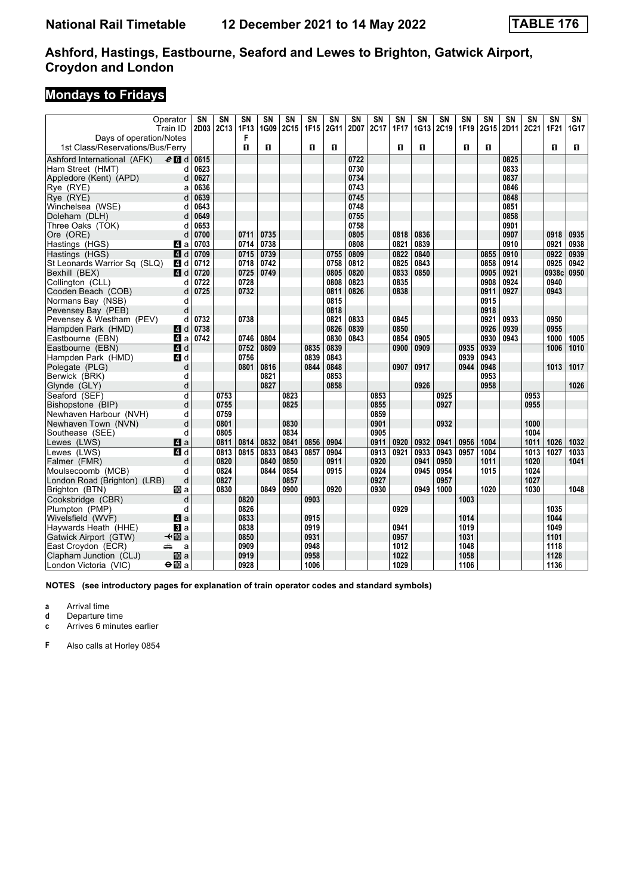# National Rail Timetable 12 December 2021 to 14 May 2022 TABLE 176

## Ashford, Hastings, Eastbourne, Seaford and Lewes to Brighton, Gatwick Airport, Croydon and London

## Mondays to Fridays

| Operator | | SN | SN | SN | SN | SN | SN | SN | SN | SN | SN | SN | SN | SN | SN | SN | SN | SN | SN |
|---|---|---|---|---|---|---|---|---|---|---|---|---|---|---|---|---|---|---|---|
| Train ID | | 2D03 | 2C13 | 1F13 | 1G09 | 2C15 | 1F15 | 2G11 | 2D07 | 2C17 | 1F17 | 1G13 | 2C19 | 1F19 | 2G15 | 2D11 | 2C21 | 1F21 | 1G17 |
| Days of operation/Notes | | | | F | | | | | | | | | | | | | | | |
| 1st Class/Reservations/Bus/Ferry | | | | 1 | 1 | | 1 | 1 | | | 1 | 1 | | 1 | 1 | | | 1 | 1 |
| Ashford International (AFK) 6 | d | 0615 | | | | | | | 0722 | | | | | | | 0825 | | | |
| Ham Street (HMT) | d | 0623 | | | | | | | 0730 | | | | | | | 0833 | | | |
| Appledore (Kent) (APD) | d | 0627 | | | | | | | 0734 | | | | | | | 0837 | | | |
| Rye (RYE) | a | 0636 | | | | | | | 0743 | | | | | | | 0846 | | | |
| Rye (RYE) | d | 0639 | | | | | | | 0745 | | | | | | | 0848 | | | |
| Winchelsea (WSE) | d | 0643 | | | | | | | 0748 | | | | | | | 0851 | | | |
| Doleham (DLH) | d | 0649 | | | | | | | 0755 | | | | | | | 0858 | | | |
| Three Oaks (TOK) | d | 0653 | | | | | | | 0758 | | | | | | | 0901 | | | |
| Ore (ORE) | d | 0700 | | 0711 | 0735 | | | | 0805 | | 0818 | 0836 | | | | 0907 | | 0918 | 0935 |
| Hastings (HGS) 4 | a | 0703 | | 0714 | 0738 | | | | 0808 | | 0821 | 0839 | | | | 0910 | | 0921 | 0938 |
| Hastings (HGS) 4 | d | 0709 | | 0715 | 0739 | | | 0755 | 0809 | | 0822 | 0840 | | | 0855 | 0910 | | 0922 | 0939 |
| St Leonards Warrior Sq (SLQ) 4 | d | 0712 | | 0718 | 0742 | | | 0758 | 0812 | | 0825 | 0843 | | | 0858 | 0914 | | 0925 | 0942 |
| Bexhill (BEX) 4 | d | 0720 | | 0725 | 0749 | | | 0805 | 0820 | | 0833 | 0850 | | | 0905 | 0921 | | 0938c | 0950 |
| Collington (CLL) | d | 0722 | | 0728 | | | | 0808 | 0823 | | 0835 | | | | 0908 | 0924 | | 0940 | |
| Cooden Beach (COB) | d | 0725 | | 0732 | | | | 0811 | 0826 | | 0838 | | | | 0911 | 0927 | | 0943 | |
| Normans Bay (NSB) | d | | | | | | | 0815 | | | | | | | 0915 | | | | |
| Pevensey Bay (PEB) | d | | | | | | | 0818 | | | | | | | 0918 | | | | |
| Pevensey & Westham (PEV) | d | 0732 | | 0738 | | | | 0821 | 0833 | | 0845 | | | | 0921 | 0933 | | 0950 | |
| Hampden Park (HMD) 4 | d | 0738 | | | | | | 0826 | 0839 | | 0850 | | | | 0926 | 0939 | | 0955 | |
| Eastbourne (EBN) 4 | a | 0742 | | 0746 | 0804 | | | 0830 | 0843 | | 0854 | 0905 | | | 0930 | 0943 | | 1000 | 1005 |
| Eastbourne (EBN) 4 | d | | | 0752 | 0809 | | 0835 | 0839 | | | 0900 | 0909 | | 0935 | 0939 | | | 1006 | 1010 |
| Hampden Park (HMD) 4 | d | | | 0756 | | | 0839 | 0843 | | | | | | 0939 | 0943 | | | | |
| Polegate (PLG) | d | | | 0801 | 0816 | | 0844 | 0848 | | | 0907 | 0917 | | 0944 | 0948 | | | 1013 | 1017 |
| Berwick (BRK) | d | | | | 0821 | | | 0853 | | | | | | | 0953 | | | | |
| Glynde (GLY) | d | | | | 0827 | | | 0858 | | | | 0926 | | | 0958 | | | | 1026 |
| Seaford (SEF) | d | | 0753 | | | 0823 | | | | 0853 | | | 0925 | | | | 0953 | | |
| Bishopstone (BIP) | d | | 0755 | | | 0825 | | | | 0855 | | | 0927 | | | | 0955 | | |
| Newhaven Harbour (NVH) | d | | 0759 | | | | | | | 0859 | | | | | | | | | |
| Newhaven Town (NVN) | d | | 0801 | | | 0830 | | | | 0901 | | | 0932 | | | | 1000 | | |
| Southease (SEE) | d | | 0805 | | | 0834 | | | | 0905 | | | | | | | 1004 | | |
| Lewes (LWS) 4 | a | | 0811 | 0814 | 0832 | 0841 | 0856 | 0904 | | 0911 | 0920 | 0932 | 0941 | 0956 | 1004 | | 1011 | 1026 | 1032 |
| Lewes (LWS) 4 | d | | 0813 | 0815 | 0833 | 0843 | 0857 | 0904 | | 0913 | 0921 | 0933 | 0943 | 0957 | 1004 | | 1013 | 1027 | 1033 |
| Falmer (FMR) | d | | 0820 | | 0840 | 0850 | | 0911 | | 0920 | | 0941 | 0950 | | 1011 | | 1020 | | 1041 |
| Moulsecoomb (MCB) | d | | 0824 | | 0844 | 0854 | | 0915 | | 0924 | | 0945 | 0954 | | 1015 | | 1024 | | |
| London Road (Brighton) (LRB) | d | | 0827 | | | 0857 | | | | 0927 | | | 0957 | | | | 1027 | | |
| Brighton (BTN) 10 | a | | 0830 | | 0849 | 0900 | | 0920 | | 0930 | | 0949 | 1000 | | 1020 | | 1030 | | 1048 |
| Cooksbridge (CBR) | d | | | 0820 | | | 0903 | | | | | | | 1003 | | | | | |
| Plumpton (PMP) | d | | | 0826 | | | | | | | 0929 | | | | | | | 1035 | |
| Wivelsfield (WVF) 4 | a | | | 0833 | | | 0915 | | | | | | | 1014 | | | | 1044 | |
| Haywards Heath (HHE) 3 | a | | | 0838 | | | 0919 | | | | 0941 | | | 1019 | | | | 1049 | |
| Gatwick Airport (GTW) 10 | a | | | 0850 | | | 0931 | | | | 0957 | | | 1031 | | | | 1101 | |
| East Croydon (ECR) | a | | | 0909 | | | 0948 | | | | 1012 | | | 1048 | | | | 1118 | |
| Clapham Junction (CLJ) 10 | a | | | 0919 | | | 0958 | | | | 1022 | | | 1058 | | | | 1128 | |
| London Victoria (VIC) 10 | a | | | 0928 | | | 1006 | | | | 1029 | | | 1106 | | | | 1136 | |

**NOTES (see introductory pages for explanation of train operator codes and standard symbols)**

**a** Arrival time
**d** Departure time
**c** Arrives 6 minutes earlier

**F** Also calls at Horley 0854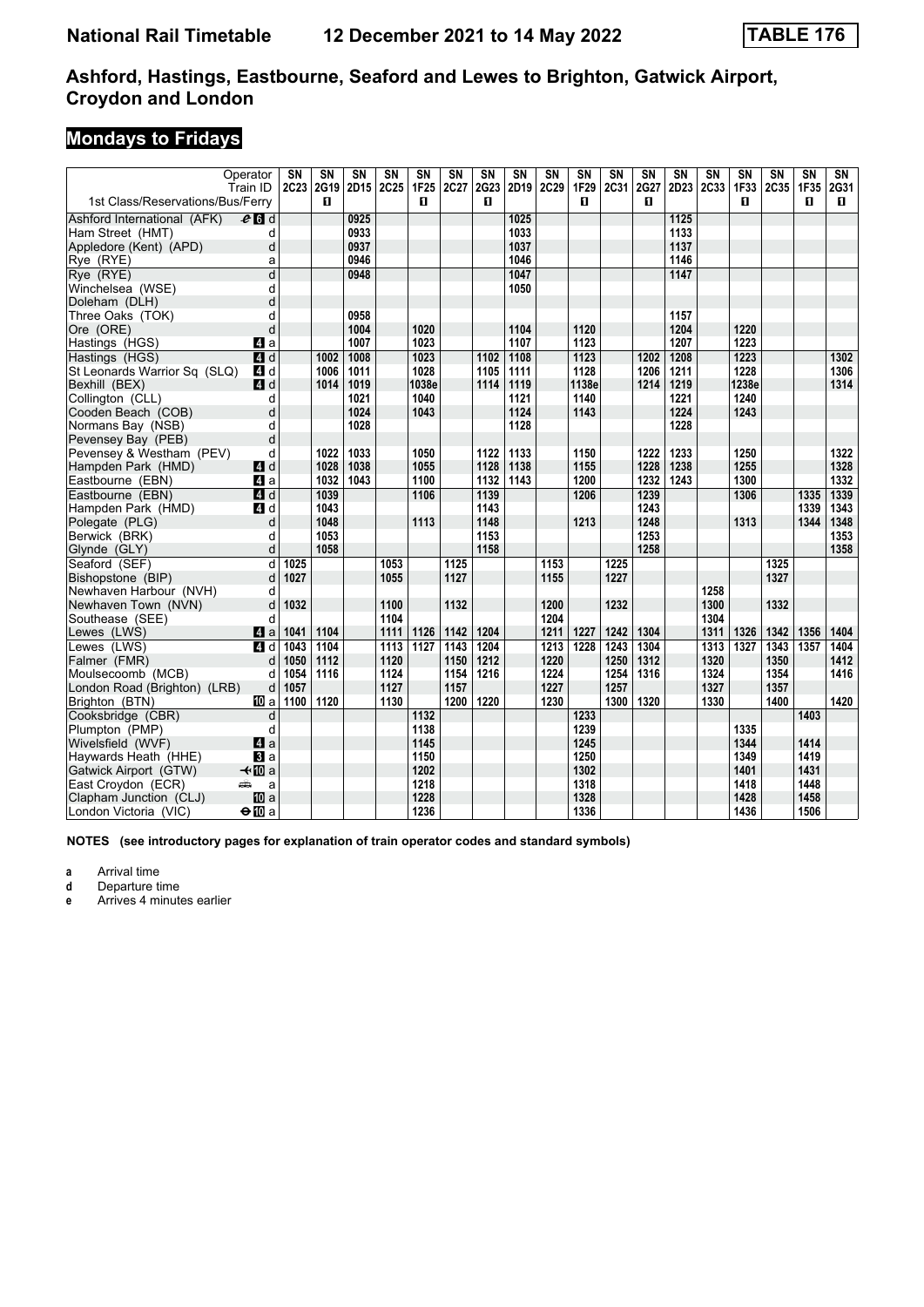# Ashford, Hastings, Eastbourne, Seaford and Lewes to Brighton, Gatwick Airport, Croydon and London

## Mondays to Fridays

| Operator | | SN | SN | SN | SN | SN | SN | SN | SN | SN | SN | SN | SN | SN | SN | SN | SN | SN | SN |
|---|---|---|---|---|---|---|---|---|---|---|---|---|---|---|---|---|---|---|---|
| Train ID | | 2C23 | 2G19 | 2D15 | 2C25 | 1F25 | 2C27 | 2G23 | 2D19 | 2C29 | 1F29 | 2C31 | 2G27 | 2D23 | 2C33 | 1F33 | 2C35 | 1F35 | 2G31 |
| 1st Class/Reservations/Bus/Ferry | | | 1 | | | 1 | | 1 | | | 1 | | 1 | | | 1 | | 1 | 1 |
| Ashford International (AFK) | d | | | 0925 | | | | | 1025 | | | | | 1125 | | | | | |
| Ham Street (HMT) | d | | | 0933 | | | | | 1033 | | | | | 1133 | | | | | |
| Appledore (Kent) (APD) | d | | | 0937 | | | | | 1037 | | | | | 1137 | | | | | |
| Rye (RYE) | a | | | 0946 | | | | | 1046 | | | | | 1146 | | | | | |
| Rye (RYE) | d | | | 0948 | | | | | 1047 | | | | | 1147 | | | | | |
| Winchelsea (WSE) | d | | | | | | | | 1050 | | | | | | | | | | |
| Doleham (DLH) | d | | | | | | | | | | | | | | | | | | |
| Three Oaks (TOK) | d | | | 0958 | | | | | | | | | | 1157 | | | | | |
| Ore (ORE) | d | | | 1004 | | 1020 | | | 1104 | | 1120 | | | 1204 | | 1220 | | | |
| Hastings (HGS) | a | | | 1007 | | 1023 | | | 1107 | | 1123 | | | 1207 | | 1223 | | | |
| Hastings (HGS) | d | | 1002 | 1008 | | 1023 | | 1102 | 1108 | | 1123 | | 1202 | 1208 | | 1223 | | | 1302 |
| St Leonards Warrior Sq (SLQ) | d | | 1006 | 1011 | | 1028 | | 1105 | 1111 | | 1128 | | 1206 | 1211 | | 1228 | | | 1306 |
| Bexhill (BEX) | d | | 1014 | 1019 | | 1038e | | 1114 | 1119 | | 1138e | | 1214 | 1219 | | 1238e | | | 1314 |
| Collington (CLL) | d | | | 1021 | | 1040 | | | 1121 | | 1140 | | | 1221 | | 1240 | | | |
| Cooden Beach (COB) | d | | | 1024 | | 1043 | | | 1124 | | 1143 | | | 1224 | | 1243 | | | |
| Normans Bay (NSB) | d | | | 1028 | | | | | 1128 | | | | | 1228 | | | | | |
| Pevensey Bay (PEB) | d | | | | | | | | | | | | | | | | | | |
| Pevensey & Westham (PEV) | d | | 1022 | 1033 | | 1050 | | 1122 | 1133 | | 1150 | | 1222 | 1233 | | 1250 | | | 1322 |
| Hampden Park (HMD) | d | | 1028 | 1038 | | 1055 | | 1128 | 1138 | | 1155 | | 1228 | 1238 | | 1255 | | | 1328 |
| Eastbourne (EBN) | a | | 1032 | 1043 | | 1100 | | 1132 | 1143 | | 1200 | | 1232 | 1243 | | 1300 | | | 1332 |
| Eastbourne (EBN) | d | | 1039 | | | 1106 | | 1139 | | | 1206 | | 1239 | | | 1306 | | 1335 | 1339 |
| Hampden Park (HMD) | d | | 1043 | | | | | 1143 | | | | | 1243 | | | | | 1339 | 1343 |
| Polegate (PLG) | d | | 1048 | | | 1113 | | 1148 | | | 1213 | | 1248 | | | 1313 | | 1344 | 1348 |
| Berwick (BRK) | d | | 1053 | | | | | 1153 | | | | | 1253 | | | | | | 1353 |
| Glynde (GLY) | d | | 1058 | | | | | 1158 | | | | | 1258 | | | | | | 1358 |
| Seaford (SEF) | d | 1025 | | | 1053 | | 1125 | | | 1153 | | 1225 | | | | | 1325 | | |
| Bishopstone (BIP) | d | 1027 | | | 1055 | | 1127 | | | 1155 | | 1227 | | | | | 1327 | | |
| Newhaven Harbour (NVH) | d | | | | | | | | | | | | | | 1258 | | | | |
| Newhaven Town (NVN) | d | 1032 | | | 1100 | | 1132 | | | 1200 | | 1232 | | | 1300 | | 1332 | | |
| Southease (SEE) | d | | | | 1104 | | | | | 1204 | | | | | 1304 | | | | |
| Lewes (LWS) | a | 1041 | 1104 | | 1111 | 1126 | 1142 | 1204 | | 1211 | 1227 | 1242 | 1304 | | 1311 | 1326 | 1342 | 1356 | 1404 |
| Lewes (LWS) | d | 1043 | 1104 | | 1113 | 1127 | 1143 | 1204 | | 1213 | 1228 | 1243 | 1304 | | 1313 | 1327 | 1343 | 1357 | 1404 |
| Falmer (FMR) | d | 1050 | 1112 | | 1120 | | 1150 | 1212 | | 1220 | | 1250 | 1312 | | 1320 | | 1350 | | 1412 |
| Moulsecoomb (MCB) | d | 1054 | 1116 | | 1124 | | 1154 | 1216 | | 1224 | | 1254 | 1316 | | 1324 | | 1354 | | 1416 |
| London Road (Brighton) (LRB) | d | 1057 | | | 1127 | | 1157 | | | 1227 | | 1257 | | | 1327 | | 1357 | | |
| Brighton (BTN) | a | 1100 | 1120 | | 1130 | | 1200 | 1220 | | 1230 | | 1300 | 1320 | | 1330 | | 1400 | | 1420 |
| Cooksbridge (CBR) | d | | | | | 1132 | | | | | 1233 | | | | | | | 1403 | |
| Plumpton (PMP) | d | | | | | 1138 | | | | | 1239 | | | | | 1335 | | | |
| Wivelsfield (WVF) | a | | | | | 1145 | | | | | 1245 | | | | | 1344 | | 1414 | |
| Haywards Heath (HHE) | a | | | | | 1150 | | | | | 1250 | | | | | 1349 | | 1419 | |
| Gatwick Airport (GTW) | a | | | | | 1202 | | | | | 1302 | | | | | 1401 | | 1431 | |
| East Croydon (ECR) | a | | | | | 1218 | | | | | 1318 | | | | | 1418 | | 1448 | |
| Clapham Junction (CLJ) | a | | | | | 1228 | | | | | 1328 | | | | | 1428 | | 1458 | |
| London Victoria (VIC) | a | | | | | 1236 | | | | | 1336 | | | | | 1436 | | 1506 | |

**NOTES (see introductory pages for explanation of train operator codes and standard symbols)**

- **a** Arrival time
- **d** Departure time
- **e** Arrives 4 minutes earlier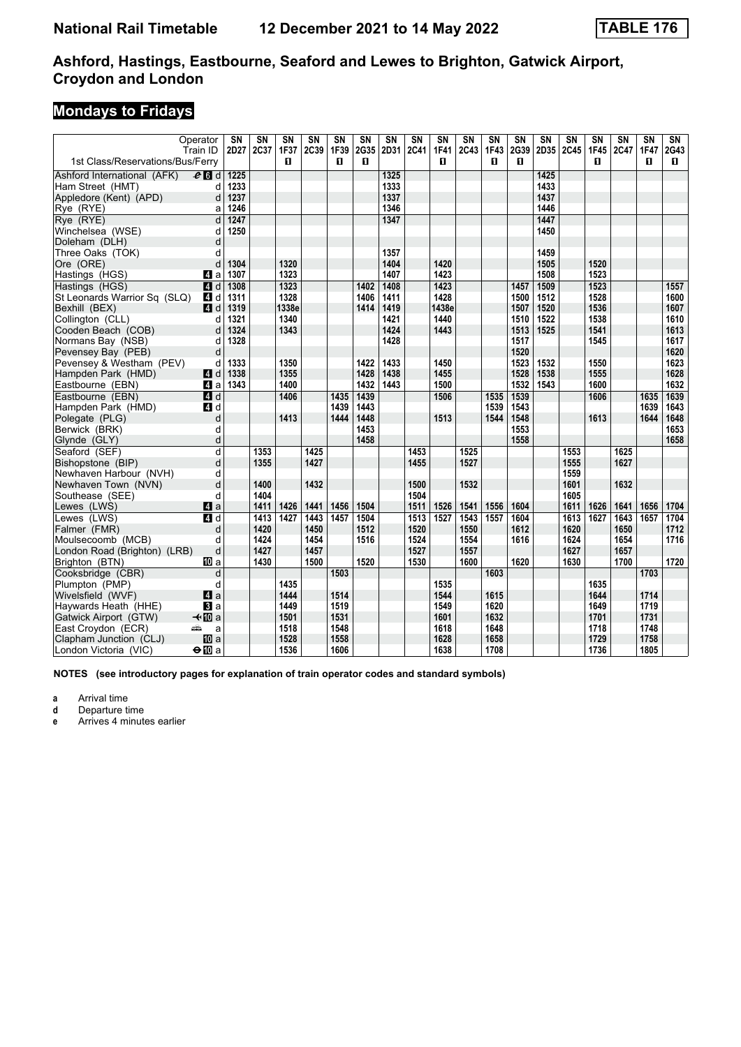**National Rail Timetable    12 December 2021 to 14 May 2022    TABLE 176**

## Ashford, Hastings, Eastbourne, Seaford and Lewes to Brighton, Gatwick Airport, Croydon and London

### Mondays to Fridays

| Operator | | SN | SN | SN | SN | SN | SN | SN | SN | SN | SN | SN | SN | SN | SN | SN | SN | SN | SN |
|---|---|---|---|---|---|---|---|---|---|---|---|---|---|---|---|---|---|---|---|
| Train ID | | 2D27 | 2C37 | 1F37 | 2C39 | 1F39 | 2G35 | 2D31 | 2C41 | 1F41 | 2C43 | 1F43 | 2G39 | 2D35 | 2C45 | 1F45 | 2C47 | 1F47 | 2G43 |
| 1st Class/Reservations/Bus/Ferry | | | | 1 | | 1 | 1 | | | 1 | | 1 | 1 | | | 1 | | 1 | 1 |
| Ashford International (AFK) | 6 d | 1225 | | | | | | 1325 | | | | | | 1425 | | | | | |
| Ham Street (HMT) | d | 1233 | | | | | | 1333 | | | | | | 1433 | | | | | |
| Appledore (Kent) (APD) | d | 1237 | | | | | | 1337 | | | | | | 1437 | | | | | |
| Rye (RYE) | a | 1246 | | | | | | 1346 | | | | | | 1446 | | | | | |
| Rye (RYE) | d | 1247 | | | | | | 1347 | | | | | | 1447 | | | | | |
| Winchelsea (WSE) | d | 1250 | | | | | | | | | | | | 1450 | | | | | |
| Doleham (DLH) | d | | | | | | | | | | | | | | | | | | |
| Three Oaks (TOK) | d | | | | | | | 1357 | | | | | | 1459 | | | | | |
| Ore (ORE) | d | 1304 | | 1320 | | | | 1404 | | 1420 | | | | 1505 | | 1520 | | | |
| Hastings (HGS) | 4 a | 1307 | | 1323 | | | | 1407 | | 1423 | | | | 1508 | | 1523 | | | |
| Hastings (HGS) | 4 d | 1308 | | 1323 | | | 1402 | 1408 | | 1423 | | | 1457 | 1509 | | 1523 | | | 1557 |
| St Leonards Warrior Sq (SLQ) | 4 d | 1311 | | 1328 | | | 1406 | 1411 | | 1428 | | | 1500 | 1512 | | 1528 | | | 1600 |
| Bexhill (BEX) | 4 d | 1319 | | 1338e | | | 1414 | 1419 | | 1438e | | | 1507 | 1520 | | 1536 | | | 1607 |
| Collington (CLL) | d | 1321 | | 1340 | | | | 1421 | | 1440 | | | 1510 | 1522 | | 1538 | | | 1610 |
| Cooden Beach (COB) | d | 1324 | | 1343 | | | | 1424 | | 1443 | | | 1513 | 1525 | | 1541 | | | 1613 |
| Normans Bay (NSB) | d | 1328 | | | | | | 1428 | | | | | 1517 | | | 1545 | | | 1617 |
| Pevensey Bay (PEB) | d | | | | | | | | | | | | 1520 | | | | | | 1620 |
| Pevensey & Westham (PEV) | d | 1333 | | 1350 | | | 1422 | 1433 | | 1450 | | | 1523 | 1532 | | 1550 | | | 1623 |
| Hampden Park (HMD) | 4 d | 1338 | | 1355 | | | 1428 | 1438 | | 1455 | | | 1528 | 1538 | | 1555 | | | 1628 |
| Eastbourne (EBN) | 4 a | 1343 | | 1400 | | | 1432 | 1443 | | 1500 | | | 1532 | 1543 | | 1600 | | | 1632 |
| Eastbourne (EBN) | 4 d | | | 1406 | | 1435 | 1439 | | | 1506 | | 1535 | 1539 | | | 1606 | | 1635 | 1639 |
| Hampden Park (HMD) | 4 d | | | | | 1439 | 1443 | | | | | 1539 | 1543 | | | | | 1639 | 1643 |
| Polegate (PLG) | d | | | 1413 | | 1444 | 1448 | | | 1513 | | 1544 | 1548 | | | 1613 | | 1644 | 1648 |
| Berwick (BRK) | d | | | | | | 1453 | | | | | | 1553 | | | | | | 1653 |
| Glynde (GLY) | d | | | | | | 1458 | | | | | | 1558 | | | | | | 1658 |
| Seaford (SEF) | d | | 1353 | | 1425 | | | | 1453 | | 1525 | | | | 1553 | | 1625 | | |
| Bishopstone (BIP) | d | | 1355 | | 1427 | | | | 1455 | | 1527 | | | | 1555 | | 1627 | | |
| Newhaven Harbour (NVH) | d | | | | | | | | | | | | | | 1559 | | | | |
| Newhaven Town (NVN) | d | | 1400 | | 1432 | | | | 1500 | | 1532 | | | | 1601 | | 1632 | | |
| Southease (SEE) | d | | 1404 | | | | | | 1504 | | | | | | 1605 | | | | |
| Lewes (LWS) | 4 a | | 1411 | 1426 | 1441 | 1456 | 1504 | | 1511 | 1526 | 1541 | 1556 | 1604 | | 1611 | 1626 | 1641 | 1656 | 1704 |
| Lewes (LWS) | 4 d | | 1413 | 1427 | 1443 | 1457 | 1504 | | 1513 | 1527 | 1543 | 1557 | 1604 | | 1613 | 1627 | 1643 | 1657 | 1704 |
| Falmer (FMR) | d | | 1420 | | 1450 | | 1512 | | 1520 | | 1550 | | 1612 | | 1620 | | 1650 | | 1712 |
| Moulsecoomb (MCB) | d | | 1424 | | 1454 | | 1516 | | 1524 | | 1554 | | 1616 | | 1624 | | 1654 | | 1716 |
| London Road (Brighton) (LRB) | d | | 1427 | | 1457 | | | | 1527 | | 1557 | | | | 1627 | | 1657 | | |
| Brighton (BTN) | 10 a | | 1430 | | 1500 | | 1520 | | 1530 | | 1600 | | 1620 | | 1630 | | 1700 | | 1720 |
| Cooksbridge (CBR) | d | | | | | 1503 | | | | | | 1603 | | | | | | 1703 | |
| Plumpton (PMP) | d | | | 1435 | | | | | | 1535 | | | | | | 1635 | | | |
| Wivelsfield (WVF) | 4 a | | | 1444 | | 1514 | | | | 1544 | | 1615 | | | | 1644 | | 1714 | |
| Haywards Heath (HHE) | 3 a | | | 1449 | | 1519 | | | | 1549 | | 1620 | | | | 1649 | | 1719 | |
| Gatwick Airport (GTW) | 10 a | | | 1501 | | 1531 | | | | 1601 | | 1632 | | | | 1701 | | 1731 | |
| East Croydon (ECR) | a | | | 1518 | | 1548 | | | | 1618 | | 1648 | | | | 1718 | | 1748 | |
| Clapham Junction (CLJ) | 10 a | | | 1528 | | 1558 | | | | 1628 | | 1658 | | | | 1729 | | 1758 | |
| London Victoria (VIC) | 10 a | | | 1536 | | 1606 | | | | 1638 | | 1708 | | | | 1736 | | 1805 | |

**NOTES (see introductory pages for explanation of train operator codes and standard symbols)**

- **a** Arrival time
- **d** Departure time
- **e** Arrives 4 minutes earlier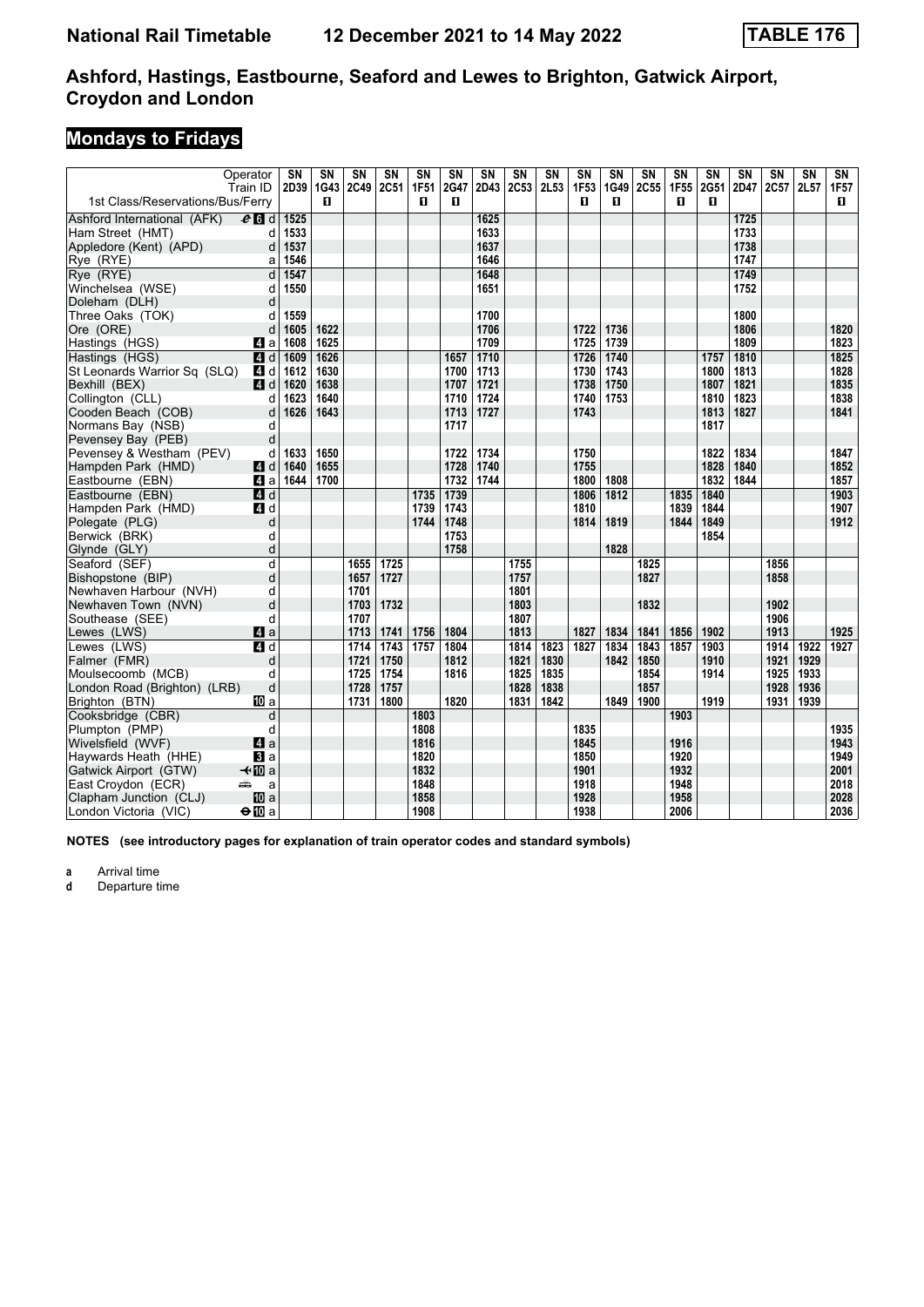# National Rail Timetable 12 December 2021 to 14 May 2022 TABLE 176

## Ashford, Hastings, Eastbourne, Seaford and Lewes to Brighton, Gatwick Airport, Croydon and London

## Mondays to Fridays

| Operator | | SN | SN | SN | SN | SN | SN | SN | SN | SN | SN | SN | SN | SN | SN | SN | SN | SN | SN |
|---|---|---|---|---|---|---|---|---|---|---|---|---|---|---|---|---|---|---|---|
| Train ID | | 2D39 | 1G43 | 2C49 | 2C51 | 1F51 | 2G47 | 2D43 | 2C53 | 2L53 | 1F53 | 1G49 | 2C55 | 1F55 | 2G51 | 2D47 | 2C57 | 2L57 | 1F57 |
| 1st Class/Reservations/Bus/Ferry | | | 1 | | | 1 | 1 | | | | 1 | 1 | | 1 | 1 | | | | 1 |
| Ashford International (AFK) | 6 d | 1525 | | | | | | 1625 | | | | | | | | 1725 | | | |
| Ham Street (HMT) | d | 1533 | | | | | | 1633 | | | | | | | | 1733 | | | |
| Appledore (Kent) (APD) | d | 1537 | | | | | | 1637 | | | | | | | | 1738 | | | |
| Rye (RYE) | a | 1546 | | | | | | 1646 | | | | | | | | 1747 | | | |
| Rye (RYE) | d | 1547 | | | | | | 1648 | | | | | | | | 1749 | | | |
| Winchelsea (WSE) | d | 1550 | | | | | | 1651 | | | | | | | | 1752 | | | |
| Doleham (DLH) | d | | | | | | | | | | | | | | | | | | |
| Three Oaks (TOK) | d | 1559 | | | | | | 1700 | | | | | | | | 1800 | | | |
| Ore (ORE) | d | 1605 | 1622 | | | | | 1706 | | | 1722 | 1736 | | | | 1806 | | | 1820 |
| Hastings (HGS) | 4 a | 1608 | 1625 | | | | | 1709 | | | 1725 | 1739 | | | | 1809 | | | 1823 |
| Hastings (HGS) | 4 d | 1609 | 1626 | | | | 1657 | 1710 | | | 1726 | 1740 | | | 1757 | 1810 | | | 1825 |
| St Leonards Warrior Sq (SLQ) | 4 d | 1612 | 1630 | | | | 1700 | 1713 | | | 1730 | 1743 | | | 1800 | 1813 | | | 1828 |
| Bexhill (BEX) | 4 d | 1620 | 1638 | | | | 1707 | 1721 | | | 1738 | 1750 | | | 1807 | 1821 | | | 1835 |
| Collington (CLL) | d | 1623 | 1640 | | | | 1710 | 1724 | | | 1740 | 1753 | | | 1810 | 1823 | | | 1838 |
| Cooden Beach (COB) | d | 1626 | 1643 | | | | 1713 | 1727 | | | 1743 | | | | 1813 | 1827 | | | 1841 |
| Normans Bay (NSB) | d | | | | | | 1717 | | | | | | | | 1817 | | | | |
| Pevensey Bay (PEB) | d | | | | | | | | | | | | | | | | | | |
| Pevensey & Westham (PEV) | d | 1633 | 1650 | | | | 1722 | 1734 | | | 1750 | | | | 1822 | 1834 | | | 1847 |
| Hampden Park (HMD) | 4 d | 1640 | 1655 | | | | 1728 | 1740 | | | 1755 | | | | 1828 | 1840 | | | 1852 |
| Eastbourne (EBN) | 4 a | 1644 | 1700 | | | | 1732 | 1744 | | | 1800 | 1808 | | | 1832 | 1844 | | | 1857 |
| Eastbourne (EBN) | 4 d | | | | | 1735 | 1739 | | | | 1806 | 1812 | | 1835 | 1840 | | | | 1903 |
| Hampden Park (HMD) | 4 d | | | | | 1739 | 1743 | | | | 1810 | | | 1839 | 1844 | | | | 1907 |
| Polegate (PLG) | d | | | | | 1744 | 1748 | | | | 1814 | 1819 | | 1844 | 1849 | | | | 1912 |
| Berwick (BRK) | d | | | | | | 1753 | | | | | | | | 1854 | | | | |
| Glynde (GLY) | d | | | | | | 1758 | | | | | 1828 | | | | | | | |
| Seaford (SEF) | d | | | 1655 | 1725 | | | | 1755 | | | | 1825 | | | | 1856 | | |
| Bishopstone (BIP) | d | | | 1657 | 1727 | | | | 1757 | | | | 1827 | | | | 1858 | | |
| Newhaven Harbour (NVH) | d | | | 1701 | | | | | 1801 | | | | | | | | | | |
| Newhaven Town (NVN) | d | | | 1703 | 1732 | | | | 1803 | | | | 1832 | | | | 1902 | | |
| Southease (SEE) | d | | | 1707 | | | | | 1807 | | | | | | | | 1906 | | |
| Lewes (LWS) | 4 a | | | 1713 | 1741 | 1756 | 1804 | | 1813 | | 1827 | 1834 | 1841 | 1856 | 1902 | | 1913 | | 1925 |
| Lewes (LWS) | 4 d | | | 1714 | 1743 | 1757 | 1804 | | 1814 | 1823 | 1827 | 1834 | 1843 | 1857 | 1903 | | 1914 | 1922 | 1927 |
| Falmer (FMR) | d | | | 1721 | 1750 | | 1812 | | 1821 | 1830 | | 1842 | 1850 | | 1910 | | 1921 | 1929 | |
| Moulsecoomb (MCB) | d | | | 1725 | 1754 | | 1816 | | 1825 | 1835 | | | 1854 | | 1914 | | 1925 | 1933 | |
| London Road (Brighton) (LRB) | d | | | 1728 | 1757 | | | | 1828 | 1838 | | | 1857 | | | | 1928 | 1936 | |
| Brighton (BTN) | 10 a | | | 1731 | 1800 | | 1820 | | 1831 | 1842 | | 1849 | 1900 | | 1919 | | 1931 | 1939 | |
| Cooksbridge (CBR) | d | | | | | 1803 | | | | | | | | 1903 | | | | | |
| Plumpton (PMP) | d | | | | | 1808 | | | | | 1835 | | | | | | | | 1935 |
| Wivelsfield (WVF) | 4 a | | | | | 1816 | | | | | 1845 | | | 1916 | | | | | 1943 |
| Haywards Heath (HHE) | 3 a | | | | | 1820 | | | | | 1850 | | | 1920 | | | | | 1949 |
| Gatwick Airport (GTW) | 10 a | | | | | 1832 | | | | | 1901 | | | 1932 | | | | | 2001 |
| East Croydon (ECR) | a | | | | | 1848 | | | | | 1918 | | | 1948 | | | | | 2018 |
| Clapham Junction (CLJ) | 10 a | | | | | 1858 | | | | | 1928 | | | 1958 | | | | | 2028 |
| London Victoria (VIC) | 10 a | | | | | 1908 | | | | | 1938 | | | 2006 | | | | | 2036 |

**NOTES (see introductory pages for explanation of train operator codes and standard symbols)**

**a** Arrival time
**d** Departure time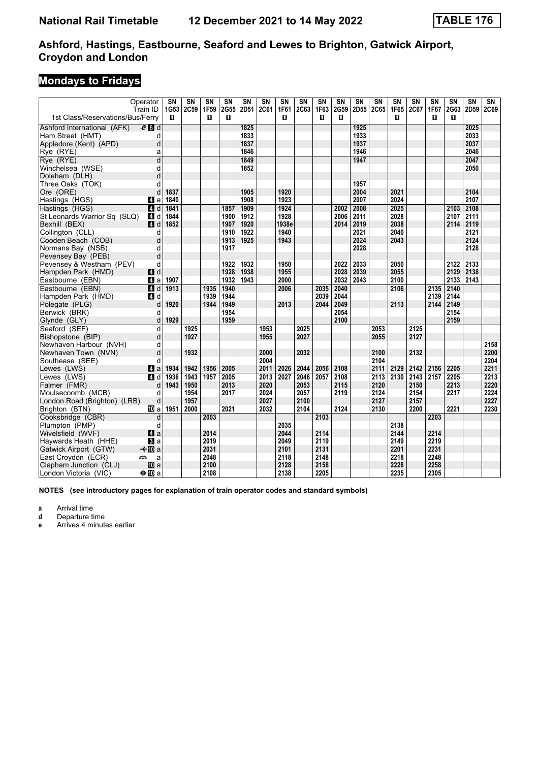# Ashford, Hastings, Eastbourne, Seaford and Lewes to Brighton, Gatwick Airport, Croydon and London

## Mondays to Fridays

| Operator | | SN | SN | SN | SN | SN | SN | SN | SN | SN | SN | SN | SN | SN | SN | SN | SN | SN | SN |
|---|---|---|---|---|---|---|---|---|---|---|---|---|---|---|---|---|---|---|---|
| Train ID | | 1G53 | 2C59 | 1F59 | 2G55 | 2D51 | 2C61 | 1F61 | 2C63 | 1F63 | 2G59 | 2D55 | 2C65 | 1F65 | 2C67 | 1F67 | 2G63 | 2D59 | 2C69 |
| 1st Class/Reservations/Bus/Ferry | | ■ | | ■ | ■ | | | ■ | | ■ | ■ | | | ■ | | ■ | ■ | | |
| Ashford International (AFK) | 6 d | | | | | 1825 | | | | | | 1925 | | | | | | 2025 | |
| Ham Street (HMT) | d | | | | | 1833 | | | | | | 1933 | | | | | | 2033 | |
| Appledore (Kent) (APD) | d | | | | | 1837 | | | | | | 1937 | | | | | | 2037 | |
| Rye (RYE) | a | | | | | 1846 | | | | | | 1946 | | | | | | 2046 | |
| Rye (RYE) | d | | | | | 1849 | | | | | | 1947 | | | | | | 2047 | |
| Winchelsea (WSE) | d | | | | | 1852 | | | | | | | | | | | | 2050 | |
| Doleham (DLH) | d | | | | | | | | | | | | | | | | | | |
| Three Oaks (TOK) | d | | | | | | | | | | | 1957 | | | | | | | |
| Ore (ORE) | d | 1837 | | | | 1905 | | 1920 | | | | 2004 | | 2021 | | | | 2104 | |
| Hastings (HGS) | 4 a | 1840 | | | | 1908 | | 1923 | | | | 2007 | | 2024 | | | | 2107 | |
| Hastings (HGS) | 4 d | 1841 | | | 1857 | 1909 | | 1924 | | | 2002 | 2008 | | 2025 | | | 2103 | 2108 | |
| St Leonards Warrior Sq (SLQ) | 4 d | 1844 | | | 1900 | 1912 | | 1928 | | | 2006 | 2011 | | 2028 | | | 2107 | 2111 | |
| Bexhill (BEX) | 4 d | 1852 | | | 1907 | 1920 | | 1938e | | | 2014 | 2019 | | 2038 | | | 2114 | 2119 | |
| Collington (CLL) | d | | | | 1910 | 1922 | | 1940 | | | | 2021 | | 2040 | | | | 2121 | |
| Cooden Beach (COB) | d | | | | 1913 | 1925 | | 1943 | | | | 2024 | | 2043 | | | | 2124 | |
| Normans Bay (NSB) | d | | | | 1917 | | | | | | | 2028 | | | | | | 2128 | |
| Pevensey Bay (PEB) | d | | | | | | | | | | | | | | | | | | |
| Pevensey & Westham (PEV) | d | | | | 1922 | 1932 | | 1950 | | | 2022 | 2033 | | 2050 | | | 2122 | 2133 | |
| Hampden Park (HMD) | 4 d | | | | 1928 | 1938 | | 1955 | | | 2028 | 2039 | | 2055 | | | 2129 | 2138 | |
| Eastbourne (EBN) | 4 a | 1907 | | | 1932 | 1943 | | 2000 | | | 2032 | 2043 | | 2100 | | | 2133 | 2143 | |
| Eastbourne (EBN) | 4 d | 1913 | | 1935 | 1940 | | | 2006 | | 2035 | 2040 | | | 2106 | | 2135 | 2140 | | |
| Hampden Park (HMD) | 4 d | | | 1939 | 1944 | | | | | 2039 | 2044 | | | | | 2139 | 2144 | | |
| Polegate (PLG) | d | 1920 | | 1944 | 1949 | | | 2013 | | 2044 | 2049 | | | 2113 | | 2144 | 2149 | | |
| Berwick (BRK) | d | | | | 1954 | | | | | | 2054 | | | | | | 2154 | | |
| Glynde (GLY) | d | 1929 | | | 1959 | | | | | | 2100 | | | | | | 2159 | | |
| Seaford (SEF) | d | | 1925 | | | | 1953 | | 2025 | | | | 2053 | | 2125 | | | | |
| Bishopstone (BIP) | d | | 1927 | | | | 1955 | | 2027 | | | | 2055 | | 2127 | | | | |
| Newhaven Harbour (NVH) | d | | | | | | | | | | | | | | | | | | 2158 |
| Newhaven Town (NVN) | d | | 1932 | | | | 2000 | | 2032 | | | | 2100 | | 2132 | | | | 2200 |
| Southease (SEE) | d | | | | | | 2004 | | | | | | 2104 | | | | | | 2204 |
| Lewes (LWS) | 4 a | 1934 | 1942 | 1956 | 2005 | | 2011 | 2026 | 2044 | 2056 | 2108 | | 2111 | 2129 | 2142 | 2156 | 2205 | | 2211 |
| Lewes (LWS) | 4 d | 1936 | 1943 | 1957 | 2005 | | 2013 | 2027 | 2046 | 2057 | 2108 | | 2113 | 2130 | 2143 | 2157 | 2205 | | 2213 |
| Falmer (FMR) | d | 1943 | 1950 | | 2013 | | 2020 | | 2053 | | 2115 | | 2120 | | 2150 | | 2213 | | 2220 |
| Moulsecoomb (MCB) | d | | 1954 | | 2017 | | 2024 | | 2057 | | 2119 | | 2124 | | 2154 | | 2217 | | 2224 |
| London Road (Brighton) (LRB) | d | | 1957 | | | | 2027 | | 2100 | | | | 2127 | | 2157 | | | | 2227 |
| Brighton (BTN) | 10 a | 1951 | 2000 | | 2021 | | 2032 | | 2104 | | 2124 | | 2130 | | 2200 | | 2221 | | 2230 |
| Cooksbridge (CBR) | d | | | 2003 | | | | | | 2103 | | | | | | 2203 | | | |
| Plumpton (PMP) | d | | | | | | | 2035 | | | | | | 2138 | | | | | |
| Wivelsfield (WVF) | 4 a | | | 2014 | | | | 2044 | | 2114 | | | | 2144 | | 2214 | | | |
| Haywards Heath (HHE) | 3 a | | | 2019 | | | | 2049 | | 2119 | | | | 2149 | | 2219 | | | |
| Gatwick Airport (GTW) | 10 a | | | 2031 | | | | 2101 | | 2131 | | | | 2201 | | 2231 | | | |
| East Croydon (ECR) | a | | | 2048 | | | | 2118 | | 2148 | | | | 2218 | | 2248 | | | |
| Clapham Junction (CLJ) | 10 a | | | 2100 | | | | 2128 | | 2158 | | | | 2228 | | 2258 | | | |
| London Victoria (VIC) | 10 a | | | 2108 | | | | 2138 | | 2205 | | | | 2235 | | 2305 | | | |

**NOTES (see introductory pages for explanation of train operator codes and standard symbols)**

- **a** Arrival time
- **d** Departure time
- **e** Arrives 4 minutes earlier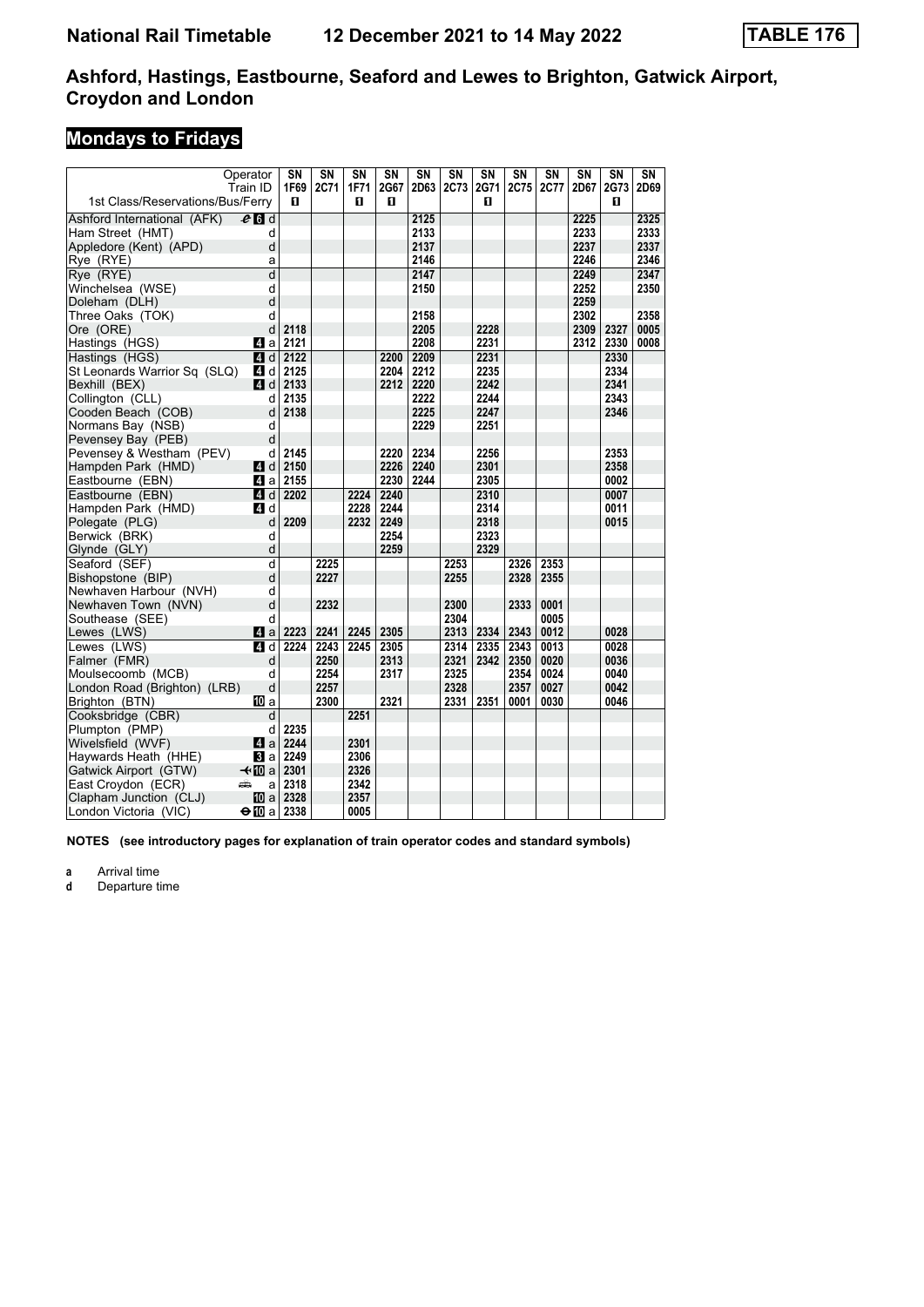# National Rail Timetable 12 December 2021 to 14 May 2022 TABLE 176

## Ashford, Hastings, Eastbourne, Seaford and Lewes to Brighton, Gatwick Airport, Croydon and London

## Mondays to Fridays

| Operator | | SN | SN | SN | SN | SN | SN | SN | SN | SN | SN | SN | SN |
|---|---|---|---|---|---|---|---|---|---|---|---|---|---|
| Train ID | | 1F69 | 2C71 | 1F71 | 2G67 | 2D63 | 2C73 | 2G71 | 2C75 | 2C77 | 2D67 | 2G73 | 2D69 |
| 1st Class/Reservations/Bus/Ferry | | 1 | | 1 | 1 | | | 1 | | | | 1 | |
| Ashford International (AFK) | 6 d | | | | | 2125 | | | | | 2225 | | 2325 |
| Ham Street (HMT) | d | | | | | 2133 | | | | | 2233 | | 2333 |
| Appledore (Kent) (APD) | d | | | | | 2137 | | | | | 2237 | | 2337 |
| Rye (RYE) | a | | | | | 2146 | | | | | 2246 | | 2346 |
| Rye (RYE) | d | | | | | 2147 | | | | | 2249 | | 2347 |
| Winchelsea (WSE) | d | | | | | 2150 | | | | | 2252 | | 2350 |
| Doleham (DLH) | d | | | | | | | | | | 2259 | | |
| Three Oaks (TOK) | d | | | | | 2158 | | | | | 2302 | | 2358 |
| Ore (ORE) | d | 2118 | | | | 2205 | | 2228 | | | 2309 | 2327 | 0005 |
| Hastings (HGS) | 4 a | 2121 | | | | 2208 | | 2231 | | | 2312 | 2330 | 0008 |
| Hastings (HGS) | 4 d | 2122 | | | 2200 | 2209 | | 2231 | | | | 2330 | |
| St Leonards Warrior Sq (SLQ) | 4 d | 2125 | | | 2204 | 2212 | | 2235 | | | | 2334 | |
| Bexhill (BEX) | 4 d | 2133 | | | 2212 | 2220 | | 2242 | | | | 2341 | |
| Collington (CLL) | d | 2135 | | | | 2222 | | 2244 | | | | 2343 | |
| Cooden Beach (COB) | d | 2138 | | | | 2225 | | 2247 | | | | 2346 | |
| Normans Bay (NSB) | d | | | | | 2229 | | 2251 | | | | | |
| Pevensey Bay (PEB) | d | | | | | | | | | | | | |
| Pevensey & Westham (PEV) | d | 2145 | | | 2220 | 2234 | | 2256 | | | | 2353 | |
| Hampden Park (HMD) | 4 d | 2150 | | | 2226 | 2240 | | 2301 | | | | 2358 | |
| Eastbourne (EBN) | 4 a | 2155 | | | 2230 | 2244 | | 2305 | | | | 0002 | |
| Eastbourne (EBN) | 4 d | 2202 | | 2224 | 2240 | | | 2310 | | | | 0007 | |
| Hampden Park (HMD) | 4 d | | | 2228 | 2244 | | | 2314 | | | | 0011 | |
| Polegate (PLG) | d | 2209 | | 2232 | 2249 | | | 2318 | | | | 0015 | |
| Berwick (BRK) | d | | | | 2254 | | | 2323 | | | | | |
| Glynde (GLY) | d | | | | 2259 | | | 2329 | | | | | |
| Seaford (SEF) | d | | 2225 | | | | 2253 | | 2326 | 2353 | | | |
| Bishopstone (BIP) | d | | 2227 | | | | 2255 | | 2328 | 2355 | | | |
| Newhaven Harbour (NVH) | d | | | | | | | | | | | | |
| Newhaven Town (NVN) | d | | 2232 | | | | 2300 | | 2333 | 0001 | | | |
| Southease (SEE) | d | | | | | | 2304 | | | 0005 | | | |
| Lewes (LWS) | 4 a | 2223 | 2241 | 2245 | 2305 | | 2313 | 2334 | 2343 | 0012 | | 0028 | |
| Lewes (LWS) | 4 d | 2224 | 2243 | 2245 | 2305 | | 2314 | 2335 | 2343 | 0013 | | 0028 | |
| Falmer (FMR) | d | | 2250 | | 2313 | | 2321 | 2342 | 2350 | 0020 | | 0036 | |
| Moulsecoomb (MCB) | d | | 2254 | | 2317 | | 2325 | | 2354 | 0024 | | 0040 | |
| London Road (Brighton) (LRB) | d | | 2257 | | | | 2328 | | 2357 | 0027 | | 0042 | |
| Brighton (BTN) | 10 a | | 2300 | | 2321 | | 2331 | 2351 | 0001 | 0030 | | 0046 | |
| Cooksbridge (CBR) | d | | | 2251 | | | | | | | | | |
| Plumpton (PMP) | d | 2235 | | | | | | | | | | | |
| Wivelsfield (WVF) | 4 a | 2244 | | 2301 | | | | | | | | | |
| Haywards Heath (HHE) | 3 a | 2249 | | 2306 | | | | | | | | | |
| Gatwick Airport (GTW) | 10 a | 2301 | | 2326 | | | | | | | | | |
| East Croydon (ECR) | a | 2318 | | 2342 | | | | | | | | | |
| Clapham Junction (CLJ) | 10 a | 2328 | | 2357 | | | | | | | | | |
| London Victoria (VIC) | 10 a | 2338 | | 0005 | | | | | | | | | |

**NOTES (see introductory pages for explanation of train operator codes and standard symbols)**

**a** Arrival time
**d** Departure time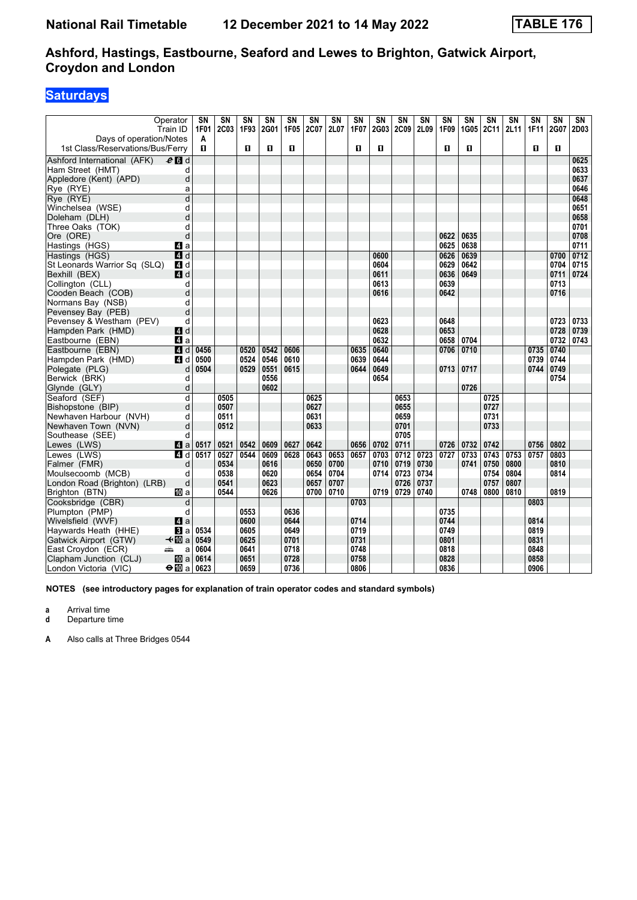# National Rail Timetable — 12 December 2021 to 14 May 2022 — TABLE 176

## Ashford, Hastings, Eastbourne, Seaford and Lewes to Brighton, Gatwick Airport, Croydon and London

### Saturdays

| Operator | | SN | SN | SN | SN | SN | SN | SN | SN | SN | SN | SN | SN | SN | SN | SN | SN | SN | SN |
|---|---|---|---|---|---|---|---|---|---|---|---|---|---|---|---|---|---|---|---|
| Train ID | | 1F01 | 2C03 | 1F93 | 2G01 | 1F05 | 2C07 | 2L07 | 1F07 | 2G03 | 2C09 | 2L09 | 1F09 | 1G05 | 2C11 | 2L11 | 1F11 | 2G07 | 2D03 |
| Days of operation/Notes | | A | | | | | | | | | | | | | | | | | |
| 1st Class/Reservations/Bus/Ferry | | ■ | | ■ | ■ | ■ | | | ■ | ■ | | | ■ | ■ | | | ■ | ■ | |
| Ashford International (AFK) | d | | | | | | | | | | | | | | | | | | 0625 |
| Ham Street (HMT) | d | | | | | | | | | | | | | | | | | | 0633 |
| Appledore (Kent) (APD) | d | | | | | | | | | | | | | | | | | | 0637 |
| Rye (RYE) | a | | | | | | | | | | | | | | | | | | 0646 |
| Rye (RYE) | d | | | | | | | | | | | | | | | | | | 0648 |
| Winchelsea (WSE) | d | | | | | | | | | | | | | | | | | | 0651 |
| Doleham (DLH) | d | | | | | | | | | | | | | | | | | | 0658 |
| Three Oaks (TOK) | d | | | | | | | | | | | | | | | | | | 0701 |
| Ore (ORE) | d | | | | | | | | | | | | 0622 | 0635 | | | | | 0708 |
| Hastings (HGS) | a | | | | | | | | | | | | 0625 | 0638 | | | | | 0711 |
| Hastings (HGS) | d | | | | | | | | | 0600 | | | 0626 | 0639 | | | | 0700 | 0712 |
| St Leonards Warrior Sq (SLQ) | d | | | | | | | | | 0604 | | | 0629 | 0642 | | | | 0704 | 0715 |
| Bexhill (BEX) | d | | | | | | | | | 0611 | | | 0636 | 0649 | | | | 0711 | 0724 |
| Collington (CLL) | d | | | | | | | | | 0613 | | | 0639 | | | | | 0713 | |
| Cooden Beach (COB) | d | | | | | | | | | 0616 | | | 0642 | | | | | 0716 | |
| Normans Bay (NSB) | d | | | | | | | | | | | | | | | | | | |
| Pevensey Bay (PEB) | d | | | | | | | | | | | | | | | | | | |
| Pevensey & Westham (PEV) | d | | | | | | | | | 0623 | | | 0648 | | | | | 0723 | 0733 |
| Hampden Park (HMD) | d | | | | | | | | | 0628 | | | 0653 | | | | | 0728 | 0739 |
| Eastbourne (EBN) | a | | | | | | | | | 0632 | | | 0658 | 0704 | | | | 0732 | 0743 |
| Eastbourne (EBN) | d | 0456 | | 0520 | 0542 | 0606 | | | 0635 | 0640 | | | 0706 | 0710 | | | 0735 | 0740 | |
| Hampden Park (HMD) | d | 0500 | | 0524 | 0546 | 0610 | | | 0639 | 0644 | | | | | | | 0739 | 0744 | |
| Polegate (PLG) | d | 0504 | | 0529 | 0551 | 0615 | | | 0644 | 0649 | | | 0713 | 0717 | | | 0744 | 0749 | |
| Berwick (BRK) | d | | | | 0556 | | | | | 0654 | | | | | | | | 0754 | |
| Glynde (GLY) | d | | | | 0602 | | | | | | | | | 0726 | | | | | |
| Seaford (SEF) | d | | 0505 | | | | 0625 | | | | 0653 | | | | 0725 | | | | |
| Bishopstone (BIP) | d | | 0507 | | | | 0627 | | | | 0655 | | | | 0727 | | | | |
| Newhaven Harbour (NVH) | d | | 0511 | | | | 0631 | | | | 0659 | | | | 0731 | | | | |
| Newhaven Town (NVN) | d | | 0512 | | | | 0633 | | | | 0701 | | | | 0733 | | | | |
| Southease (SEE) | d | | | | | | | | | | 0705 | | | | | | | | |
| Lewes (LWS) | a | 0517 | 0521 | 0542 | 0609 | 0627 | 0642 | | 0656 | 0702 | 0711 | | 0726 | 0732 | 0742 | | 0756 | 0802 | |
| Lewes (LWS) | d | 0517 | 0527 | 0544 | 0609 | 0628 | 0643 | 0653 | 0657 | 0703 | 0712 | 0723 | 0727 | 0733 | 0743 | 0753 | 0757 | 0803 | |
| Falmer (FMR) | d | | 0534 | | 0616 | | 0650 | 0700 | | 0710 | 0719 | 0730 | | 0741 | 0750 | 0800 | | 0810 | |
| Moulsecoomb (MCB) | d | | 0538 | | 0620 | | 0654 | 0704 | | 0714 | 0723 | 0734 | | | 0754 | 0804 | | 0814 | |
| London Road (Brighton) (LRB) | d | | 0541 | | 0623 | | 0657 | 0707 | | | 0726 | 0737 | | | 0757 | 0807 | | | |
| Brighton (BTN) | a | | 0544 | | 0626 | | 0700 | 0710 | | 0719 | 0729 | 0740 | | 0748 | 0800 | 0810 | | 0819 | |
| Cooksbridge (CBR) | d | | | | | | | | 0703 | | | | | | | | 0803 | | |
| Plumpton (PMP) | d | | | 0553 | | 0636 | | | | | | | 0735 | | | | | | |
| Wivelsfield (WVF) | a | | | 0600 | | 0644 | | | 0714 | | | | 0744 | | | | 0814 | | |
| Haywards Heath (HHE) | a | 0534 | | 0605 | | 0649 | | | 0719 | | | | 0749 | | | | 0819 | | |
| Gatwick Airport (GTW) | a | 0549 | | 0625 | | 0701 | | | 0731 | | | | 0801 | | | | 0831 | | |
| East Croydon (ECR) | a | 0604 | | 0641 | | 0718 | | | 0748 | | | | 0818 | | | | 0848 | | |
| Clapham Junction (CLJ) | a | 0614 | | 0651 | | 0728 | | | 0758 | | | | 0828 | | | | 0858 | | |
| London Victoria (VIC) | a | 0623 | | 0659 | | 0736 | | | 0806 | | | | 0836 | | | | 0906 | | |

**NOTES (see introductory pages for explanation of train operator codes and standard symbols)**

**a** Arrival time
**d** Departure time

**A** Also calls at Three Bridges 0544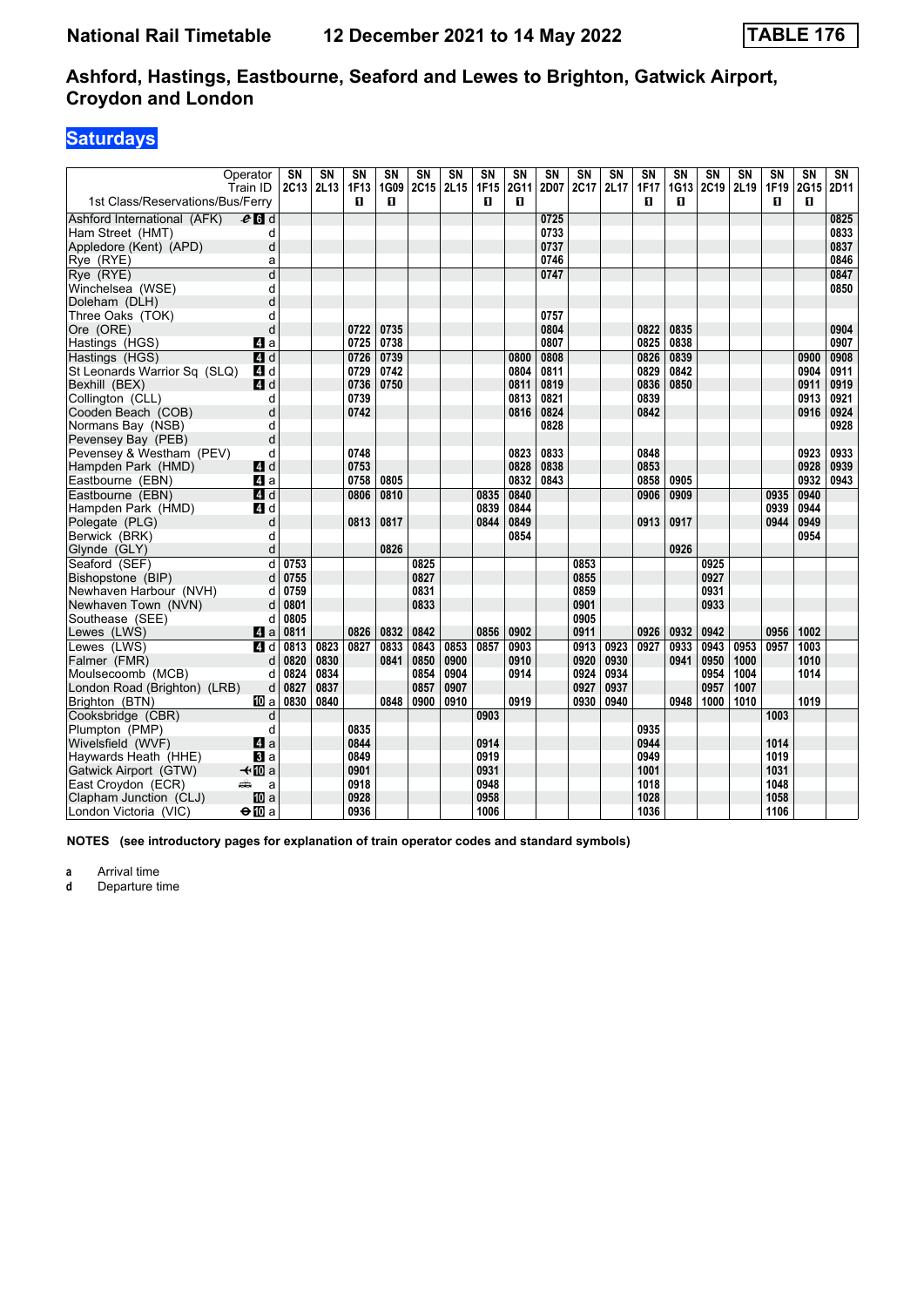# National Rail Timetable 12 December 2021 to 14 May 2022 TABLE 176

## Ashford, Hastings, Eastbourne, Seaford and Lewes to Brighton, Gatwick Airport, Croydon and London

### Saturdays

| Operator | | SN | SN | SN | SN | SN | SN | SN | SN | SN | SN | SN | SN | SN | SN | SN | SN | SN | SN |
|---|---|---|---|---|---|---|---|---|---|---|---|---|---|---|---|---|---|---|---|
| Train ID | | 2C13 | 2L13 | 1F13 | 1G09 | 2C15 | 2L15 | 1F15 | 2G11 | 2D07 | 2C17 | 2L17 | 1F17 | 1G13 | 2C19 | 2L19 | 1F19 | 2G15 | 2D11 |
| 1st Class/Reservations/Bus/Ferry | | | | ■ | ■ | | | ■ | ■ | | | | ■ | ■ | | | ■ | ■ | |
| Ashford International (AFK) | d | | | | | | | | | 0725 | | | | | | | | | 0825 |
| Ham Street (HMT) | d | | | | | | | | | 0733 | | | | | | | | | 0833 |
| Appledore (Kent) (APD) | d | | | | | | | | | 0737 | | | | | | | | | 0837 |
| Rye (RYE) | a | | | | | | | | | 0746 | | | | | | | | | 0846 |
| Rye (RYE) | d | | | | | | | | | 0747 | | | | | | | | | 0847 |
| Winchelsea (WSE) | d | | | | | | | | | | | | | | | | | | 0850 |
| Doleham (DLH) | d | | | | | | | | | | | | | | | | | | |
| Three Oaks (TOK) | d | | | | | | | | | 0757 | | | | | | | | | |
| Ore (ORE) | d | | | 0722 | 0735 | | | | | 0804 | | | 0822 | 0835 | | | | | 0904 |
| Hastings (HGS) | a | | | 0725 | 0738 | | | | | 0807 | | | 0825 | 0838 | | | | | 0907 |
| Hastings (HGS) | d | | | 0726 | 0739 | | | | 0800 | 0808 | | | 0826 | 0839 | | | | 0900 | 0908 |
| St Leonards Warrior Sq (SLQ) | d | | | 0729 | 0742 | | | | 0804 | 0811 | | | 0829 | 0842 | | | | 0904 | 0911 |
| Bexhill (BEX) | d | | | 0736 | 0750 | | | | 0811 | 0819 | | | 0836 | 0850 | | | | 0911 | 0919 |
| Collington (CLL) | d | | | 0739 | | | | | 0813 | 0821 | | | 0839 | | | | | 0913 | 0921 |
| Cooden Beach (COB) | d | | | 0742 | | | | | 0816 | 0824 | | | 0842 | | | | | 0916 | 0924 |
| Normans Bay (NSB) | d | | | | | | | | | 0828 | | | | | | | | | 0928 |
| Pevensey Bay (PEB) | d | | | | | | | | | | | | | | | | | | |
| Pevensey & Westham (PEV) | d | | | 0748 | | | | | 0823 | 0833 | | | 0848 | | | | | 0923 | 0933 |
| Hampden Park (HMD) | d | | | 0753 | | | | | 0828 | 0838 | | | 0853 | | | | | 0928 | 0939 |
| Eastbourne (EBN) | a | | | 0758 | 0805 | | | | 0832 | 0843 | | | 0858 | 0905 | | | | 0932 | 0943 |
| Eastbourne (EBN) | d | | | 0806 | 0810 | | | 0835 | 0840 | | | | 0906 | 0909 | | | 0935 | 0940 | |
| Hampden Park (HMD) | d | | | | | | | 0839 | 0844 | | | | | | | | 0939 | 0944 | |
| Polegate (PLG) | d | | | 0813 | 0817 | | | 0844 | 0849 | | | | 0913 | 0917 | | | 0944 | 0949 | |
| Berwick (BRK) | d | | | | | | | | 0854 | | | | | | | | | 0954 | |
| Glynde (GLY) | d | | | | 0826 | | | | | | | | | 0926 | | | | | |
| Seaford (SEF) | d | 0753 | | | | 0825 | | | | | 0853 | | | | 0925 | | | | |
| Bishopstone (BIP) | d | 0755 | | | | 0827 | | | | | 0855 | | | | 0927 | | | | |
| Newhaven Harbour (NVH) | d | 0759 | | | | 0831 | | | | | 0859 | | | | 0931 | | | | |
| Newhaven Town (NVN) | d | 0801 | | | | 0833 | | | | | 0901 | | | | 0933 | | | | |
| Southease (SEE) | d | 0805 | | | | | | | | | 0905 | | | | | | | | |
| Lewes (LWS) | a | 0811 | | 0826 | 0832 | 0842 | | 0856 | 0902 | | 0911 | | 0926 | 0932 | 0942 | | 0956 | 1002 | |
| Lewes (LWS) | d | 0813 | 0823 | 0827 | 0833 | 0843 | 0853 | 0857 | 0903 | | 0913 | 0923 | 0927 | 0933 | 0943 | 0953 | 0957 | 1003 | |
| Falmer (FMR) | d | 0820 | 0830 | | 0841 | 0850 | 0900 | | 0910 | | 0920 | 0930 | | 0941 | 0950 | 1000 | | 1010 | |
| Moulsecoomb (MCB) | d | 0824 | 0834 | | | 0854 | 0904 | | 0914 | | 0924 | 0934 | | | 0954 | 1004 | | 1014 | |
| London Road (Brighton) (LRB) | d | 0827 | 0837 | | | 0857 | 0907 | | | | 0927 | 0937 | | | 0957 | 1007 | | | |
| Brighton (BTN) | a | 0830 | 0840 | | 0848 | 0900 | 0910 | | 0919 | | 0930 | 0940 | | 0948 | 1000 | 1010 | | 1019 | |
| Cooksbridge (CBR) | d | | | | | | | 0903 | | | | | | | | | 1003 | | |
| Plumpton (PMP) | d | | | 0835 | | | | | | | | | 0935 | | | | | | |
| Wivelsfield (WVF) | a | | | 0844 | | | | 0914 | | | | | 0944 | | | | 1014 | | |
| Haywards Heath (HHE) | a | | | 0849 | | | | 0919 | | | | | 0949 | | | | 1019 | | |
| Gatwick Airport (GTW) | a | | | 0901 | | | | 0931 | | | | | 1001 | | | | 1031 | | |
| East Croydon (ECR) | a | | | 0918 | | | | 0948 | | | | | 1018 | | | | 1048 | | |
| Clapham Junction (CLJ) | a | | | 0928 | | | | 0958 | | | | | 1028 | | | | 1058 | | |
| London Victoria (VIC) | a | | | 0936 | | | | 1006 | | | | | 1036 | | | | 1106 | | |

**NOTES (see introductory pages for explanation of train operator codes and standard symbols)**

**a** Arrival time
**d** Departure time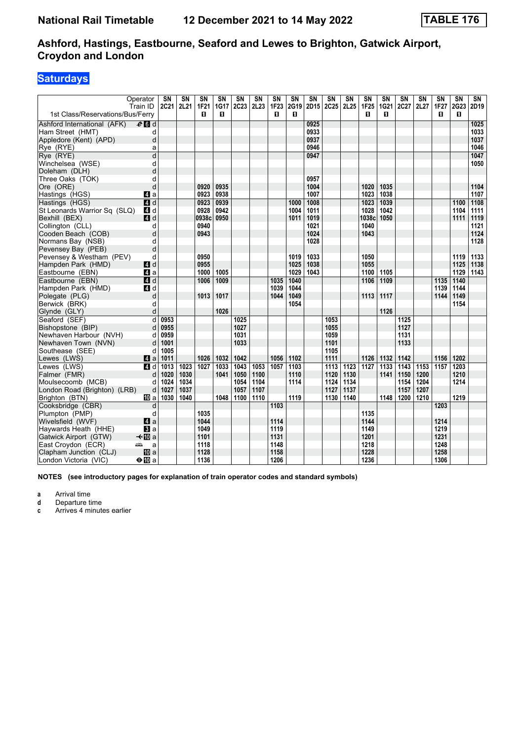# National Rail Timetable    12 December 2021 to 14 May 2022    TABLE 176

## Ashford, Hastings, Eastbourne, Seaford and Lewes to Brighton, Gatwick Airport, Croydon and London

### Saturdays

| Operator | | SN | SN | SN | SN | SN | SN | SN | SN | SN | SN | SN | SN | SN | SN | SN | SN | SN | SN |
|---|---|---|---|---|---|---|---|---|---|---|---|---|---|---|---|---|---|---|---|
| Train ID | | 2C21 | 2L21 | 1F21 | 1G17 | 2C23 | 2L23 | 1F23 | 2G19 | 2D15 | 2C25 | 2L25 | 1F25 | 1G21 | 2C27 | 2L27 | 1F27 | 2G23 | 2D19 |
| 1st Class/Reservations/Bus/Ferry | | | | ◘ | ◘ | | | ◘ | ◘ | | | | ◘ | ◘ | | | ◘ | ◘ | |
| Ashford International (AFK) | d | | | | | | | | | 0925 | | | | | | | | | 1025 |
| Ham Street (HMT) | d | | | | | | | | | 0933 | | | | | | | | | 1033 |
| Appledore (Kent) (APD) | d | | | | | | | | | 0937 | | | | | | | | | 1037 |
| Rye (RYE) | a | | | | | | | | | 0946 | | | | | | | | | 1046 |
| Rye (RYE) | d | | | | | | | | | 0947 | | | | | | | | | 1047 |
| Winchelsea (WSE) | d | | | | | | | | | | | | | | | | | | 1050 |
| Doleham (DLH) | d | | | | | | | | | | | | | | | | | | |
| Three Oaks (TOK) | d | | | | | | | | | 0957 | | | | | | | | | |
| Ore (ORE) | d | | | 0920 | 0935 | | | | | 1004 | | | 1020 | 1035 | | | | | 1104 |
| Hastings (HGS) | a | | | 0923 | 0938 | | | | | 1007 | | | 1023 | 1038 | | | | | 1107 |
| Hastings (HGS) | d | | | 0923 | 0939 | | | | 1000 | 1008 | | | 1023 | 1039 | | | | 1100 | 1108 |
| St Leonards Warrior Sq (SLQ) | d | | | 0928 | 0942 | | | | 1004 | 1011 | | | 1028 | 1042 | | | | 1104 | 1111 |
| Bexhill (BEX) | d | | | 0938c | 0950 | | | | 1011 | 1019 | | | 1038c | 1050 | | | | 1111 | 1119 |
| Collington (CLL) | d | | | 0940 | | | | | | 1021 | | | 1040 | | | | | | 1121 |
| Cooden Beach (COB) | d | | | 0943 | | | | | | 1024 | | | 1043 | | | | | | 1124 |
| Normans Bay (NSB) | d | | | | | | | | | 1028 | | | | | | | | | 1128 |
| Pevensey Bay (PEB) | d | | | | | | | | | | | | | | | | | | |
| Pevensey & Westham (PEV) | d | | | 0950 | | | | | 1019 | 1033 | | | 1050 | | | | | 1119 | 1133 |
| Hampden Park (HMD) | d | | | 0955 | | | | | 1025 | 1038 | | | 1055 | | | | | 1125 | 1138 |
| Eastbourne (EBN) | a | | | 1000 | 1005 | | | | 1029 | 1043 | | | 1100 | 1105 | | | | 1129 | 1143 |
| Eastbourne (EBN) | d | | | 1006 | 1009 | | | 1035 | 1040 | | | | 1106 | 1109 | | | 1135 | 1140 | |
| Hampden Park (HMD) | d | | | | | | | 1039 | 1044 | | | | | | | | 1139 | 1144 | |
| Polegate (PLG) | d | | | 1013 | 1017 | | | 1044 | 1049 | | | | 1113 | 1117 | | | 1144 | 1149 | |
| Berwick (BRK) | d | | | | | | | | 1054 | | | | | | | | | 1154 | |
| Glynde (GLY) | d | | | | 1026 | | | | | | | | | 1126 | | | | | |
| Seaford (SEF) | d | 0953 | | | | 1025 | | | | | 1053 | | | | 1125 | | | | |
| Bishopstone (BIP) | d | 0955 | | | | 1027 | | | | | 1055 | | | | 1127 | | | | |
| Newhaven Harbour (NVH) | d | 0959 | | | | 1031 | | | | | 1059 | | | | 1131 | | | | |
| Newhaven Town (NVN) | d | 1001 | | | | 1033 | | | | | 1101 | | | | 1133 | | | | |
| Southease (SEE) | d | 1005 | | | | | | | | | 1105 | | | | | | | | |
| Lewes (LWS) | a | 1011 | | 1026 | 1032 | 1042 | | 1056 | 1102 | | 1111 | | 1126 | 1132 | 1142 | | 1156 | 1202 | |
| Lewes (LWS) | d | 1013 | 1023 | 1027 | 1033 | 1043 | 1053 | 1057 | 1103 | | 1113 | 1123 | 1127 | 1133 | 1143 | 1153 | 1157 | 1203 | |
| Falmer (FMR) | d | 1020 | 1030 | | 1041 | 1050 | 1100 | | 1110 | | 1120 | 1130 | | 1141 | 1150 | 1200 | | 1210 | |
| Moulsecoomb (MCB) | d | 1024 | 1034 | | | 1054 | 1104 | | 1114 | | 1124 | 1134 | | | 1154 | 1204 | | 1214 | |
| London Road (Brighton) (LRB) | d | 1027 | 1037 | | | 1057 | 1107 | | | | 1127 | 1137 | | | 1157 | 1207 | | | |
| Brighton (BTN) | a | 1030 | 1040 | | 1048 | 1100 | 1110 | | 1119 | | 1130 | 1140 | | 1148 | 1200 | 1210 | | 1219 | |
| Cooksbridge (CBR) | d | | | | | | | 1103 | | | | | | | | | 1203 | | |
| Plumpton (PMP) | d | | | 1035 | | | | | | | | | 1135 | | | | | | |
| Wivelsfield (WVF) | a | | | 1044 | | | | 1114 | | | | | 1144 | | | | 1214 | | |
| Haywards Heath (HHE) | a | | | 1049 | | | | 1119 | | | | | 1149 | | | | 1219 | | |
| Gatwick Airport (GTW) | a | | | 1101 | | | | 1131 | | | | | 1201 | | | | 1231 | | |
| East Croydon (ECR) | a | | | 1118 | | | | 1148 | | | | | 1218 | | | | 1248 | | |
| Clapham Junction (CLJ) | a | | | 1128 | | | | 1158 | | | | | 1228 | | | | 1258 | | |
| London Victoria (VIC) | a | | | 1136 | | | | 1206 | | | | | 1236 | | | | 1306 | | |

**NOTES (see introductory pages for explanation of train operator codes and standard symbols)**

- **a** Arrival time
- **d** Departure time
- **c** Arrives 4 minutes earlier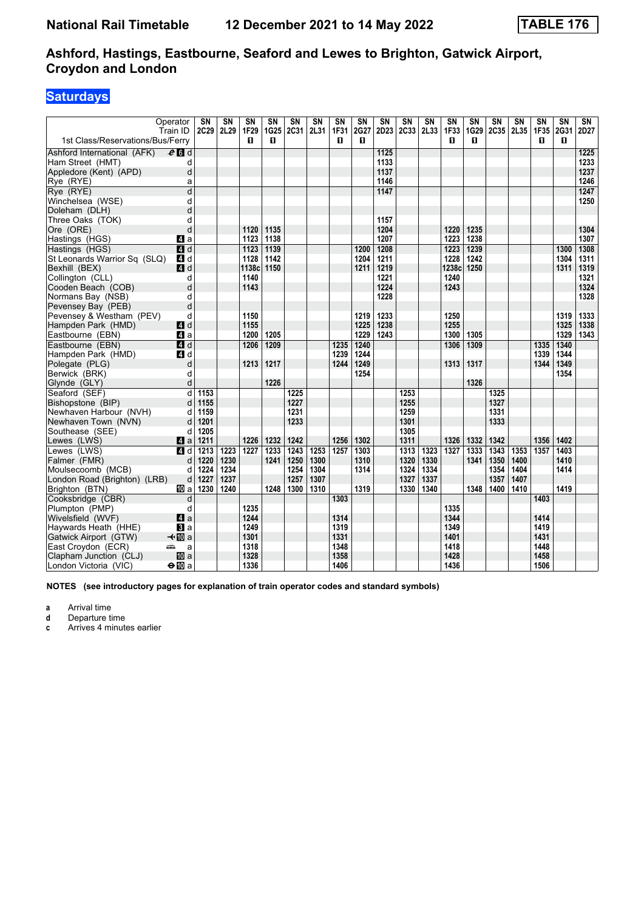# National Rail Timetable    12 December 2021 to 14 May 2022    TABLE 176

## Ashford, Hastings, Eastbourne, Seaford and Lewes to Brighton, Gatwick Airport, Croydon and London

### Saturdays

| Operator | | SN | SN | SN | SN | SN | SN | SN | SN | SN | SN | SN | SN | SN | SN | SN | SN | SN | SN |
|---|---|---|---|---|---|---|---|---|---|---|---|---|---|---|---|---|---|---|---|
| Train ID | | 2C29 | 2L29 | 1F29 | 1G25 | 2C31 | 2L31 | 1F31 | 2G27 | 2D23 | 2C33 | 2L33 | 1F33 | 1G29 | 2C35 | 2L35 | 1F35 | 2G31 | 2D27 |
| 1st Class/Reservations/Bus/Ferry | | | | 1 | 1 | | | 1 | 1 | | | | 1 | 1 | | | 1 | 1 | |
| Ashford International (AFK) | 6 d | | | | | | | | | 1125 | | | | | | | | | 1225 |
| Ham Street (HMT) | d | | | | | | | | | 1133 | | | | | | | | | 1233 |
| Appledore (Kent) (APD) | d | | | | | | | | | 1137 | | | | | | | | | 1237 |
| Rye (RYE) | a | | | | | | | | | 1146 | | | | | | | | | 1246 |
| Rye (RYE) | d | | | | | | | | | 1147 | | | | | | | | | 1247 |
| Winchelsea (WSE) | d | | | | | | | | | | | | | | | | | | 1250 |
| Doleham (DLH) | d | | | | | | | | | | | | | | | | | | |
| Three Oaks (TOK) | d | | | | | | | | | 1157 | | | | | | | | | |
| Ore (ORE) | d | | | 1120 | 1135 | | | | | 1204 | | | 1220 | 1235 | | | | | 1304 |
| Hastings (HGS) | 4 a | | | 1123 | 1138 | | | | | 1207 | | | 1223 | 1238 | | | | | 1307 |
| Hastings (HGS) | 4 d | | | 1123 | 1139 | | | | 1200 | 1208 | | | 1223 | 1239 | | | | 1300 | 1308 |
| St Leonards Warrior Sq (SLQ) | 4 d | | | 1128 | 1142 | | | | 1204 | 1211 | | | 1228 | 1242 | | | | 1304 | 1311 |
| Bexhill (BEX) | 4 d | | | 1138c | 1150 | | | | 1211 | 1219 | | | 1238c | 1250 | | | | 1311 | 1319 |
| Collington (CLL) | d | | | 1140 | | | | | | 1221 | | | 1240 | | | | | | 1321 |
| Cooden Beach (COB) | d | | | 1143 | | | | | | 1224 | | | 1243 | | | | | | 1324 |
| Normans Bay (NSB) | d | | | | | | | | | 1228 | | | | | | | | | 1328 |
| Pevensey Bay (PEB) | d | | | | | | | | | | | | | | | | | | |
| Pevensey & Westham (PEV) | d | | | 1150 | | | | | 1219 | 1233 | | | 1250 | | | | | 1319 | 1333 |
| Hampden Park (HMD) | 4 d | | | 1155 | | | | | 1225 | 1238 | | | 1255 | | | | | 1325 | 1338 |
| Eastbourne (EBN) | 4 a | | | 1200 | 1205 | | | | 1229 | 1243 | | | 1300 | 1305 | | | | 1329 | 1343 |
| Eastbourne (EBN) | 4 d | | | 1206 | 1209 | | | 1235 | 1240 | | | | 1306 | 1309 | | | 1335 | 1340 | |
| Hampden Park (HMD) | 4 d | | | | | | | 1239 | 1244 | | | | | | | | 1339 | 1344 | |
| Polegate (PLG) | d | | | 1213 | 1217 | | | 1244 | 1249 | | | | 1313 | 1317 | | | 1344 | 1349 | |
| Berwick (BRK) | d | | | | | | | | 1254 | | | | | | | | | 1354 | |
| Glynde (GLY) | d | | | | 1226 | | | | | | | | | 1326 | | | | | |
| Seaford (SEF) | d | 1153 | | | | 1225 | | | | | 1253 | | | | 1325 | | | | |
| Bishopstone (BIP) | d | 1155 | | | | 1227 | | | | | 1255 | | | | 1327 | | | | |
| Newhaven Harbour (NVH) | d | 1159 | | | | 1231 | | | | | 1259 | | | | 1331 | | | | |
| Newhaven Town (NVN) | d | 1201 | | | | 1233 | | | | | 1301 | | | | 1333 | | | | |
| Southease (SEE) | d | 1205 | | | | | | | | | 1305 | | | | | | | | |
| Lewes (LWS) | 4 a | 1211 | | 1226 | 1232 | 1242 | | 1256 | 1302 | | 1311 | | 1326 | 1332 | 1342 | | 1356 | 1402 | |
| Lewes (LWS) | 4 d | 1213 | 1223 | 1227 | 1233 | 1243 | 1253 | 1257 | 1303 | | 1313 | 1323 | 1327 | 1333 | 1343 | 1353 | 1357 | 1403 | |
| Falmer (FMR) | d | 1220 | 1230 | | 1241 | 1250 | 1300 | | 1310 | | 1320 | 1330 | | 1341 | 1350 | 1400 | | 1410 | |
| Moulsecoomb (MCB) | d | 1224 | 1234 | | | 1254 | 1304 | | 1314 | | 1324 | 1334 | | | 1354 | 1404 | | 1414 | |
| London Road (Brighton) (LRB) | d | 1227 | 1237 | | | 1257 | 1307 | | | | 1327 | 1337 | | | 1357 | 1407 | | | |
| Brighton (BTN) | 10 a | 1230 | 1240 | | 1248 | 1300 | 1310 | | 1319 | | 1330 | 1340 | | 1348 | 1400 | 1410 | | 1419 | |
| Cooksbridge (CBR) | d | | | | | | | 1303 | | | | | | | | | 1403 | | |
| Plumpton (PMP) | d | | | 1235 | | | | | | | | | 1335 | | | | | | |
| Wivelsfield (WVF) | 4 a | | | 1244 | | | | 1314 | | | | | 1344 | | | | 1414 | | |
| Haywards Heath (HHE) | 3 a | | | 1249 | | | | 1319 | | | | | 1349 | | | | 1419 | | |
| Gatwick Airport (GTW) | 10 a | | | 1301 | | | | 1331 | | | | | 1401 | | | | 1431 | | |
| East Croydon (ECR) | a | | | 1318 | | | | 1348 | | | | | 1418 | | | | 1448 | | |
| Clapham Junction (CLJ) | 10 a | | | 1328 | | | | 1358 | | | | | 1428 | | | | 1458 | | |
| London Victoria (VIC) | 10 a | | | 1336 | | | | 1406 | | | | | 1436 | | | | 1506 | | |

**NOTES (see introductory pages for explanation of train operator codes and standard symbols)**

- **a** Arrival time
- **d** Departure time
- **c** Arrives 4 minutes earlier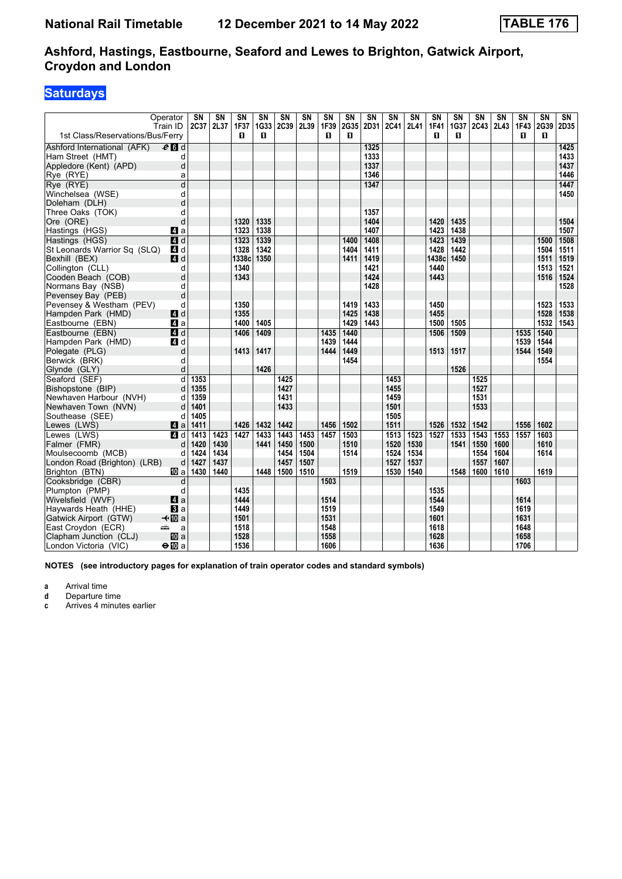# National Rail Timetable — 12 December 2021 to 14 May 2022 — TABLE 176

## Ashford, Hastings, Eastbourne, Seaford and Lewes to Brighton, Gatwick Airport, Croydon and London

### Saturdays

| Operator | | SN | SN | SN | SN | SN | SN | SN | SN | SN | SN | SN | SN | SN | SN | SN | SN | SN | SN |
|---|---|---|---|---|---|---|---|---|---|---|---|---|---|---|---|---|---|---|---|
| Train ID | | 2C37 | 2L37 | 1F37 | 1G33 | 2C39 | 2L39 | 1F39 | 2G35 | 2D31 | 2C41 | 2L41 | 1F41 | 1G37 | 2C43 | 2L43 | 1F43 | 2G39 | 2D35 |
| 1st Class/Reservations/Bus/Ferry | | | | 1 | 1 | | | 1 | 1 | | | | 1 | 1 | | | 1 | 1 | |
| Ashford International (AFK) | d | | | | | | | | | 1325 | | | | | | | | | 1425 |
| Ham Street (HMT) | d | | | | | | | | | 1333 | | | | | | | | | 1433 |
| Appledore (Kent) (APD) | d | | | | | | | | | 1337 | | | | | | | | | 1437 |
| Rye (RYE) | a | | | | | | | | | 1346 | | | | | | | | | 1446 |
| Rye (RYE) | d | | | | | | | | | 1347 | | | | | | | | | 1447 |
| Winchelsea (WSE) | d | | | | | | | | | | | | | | | | | | 1450 |
| Doleham (DLH) | d | | | | | | | | | | | | | | | | | | |
| Three Oaks (TOK) | d | | | | | | | | | 1357 | | | | | | | | | |
| Ore (ORE) | d | | | 1320 | 1335 | | | | | 1404 | | | 1420 | 1435 | | | | | 1504 |
| Hastings (HGS) | a | | | 1323 | 1338 | | | | | 1407 | | | 1423 | 1438 | | | | | 1507 |
| Hastings (HGS) | d | | | 1323 | 1339 | | | | 1400 | 1408 | | | 1423 | 1439 | | | | 1500 | 1508 |
| St Leonards Warrior Sq (SLQ) | d | | | 1328 | 1342 | | | | 1404 | 1411 | | | 1428 | 1442 | | | | 1504 | 1511 |
| Bexhill (BEX) | d | | | 1338c | 1350 | | | | 1411 | 1419 | | | 1438c | 1450 | | | | 1511 | 1519 |
| Collington (CLL) | d | | | 1340 | | | | | | 1421 | | | 1440 | | | | | 1513 | 1521 |
| Cooden Beach (COB) | d | | | 1343 | | | | | | 1424 | | | 1443 | | | | | 1516 | 1524 |
| Normans Bay (NSB) | d | | | | | | | | | 1428 | | | | | | | | | 1528 |
| Pevensey Bay (PEB) | d | | | | | | | | | | | | | | | | | | |
| Pevensey & Westham (PEV) | d | | | 1350 | | | | | 1419 | 1433 | | | 1450 | | | | | 1523 | 1533 |
| Hampden Park (HMD) | d | | | 1355 | | | | | 1425 | 1438 | | | 1455 | | | | | 1528 | 1538 |
| Eastbourne (EBN) | a | | | 1400 | 1405 | | | | 1429 | 1443 | | | 1500 | 1505 | | | | 1532 | 1543 |
| Eastbourne (EBN) | d | | | 1406 | 1409 | | | 1435 | 1440 | | | | 1506 | 1509 | | | 1535 | 1540 | |
| Hampden Park (HMD) | d | | | | | | | 1439 | 1444 | | | | | | | | 1539 | 1544 | |
| Polegate (PLG) | d | | | 1413 | 1417 | | | 1444 | 1449 | | | | 1513 | 1517 | | | 1544 | 1549 | |
| Berwick (BRK) | d | | | | | | | | 1454 | | | | | | | | | 1554 | |
| Glynde (GLY) | d | | | | 1426 | | | | | | | | | 1526 | | | | | |
| Seaford (SEF) | d | 1353 | | | | 1425 | | | | | 1453 | | | | 1525 | | | | |
| Bishopstone (BIP) | d | 1355 | | | | 1427 | | | | | 1455 | | | | 1527 | | | | |
| Newhaven Harbour (NVH) | d | 1359 | | | | 1431 | | | | | 1459 | | | | 1531 | | | | |
| Newhaven Town (NVN) | d | 1401 | | | | 1433 | | | | | 1501 | | | | 1533 | | | | |
| Southease (SEE) | d | 1405 | | | | | | | | | 1505 | | | | | | | | |
| Lewes (LWS) | a | 1411 | | 1426 | 1432 | 1442 | | 1456 | 1502 | | 1511 | | 1526 | 1532 | 1542 | | 1556 | 1602 | |
| Lewes (LWS) | d | 1413 | 1423 | 1427 | 1433 | 1443 | 1453 | 1457 | 1503 | | 1513 | 1523 | 1527 | 1533 | 1543 | 1553 | 1557 | 1603 | |
| Falmer (FMR) | d | 1420 | 1430 | | 1441 | 1450 | 1500 | | 1510 | | 1520 | 1530 | | 1541 | 1550 | 1600 | | 1610 | |
| Moulsecoomb (MCB) | d | 1424 | 1434 | | | 1454 | 1504 | | 1514 | | 1524 | 1534 | | | 1554 | 1604 | | 1614 | |
| London Road (Brighton) (LRB) | d | 1427 | 1437 | | | 1457 | 1507 | | | | 1527 | 1537 | | | 1557 | 1607 | | | |
| Brighton (BTN) | a | 1430 | 1440 | | 1448 | 1500 | 1510 | | 1519 | | 1530 | 1540 | | 1548 | 1600 | 1610 | | 1619 | |
| Cooksbridge (CBR) | d | | | | | | | 1503 | | | | | | | | | 1603 | | |
| Plumpton (PMP) | d | | | 1435 | | | | | | | | | 1535 | | | | | | |
| Wivelsfield (WVF) | a | | | 1444 | | | | 1514 | | | | | 1544 | | | | 1614 | | |
| Haywards Heath (HHE) | a | | | 1449 | | | | 1519 | | | | | 1549 | | | | 1619 | | |
| Gatwick Airport (GTW) | a | | | 1501 | | | | 1531 | | | | | 1601 | | | | 1631 | | |
| East Croydon (ECR) | a | | | 1518 | | | | 1548 | | | | | 1618 | | | | 1648 | | |
| Clapham Junction (CLJ) | a | | | 1528 | | | | 1558 | | | | | 1628 | | | | 1658 | | |
| London Victoria (VIC) | a | | | 1536 | | | | 1606 | | | | | 1636 | | | | 1706 | | |

**NOTES (see introductory pages for explanation of train operator codes and standard symbols)**

- **a** Arrival time
- **d** Departure time
- **c** Arrives 4 minutes earlier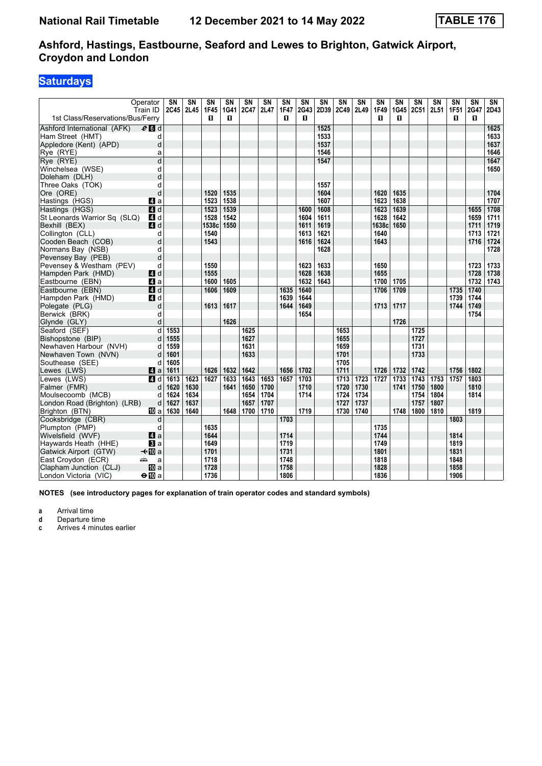# National Rail Timetable 12 December 2021 to 14 May 2022 TABLE 176

## Ashford, Hastings, Eastbourne, Seaford and Lewes to Brighton, Gatwick Airport, Croydon and London

### Saturdays

| Operator | | SN | SN | SN | SN | SN | SN | SN | SN | SN | SN | SN | SN | SN | SN | SN | SN | SN | SN |
|---|---|---|---|---|---|---|---|---|---|---|---|---|---|---|---|---|---|---|---|
| Train ID | | 2C45 | 2L45 | 1F45 | 1G41 | 2C47 | 2L47 | 1F47 | 2G43 | 2D39 | 2C49 | 2L49 | 1F49 | 1G45 | 2C51 | 2L51 | 1F51 | 2G47 | 2D43 |
| 1st Class/Reservations/Bus/Ferry | | | | 1 | 1 | | | 1 | 1 | | | | 1 | 1 | | | 1 | 1 | |
| Ashford International (AFK) | d | | | | | | | | | 1525 | | | | | | | | | 1625 |
| Ham Street (HMT) | d | | | | | | | | | 1533 | | | | | | | | | 1633 |
| Appledore (Kent) (APD) | d | | | | | | | | | 1537 | | | | | | | | | 1637 |
| Rye (RYE) | a | | | | | | | | | 1546 | | | | | | | | | 1646 |
| Rye (RYE) | d | | | | | | | | | 1547 | | | | | | | | | 1647 |
| Winchelsea (WSE) | d | | | | | | | | | | | | | | | | | | 1650 |
| Doleham (DLH) | d | | | | | | | | | | | | | | | | | | |
| Three Oaks (TOK) | d | | | | | | | | | 1557 | | | | | | | | | |
| Ore (ORE) | d | | | 1520 | 1535 | | | | | 1604 | | | 1620 | 1635 | | | | | 1704 |
| Hastings (HGS) | a | | | 1523 | 1538 | | | | | 1607 | | | 1623 | 1638 | | | | | 1707 |
| Hastings (HGS) | d | | | 1523 | 1539 | | | | 1600 | 1608 | | | 1623 | 1639 | | | | 1655 | 1708 |
| St Leonards Warrior Sq (SLQ) | d | | | 1528 | 1542 | | | | 1604 | 1611 | | | 1628 | 1642 | | | | 1659 | 1711 |
| Bexhill (BEX) | d | | | 1538c | 1550 | | | | 1611 | 1619 | | | 1638c | 1650 | | | | 1711 | 1719 |
| Collington (CLL) | d | | | 1540 | | | | | 1613 | 1621 | | | 1640 | | | | | 1713 | 1721 |
| Cooden Beach (COB) | d | | | 1543 | | | | | 1616 | 1624 | | | 1643 | | | | | 1716 | 1724 |
| Normans Bay (NSB) | d | | | | | | | | | 1628 | | | | | | | | | 1728 |
| Pevensey Bay (PEB) | d | | | | | | | | | | | | | | | | | | |
| Pevensey & Westham (PEV) | d | | | 1550 | | | | | 1623 | 1633 | | | 1650 | | | | | 1723 | 1733 |
| Hampden Park (HMD) | d | | | 1555 | | | | | 1628 | 1638 | | | 1655 | | | | | 1728 | 1738 |
| Eastbourne (EBN) | a | | | 1600 | 1605 | | | | 1632 | 1643 | | | 1700 | 1705 | | | | 1732 | 1743 |
| Eastbourne (EBN) | d | | | 1606 | 1609 | | | 1635 | 1640 | | | | 1706 | 1709 | | | 1735 | 1740 | |
| Hampden Park (HMD) | d | | | | | | | 1639 | 1644 | | | | | | | | 1739 | 1744 | |
| Polegate (PLG) | d | | | 1613 | 1617 | | | 1644 | 1649 | | | | 1713 | 1717 | | | 1744 | 1749 | |
| Berwick (BRK) | d | | | | | | | | 1654 | | | | | | | | | 1754 | |
| Glynde (GLY) | d | | | | 1626 | | | | | | | | | 1726 | | | | | |
| Seaford (SEF) | d | 1553 | | | | 1625 | | | | | 1653 | | | | 1725 | | | | |
| Bishopstone (BIP) | d | 1555 | | | | 1627 | | | | | 1655 | | | | 1727 | | | | |
| Newhaven Harbour (NVH) | d | 1559 | | | | 1631 | | | | | 1659 | | | | 1731 | | | | |
| Newhaven Town (NVN) | d | 1601 | | | | 1633 | | | | | 1701 | | | | 1733 | | | | |
| Southease (SEE) | d | 1605 | | | | | | | | | 1705 | | | | | | | | |
| Lewes (LWS) | a | 1611 | | 1626 | 1632 | 1642 | | 1656 | 1702 | | 1711 | | 1726 | 1732 | 1742 | | 1756 | 1802 | |
| Lewes (LWS) | d | 1613 | 1623 | 1627 | 1633 | 1643 | 1653 | 1657 | 1703 | | 1713 | 1723 | 1727 | 1733 | 1743 | 1753 | 1757 | 1803 | |
| Falmer (FMR) | d | 1620 | 1630 | | 1641 | 1650 | 1700 | | 1710 | | 1720 | 1730 | | 1741 | 1750 | 1800 | | 1810 | |
| Moulsecoomb (MCB) | d | 1624 | 1634 | | | 1654 | 1704 | | 1714 | | 1724 | 1734 | | | 1754 | 1804 | | 1814 | |
| London Road (Brighton) (LRB) | d | 1627 | 1637 | | | 1657 | 1707 | | | | 1727 | 1737 | | | 1757 | 1807 | | | |
| Brighton (BTN) | a | 1630 | 1640 | | 1648 | 1700 | 1710 | | 1719 | | 1730 | 1740 | | 1748 | 1800 | 1810 | | 1819 | |
| Cooksbridge (CBR) | d | | | | | | | 1703 | | | | | | | | | 1803 | | |
| Plumpton (PMP) | d | | | 1635 | | | | | | | | | 1735 | | | | | | |
| Wivelsfield (WVF) | a | | | 1644 | | | | 1714 | | | | | 1744 | | | | 1814 | | |
| Haywards Heath (HHE) | a | | | 1649 | | | | 1719 | | | | | 1749 | | | | 1819 | | |
| Gatwick Airport (GTW) | a | | | 1701 | | | | 1731 | | | | | 1801 | | | | 1831 | | |
| East Croydon (ECR) | a | | | 1718 | | | | 1748 | | | | | 1818 | | | | 1848 | | |
| Clapham Junction (CLJ) | a | | | 1728 | | | | 1758 | | | | | 1828 | | | | 1858 | | |
| London Victoria (VIC) | a | | | 1736 | | | | 1806 | | | | | 1836 | | | | 1906 | | |

**NOTES (see introductory pages for explanation of train operator codes and standard symbols)**

- **a** Arrival time
- **d** Departure time
- **c** Arrives 4 minutes earlier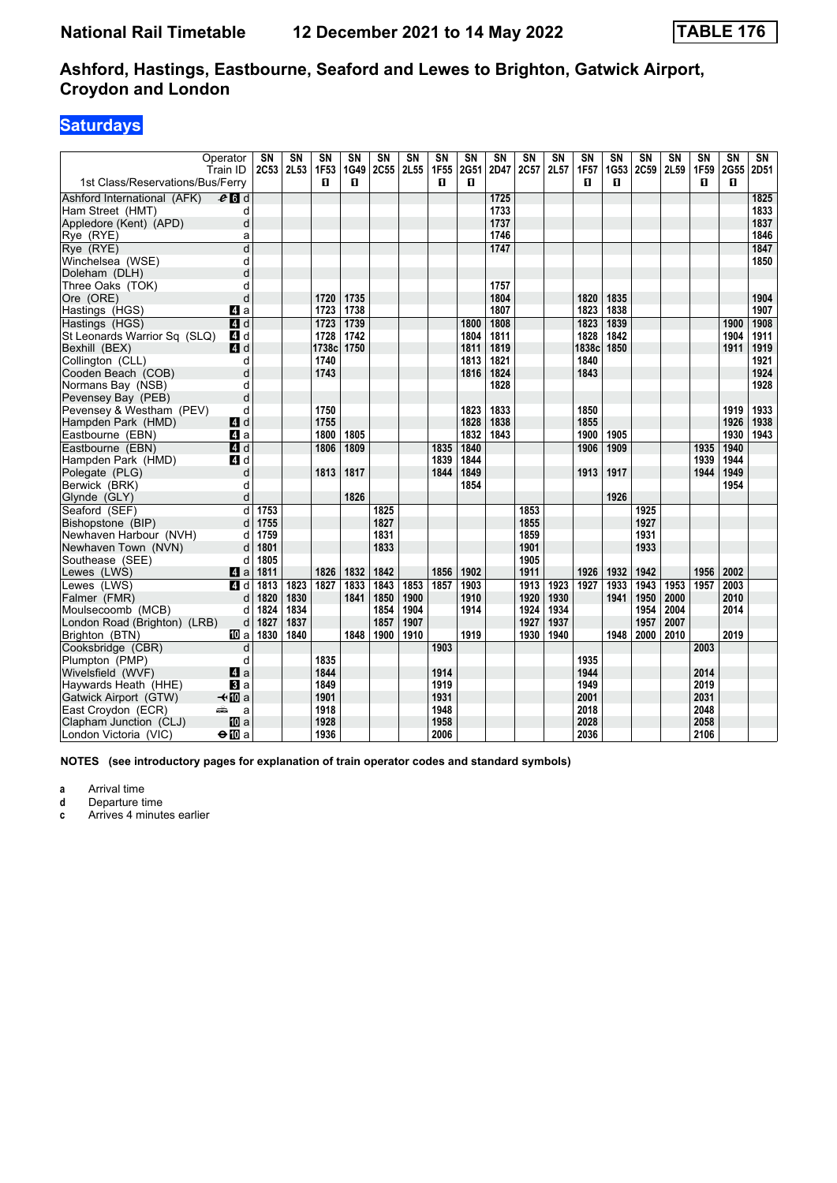# Ashford, Hastings, Eastbourne, Seaford and Lewes to Brighton, Gatwick Airport, Croydon and London

**National Rail Timetable — 12 December 2021 to 14 May 2022 — TABLE 176**

## Saturdays

| Operator | | SN | SN | SN | SN | SN | SN | SN | SN | SN | SN | SN | SN | SN | SN | SN | SN | SN | SN |
|---|---|---|---|---|---|---|---|---|---|---|---|---|---|---|---|---|---|---|---|
| Train ID | | 2C53 | 2L53 | 1F53 | 1G49 | 2C55 | 2L55 | 1F55 | 2G51 | 2D47 | 2C57 | 2L57 | 1F57 | 1G53 | 2C59 | 2L59 | 1F59 | 2G55 | 2D51 |
| 1st Class/Reservations/Bus/Ferry | | | | ■ | ■ | | | ■ | ■ | | | | ■ | ■ | | | ■ | ■ | |
| Ashford International (AFK) | d | | | | | | | | | 1725 | | | | | | | | | 1825 |
| Ham Street (HMT) | d | | | | | | | | | 1733 | | | | | | | | | 1833 |
| Appledore (Kent) (APD) | d | | | | | | | | | 1737 | | | | | | | | | 1837 |
| Rye (RYE) | a | | | | | | | | | 1746 | | | | | | | | | 1846 |
| Rye (RYE) | d | | | | | | | | | 1747 | | | | | | | | | 1847 |
| Winchelsea (WSE) | d | | | | | | | | | | | | | | | | | | 1850 |
| Doleham (DLH) | d | | | | | | | | | | | | | | | | | | |
| Three Oaks (TOK) | d | | | | | | | | | 1757 | | | | | | | | | |
| Ore (ORE) | d | | | 1720 | 1735 | | | | | 1804 | | | 1820 | 1835 | | | | | 1904 |
| Hastings (HGS) | a | | | 1723 | 1738 | | | | | 1807 | | | 1823 | 1838 | | | | | 1907 |
| Hastings (HGS) | d | | | 1723 | 1739 | | | | 1800 | 1808 | | | 1823 | 1839 | | | | 1900 | 1908 |
| St Leonards Warrior Sq (SLQ) | d | | | 1728 | 1742 | | | | 1804 | 1811 | | | 1828 | 1842 | | | | 1904 | 1911 |
| Bexhill (BEX) | d | | | 1738c | 1750 | | | | 1811 | 1819 | | | 1838c | 1850 | | | | 1911 | 1919 |
| Collington (CLL) | d | | | 1740 | | | | | 1813 | 1821 | | | 1840 | | | | | | 1921 |
| Cooden Beach (COB) | d | | | 1743 | | | | | 1816 | 1824 | | | 1843 | | | | | | 1924 |
| Normans Bay (NSB) | d | | | | | | | | | 1828 | | | | | | | | | 1928 |
| Pevensey Bay (PEB) | d | | | | | | | | | | | | | | | | | | |
| Pevensey & Westham (PEV) | d | | | 1750 | | | | | 1823 | 1833 | | | 1850 | | | | | 1919 | 1933 |
| Hampden Park (HMD) | d | | | 1755 | | | | | 1828 | 1838 | | | 1855 | | | | | 1926 | 1938 |
| Eastbourne (EBN) | a | | | 1800 | 1805 | | | | 1832 | 1843 | | | 1900 | 1905 | | | | 1930 | 1943 |
| Eastbourne (EBN) | d | | | 1806 | 1809 | | | 1835 | 1840 | | | | 1906 | 1909 | | | 1935 | 1940 | |
| Hampden Park (HMD) | d | | | | | | | 1839 | 1844 | | | | | | | | 1939 | 1944 | |
| Polegate (PLG) | d | | | 1813 | 1817 | | | 1844 | 1849 | | | | 1913 | 1917 | | | 1944 | 1949 | |
| Berwick (BRK) | d | | | | | | | | 1854 | | | | | | | | | 1954 | |
| Glynde (GLY) | d | | | | 1826 | | | | | | | | | 1926 | | | | | |
| Seaford (SEF) | d | 1753 | | | | 1825 | | | | | 1853 | | | | 1925 | | | | |
| Bishopstone (BIP) | d | 1755 | | | | 1827 | | | | | 1855 | | | | 1927 | | | | |
| Newhaven Harbour (NVH) | d | 1759 | | | | 1831 | | | | | 1859 | | | | 1931 | | | | |
| Newhaven Town (NVN) | d | 1801 | | | | 1833 | | | | | 1901 | | | | 1933 | | | | |
| Southease (SEE) | d | 1805 | | | | | | | | | 1905 | | | | | | | | |
| Lewes (LWS) | a | 1811 | | 1826 | 1832 | 1842 | | 1856 | 1902 | | 1911 | | 1926 | 1932 | 1942 | | 1956 | 2002 | |
| Lewes (LWS) | d | 1813 | 1823 | 1827 | 1833 | 1843 | 1853 | 1857 | 1903 | | 1913 | 1923 | 1927 | 1933 | 1943 | 1953 | 1957 | 2003 | |
| Falmer (FMR) | d | 1820 | 1830 | | 1841 | 1850 | 1900 | | 1910 | | 1920 | 1930 | | 1941 | 1950 | 2000 | | 2010 | |
| Moulsecoomb (MCB) | d | 1824 | 1834 | | | 1854 | 1904 | | 1914 | | 1924 | 1934 | | | 1954 | 2004 | | 2014 | |
| London Road (Brighton) (LRB) | d | 1827 | 1837 | | | 1857 | 1907 | | | | 1927 | 1937 | | | 1957 | 2007 | | | |
| Brighton (BTN) | a | 1830 | 1840 | | 1848 | 1900 | 1910 | | 1919 | | 1930 | 1940 | | 1948 | 2000 | 2010 | | 2019 | |
| Cooksbridge (CBR) | d | | | | | | | 1903 | | | | | | | | | 2003 | | |
| Plumpton (PMP) | d | | | 1835 | | | | | | | | | 1935 | | | | | | |
| Wivelsfield (WVF) | a | | | 1844 | | | | 1914 | | | | | 1944 | | | | 2014 | | |
| Haywards Heath (HHE) | a | | | 1849 | | | | 1919 | | | | | 1949 | | | | 2019 | | |
| Gatwick Airport (GTW) | a | | | 1901 | | | | 1931 | | | | | 2001 | | | | 2031 | | |
| East Croydon (ECR) | a | | | 1918 | | | | 1948 | | | | | 2018 | | | | 2048 | | |
| Clapham Junction (CLJ) | a | | | 1928 | | | | 1958 | | | | | 2028 | | | | 2058 | | |
| London Victoria (VIC) | a | | | 1936 | | | | 2006 | | | | | 2036 | | | | 2106 | | |

**NOTES (see introductory pages for explanation of train operator codes and standard symbols)**

- **a** Arrival time
- **d** Departure time
- **c** Arrives 4 minutes earlier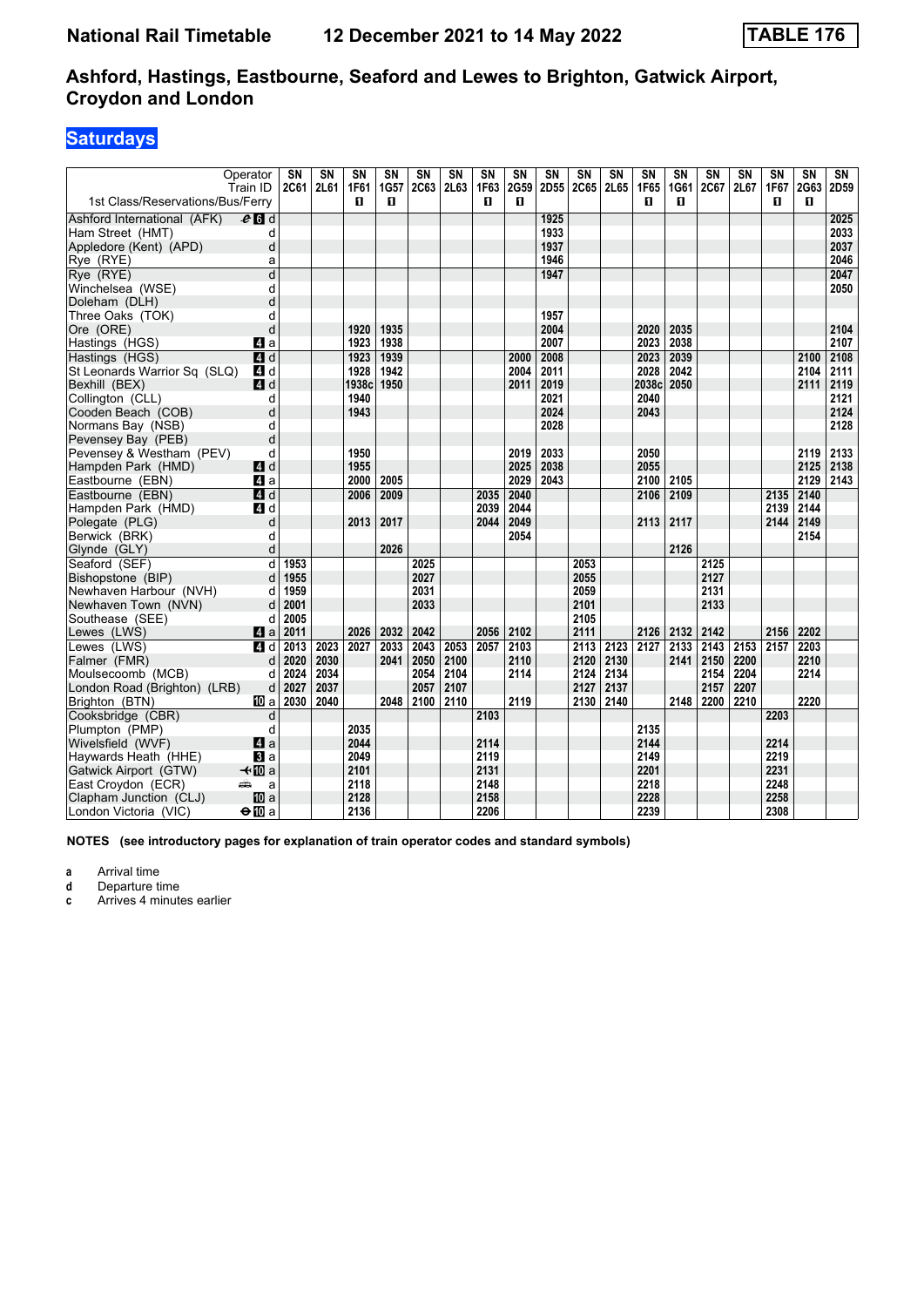# National Rail Timetable    12 December 2021 to 14 May 2022    TABLE 176

## Ashford, Hastings, Eastbourne, Seaford and Lewes to Brighton, Gatwick Airport, Croydon and London

### Saturdays

| Operator | | SN | SN | SN | SN | SN | SN | SN | SN | SN | SN | SN | SN | SN | SN | SN | SN | SN | SN |
|---|---|---|---|---|---|---|---|---|---|---|---|---|---|---|---|---|---|---|---|
| Train ID | | 2C61 | 2L61 | 1F61 | 1G57 | 2C63 | 2L63 | 1F63 | 2G59 | 2D55 | 2C65 | 2L65 | 1F65 | 1G61 | 2C67 | 2L67 | 1F67 | 2G63 | 2D59 |
| 1st Class/Reservations/Bus/Ferry | | | | 1 | 1 | | | 1 | 1 | | | | 1 | 1 | | | 1 | 1 | |
| Ashford International (AFK) | d | | | | | | | | | 1925 | | | | | | | | | 2025 |
| Ham Street (HMT) | d | | | | | | | | | 1933 | | | | | | | | | 2033 |
| Appledore (Kent) (APD) | d | | | | | | | | | 1937 | | | | | | | | | 2037 |
| Rye (RYE) | a | | | | | | | | | 1946 | | | | | | | | | 2046 |
| Rye (RYE) | d | | | | | | | | | 1947 | | | | | | | | | 2047 |
| Winchelsea (WSE) | d | | | | | | | | | | | | | | | | | | 2050 |
| Doleham (DLH) | d | | | | | | | | | | | | | | | | | | |
| Three Oaks (TOK) | d | | | | | | | | | 1957 | | | | | | | | | |
| Ore (ORE) | d | | | 1920 | 1935 | | | | | 2004 | | | 2020 | 2035 | | | | | 2104 |
| Hastings (HGS) | a | | | 1923 | 1938 | | | | | 2007 | | | 2023 | 2038 | | | | | 2107 |
| Hastings (HGS) | d | | | 1923 | 1939 | | | | 2000 | 2008 | | | 2023 | 2039 | | | | 2100 | 2108 |
| St Leonards Warrior Sq (SLQ) | d | | | 1928 | 1942 | | | | 2004 | 2011 | | | 2028 | 2042 | | | | 2104 | 2111 |
| Bexhill (BEX) | d | | | 1938c | 1950 | | | | 2011 | 2019 | | | 2038c | 2050 | | | | 2111 | 2119 |
| Collington (CLL) | d | | | 1940 | | | | | | 2021 | | | 2040 | | | | | | 2121 |
| Cooden Beach (COB) | d | | | 1943 | | | | | | 2024 | | | 2043 | | | | | | 2124 |
| Normans Bay (NSB) | d | | | | | | | | | 2028 | | | | | | | | | 2128 |
| Pevensey Bay (PEB) | d | | | | | | | | | | | | | | | | | | |
| Pevensey & Westham (PEV) | d | | | 1950 | | | | | 2019 | 2033 | | | 2050 | | | | | 2119 | 2133 |
| Hampden Park (HMD) | d | | | 1955 | | | | | 2025 | 2038 | | | 2055 | | | | | 2125 | 2138 |
| Eastbourne (EBN) | a | | | 2000 | 2005 | | | | 2029 | 2043 | | | 2100 | 2105 | | | | 2129 | 2143 |
| Eastbourne (EBN) | d | | | 2006 | 2009 | | | 2035 | 2040 | | | | 2106 | 2109 | | | 2135 | 2140 | |
| Hampden Park (HMD) | d | | | | | | | 2039 | 2044 | | | | | | | | 2139 | 2144 | |
| Polegate (PLG) | d | | | 2013 | 2017 | | | 2044 | 2049 | | | | 2113 | 2117 | | | 2144 | 2149 | |
| Berwick (BRK) | d | | | | | | | | 2054 | | | | | | | | | 2154 | |
| Glynde (GLY) | d | | | | 2026 | | | | | | | | | 2126 | | | | | |
| Seaford (SEF) | d | 1953 | | | | 2025 | | | | | 2053 | | | | 2125 | | | | |
| Bishopstone (BIP) | d | 1955 | | | | 2027 | | | | | 2055 | | | | 2127 | | | | |
| Newhaven Harbour (NVH) | d | 1959 | | | | 2031 | | | | | 2059 | | | | 2131 | | | | |
| Newhaven Town (NVN) | d | 2001 | | | | 2033 | | | | | 2101 | | | | 2133 | | | | |
| Southease (SEE) | d | 2005 | | | | | | | | | 2105 | | | | | | | | |
| Lewes (LWS) | a | 2011 | | 2026 | 2032 | 2042 | | 2056 | 2102 | | 2111 | | 2126 | 2132 | 2142 | | 2156 | 2202 | |
| Lewes (LWS) | d | 2013 | 2023 | 2027 | 2033 | 2043 | 2053 | 2057 | 2103 | | 2113 | 2123 | 2127 | 2133 | 2143 | 2153 | 2157 | 2203 | |
| Falmer (FMR) | d | 2020 | 2030 | | 2041 | 2050 | 2100 | | 2110 | | 2120 | 2130 | | 2141 | 2150 | 2200 | | 2210 | |
| Moulsecoomb (MCB) | d | 2024 | 2034 | | | 2054 | 2104 | | 2114 | | 2124 | 2134 | | | 2154 | 2204 | | 2214 | |
| London Road (Brighton) (LRB) | d | 2027 | 2037 | | | 2057 | 2107 | | | | 2127 | 2137 | | | 2157 | 2207 | | | |
| Brighton (BTN) | a | 2030 | 2040 | | 2048 | 2100 | 2110 | | 2119 | | 2130 | 2140 | | 2148 | 2200 | 2210 | | 2220 | |
| Cooksbridge (CBR) | d | | | | | | | 2103 | | | | | | | | | 2203 | | |
| Plumpton (PMP) | d | | | 2035 | | | | | | | | | 2135 | | | | | | |
| Wivelsfield (WVF) | a | | | 2044 | | | | 2114 | | | | | 2144 | | | | 2214 | | |
| Haywards Heath (HHE) | a | | | 2049 | | | | 2119 | | | | | 2149 | | | | 2219 | | |
| Gatwick Airport (GTW) | a | | | 2101 | | | | 2131 | | | | | 2201 | | | | 2231 | | |
| East Croydon (ECR) | a | | | 2118 | | | | 2148 | | | | | 2218 | | | | 2248 | | |
| Clapham Junction (CLJ) | a | | | 2128 | | | | 2158 | | | | | 2228 | | | | 2258 | | |
| London Victoria (VIC) | a | | | 2136 | | | | 2206 | | | | | 2239 | | | | 2308 | | |

**NOTES (see introductory pages for explanation of train operator codes and standard symbols)**

- **a** Arrival time
- **d** Departure time
- **c** Arrives 4 minutes earlier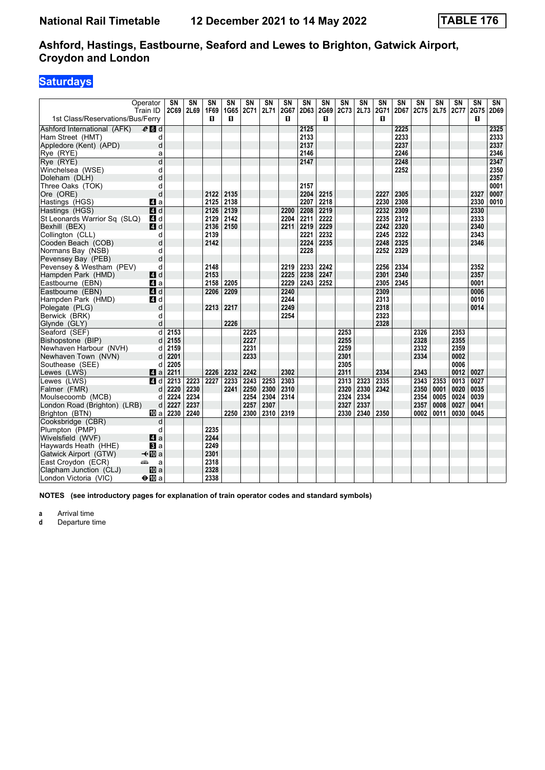# National Rail Timetable 12 December 2021 to 14 May 2022 TABLE 176

## Ashford, Hastings, Eastbourne, Seaford and Lewes to Brighton, Gatwick Airport, Croydon and London

### Saturdays

| Operator | | SN | SN | SN | SN | SN | SN | SN | SN | SN | SN | SN | SN | SN | SN | SN | SN | SN | SN |
|---|---|---|---|---|---|---|---|---|---|---|---|---|---|---|---|---|---|---|---|
| Train ID | | 2C69 | 2L69 | 1F69 | 1G65 | 2C71 | 2L71 | 2G67 | 2D63 | 2G69 | 2C73 | 2L73 | 2G71 | 2D67 | 2C75 | 2L75 | 2C77 | 2G75 | 2D69 |
| 1st Class/Reservations/Bus/Ferry | | | | ■ | ■ | | | ■ | | ■ | | | ■ | | | | | ■ | |
| Ashford International (AFK) | d | | | | | | | | 2125 | | | | | 2225 | | | | | 2325 |
| Ham Street (HMT) | d | | | | | | | | 2133 | | | | | 2233 | | | | | 2333 |
| Appledore (Kent) (APD) | d | | | | | | | | 2137 | | | | | 2237 | | | | | 2337 |
| Rye (RYE) | a | | | | | | | | 2146 | | | | | 2246 | | | | | 2346 |
| Rye (RYE) | d | | | | | | | | 2147 | | | | | 2248 | | | | | 2347 |
| Winchelsea (WSE) | d | | | | | | | | | | | | | 2252 | | | | | 2350 |
| Doleham (DLH) | d | | | | | | | | | | | | | | | | | | 2357 |
| Three Oaks (TOK) | d | | | | | | | | 2157 | | | | | | | | | | 0001 |
| Ore (ORE) | d | | | 2122 | 2135 | | | | 2204 | 2215 | | | 2227 | 2305 | | | | 2327 | 0007 |
| Hastings (HGS) | a | | | 2125 | 2138 | | | | 2207 | 2218 | | | 2230 | 2308 | | | | 2330 | 0010 |
| Hastings (HGS) | d | | | 2126 | 2139 | | | 2200 | 2208 | 2219 | | | 2232 | 2309 | | | | 2330 | |
| St Leonards Warrior Sq (SLQ) | d | | | 2129 | 2142 | | | 2204 | 2211 | 2222 | | | 2235 | 2312 | | | | 2333 | |
| Bexhill (BEX) | d | | | 2136 | 2150 | | | 2211 | 2219 | 2229 | | | 2242 | 2320 | | | | 2340 | |
| Collington (CLL) | d | | | 2139 | | | | | 2221 | 2232 | | | 2245 | 2322 | | | | 2343 | |
| Cooden Beach (COB) | d | | | 2142 | | | | | 2224 | 2235 | | | 2248 | 2325 | | | | 2346 | |
| Normans Bay (NSB) | d | | | | | | | | 2228 | | | | 2252 | 2329 | | | | | |
| Pevensey Bay (PEB) | d | | | | | | | | | | | | | | | | | | |
| Pevensey & Westham (PEV) | d | | | 2148 | | | | 2219 | 2233 | 2242 | | | 2256 | 2334 | | | | 2352 | |
| Hampden Park (HMD) | d | | | 2153 | | | | 2225 | 2238 | 2247 | | | 2301 | 2340 | | | | 2357 | |
| Eastbourne (EBN) | a | | | 2158 | 2205 | | | 2229 | 2243 | 2252 | | | 2305 | 2345 | | | | 0001 | |
| Eastbourne (EBN) | d | | | 2206 | 2209 | | | 2240 | | | | | 2309 | | | | | 0006 | |
| Hampden Park (HMD) | d | | | | | | | 2244 | | | | | 2313 | | | | | 0010 | |
| Polegate (PLG) | d | | | 2213 | 2217 | | | 2249 | | | | | 2318 | | | | | 0014 | |
| Berwick (BRK) | d | | | | | | | 2254 | | | | | 2323 | | | | | | |
| Glynde (GLY) | d | | | | 2226 | | | | | | | | 2328 | | | | | | |
| Seaford (SEF) | d | 2153 | | | | 2225 | | | | | 2253 | | | | 2326 | | 2353 | | |
| Bishopstone (BIP) | d | 2155 | | | | 2227 | | | | | 2255 | | | | 2328 | | 2355 | | |
| Newhaven Harbour (NVH) | d | 2159 | | | | 2231 | | | | | 2259 | | | | 2332 | | 2359 | | |
| Newhaven Town (NVN) | d | 2201 | | | | 2233 | | | | | 2301 | | | | 2334 | | 0002 | | |
| Southease (SEE) | d | 2205 | | | | | | | | | 2305 | | | | | | 0006 | | |
| Lewes (LWS) | a | 2211 | | 2226 | 2232 | 2242 | | 2302 | | | 2311 | | 2334 | | 2343 | | 0012 | 0027 | |
| Lewes (LWS) | d | 2213 | 2223 | 2227 | 2233 | 2243 | 2253 | 2303 | | | 2313 | 2323 | 2335 | | 2343 | 2353 | 0013 | 0027 | |
| Falmer (FMR) | d | 2220 | 2230 | | 2241 | 2250 | 2300 | 2310 | | | 2320 | 2330 | 2342 | | 2350 | 0001 | 0020 | 0035 | |
| Moulsecoomb (MCB) | d | 2224 | 2234 | | | 2254 | 2304 | 2314 | | | 2324 | 2334 | | | 2354 | 0005 | 0024 | 0039 | |
| London Road (Brighton) (LRB) | d | 2227 | 2237 | | | 2257 | 2307 | | | | 2327 | 2337 | | | 2357 | 0008 | 0027 | 0041 | |
| Brighton (BTN) | a | 2230 | 2240 | | 2250 | 2300 | 2310 | 2319 | | | 2330 | 2340 | 2350 | | 0002 | 0011 | 0030 | 0045 | |
| Cooksbridge (CBR) | d | | | | | | | | | | | | | | | | | | |
| Plumpton (PMP) | d | | | 2235 | | | | | | | | | | | | | | | |
| Wivelsfield (WVF) | a | | | 2244 | | | | | | | | | | | | | | | |
| Haywards Heath (HHE) | a | | | 2249 | | | | | | | | | | | | | | | |
| Gatwick Airport (GTW) | a | | | 2301 | | | | | | | | | | | | | | | |
| East Croydon (ECR) | a | | | 2318 | | | | | | | | | | | | | | | |
| Clapham Junction (CLJ) | a | | | 2328 | | | | | | | | | | | | | | | |
| London Victoria (VIC) | a | | | 2338 | | | | | | | | | | | | | | | |

**NOTES** (see introductory pages for explanation of train operator codes and standard symbols)

**a** Arrival time
**d** Departure time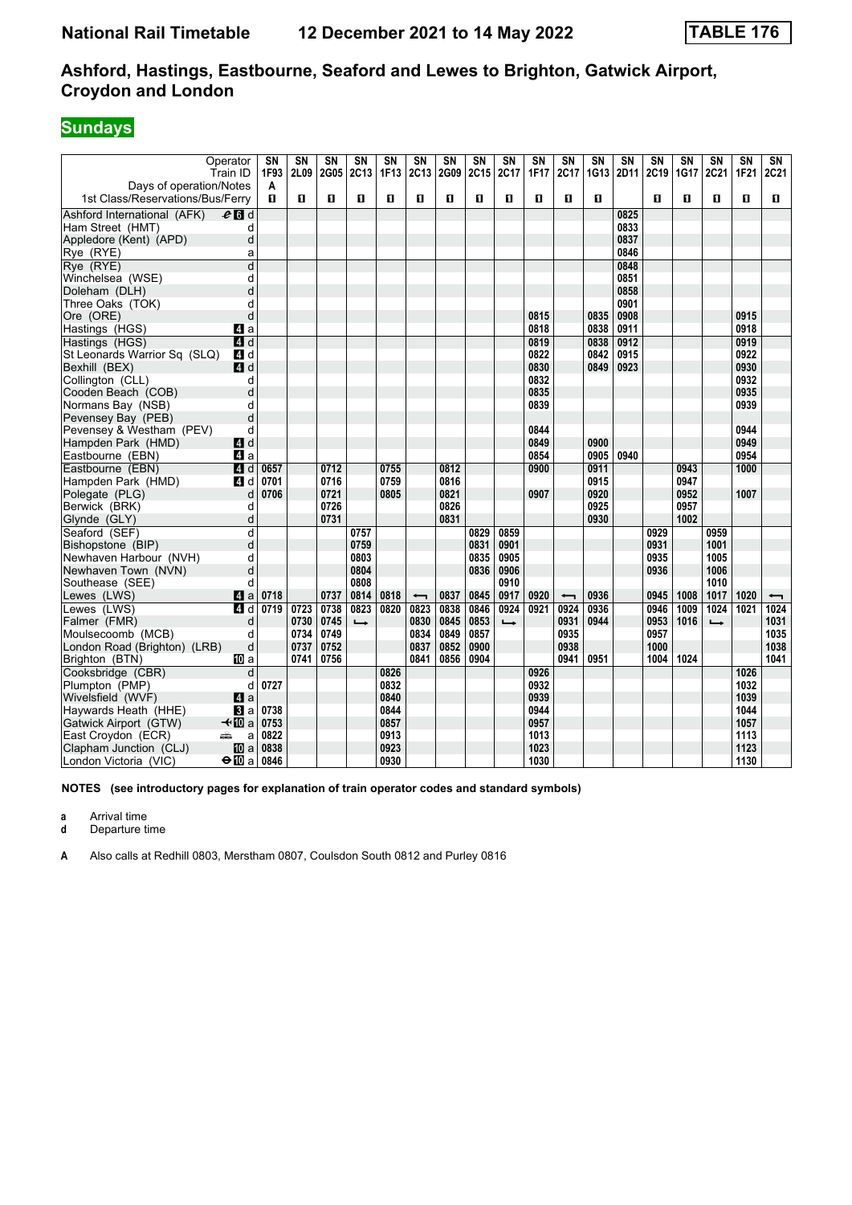# National Rail Timetable 12 December 2021 to 14 May 2022 TABLE 176

## Ashford, Hastings, Eastbourne, Seaford and Lewes to Brighton, Gatwick Airport, Croydon and London

### Sundays

| Operator | | SN | SN | SN | SN | SN | SN | SN | SN | SN | SN | SN | SN | SN | SN | SN | SN | SN | SN |
|---|---|---|---|---|---|---|---|---|---|---|---|---|---|---|---|---|---|---|---|
| Train ID | | 1F93 | 2L09 | 2G05 | 2C13 | 1F13 | 2C13 | 2G09 | 2C15 | 2C17 | 1F17 | 2C17 | 1G13 | 2D11 | 2C19 | 1G17 | 2C21 | 1F21 | 2C21 |
| Days of operation/Notes | | A | | | | | | | | | | | | | | | | | |
| 1st Class/Reservations/Bus/Ferry | | 1 | 1 | 1 | 1 | 1 | 1 | 1 | 1 | 1 | 1 | 1 | 1 | | 1 | 1 | 1 | 1 | 1 |
| Ashford International (AFK) | 6 d | | | | | | | | | | | | | 0825 | | | | | |
| Ham Street (HMT) | d | | | | | | | | | | | | | 0833 | | | | | |
| Appledore (Kent) (APD) | d | | | | | | | | | | | | | 0837 | | | | | |
| Rye (RYE) | a | | | | | | | | | | | | | 0846 | | | | | |
| Rye (RYE) | d | | | | | | | | | | | | | 0848 | | | | | |
| Winchelsea (WSE) | d | | | | | | | | | | | | | 0851 | | | | | |
| Doleham (DLH) | d | | | | | | | | | | | | | 0858 | | | | | |
| Three Oaks (TOK) | d | | | | | | | | | | | | | 0901 | | | | | |
| Ore (ORE) | d | | | | | | | | | | 0815 | | 0835 | 0908 | | | | 0915 | |
| Hastings (HGS) | 4 a | | | | | | | | | | 0818 | | 0838 | 0911 | | | | 0918 | |
| Hastings (HGS) | 4 d | | | | | | | | | | 0819 | | 0838 | 0912 | | | | 0919 | |
| St Leonards Warrior Sq (SLQ) | 4 d | | | | | | | | | | 0822 | | 0842 | 0915 | | | | 0922 | |
| Bexhill (BEX) | 4 d | | | | | | | | | | 0830 | | 0849 | 0923 | | | | 0930 | |
| Collington (CLL) | d | | | | | | | | | | 0832 | | | | | | | 0932 | |
| Cooden Beach (COB) | d | | | | | | | | | | 0835 | | | | | | | 0935 | |
| Normans Bay (NSB) | d | | | | | | | | | | 0839 | | | | | | | 0939 | |
| Pevensey Bay (PEB) | d | | | | | | | | | | | | | | | | | | |
| Pevensey & Westham (PEV) | d | | | | | | | | | | 0844 | | | | | | | 0944 | |
| Hampden Park (HMD) | 4 d | | | | | | | | | | 0849 | | 0900 | | | | | 0949 | |
| Eastbourne (EBN) | 4 a | | | | | | | | | | 0854 | | 0905 | 0940 | | | | 0954 | |
| Eastbourne (EBN) | 4 d | 0657 | | 0712 | | 0755 | | 0812 | | | 0900 | | 0911 | | | 0943 | | 1000 | |
| Hampden Park (HMD) | 4 d | 0701 | | 0716 | | 0759 | | 0816 | | | | | 0915 | | | 0947 | | | |
| Polegate (PLG) | d | 0706 | | 0721 | | 0805 | | 0821 | | | 0907 | | 0920 | | | 0952 | | 1007 | |
| Berwick (BRK) | d | | | 0726 | | | | 0826 | | | | | 0925 | | | 0957 | | | |
| Glynde (GLY) | d | | | 0731 | | | | 0831 | | | | | 0930 | | | 1002 | | | |
| Seaford (SEF) | d | | | | 0757 | | | | 0829 | 0859 | | | | | 0929 | | 0959 | | |
| Bishopstone (BIP) | d | | | | 0759 | | | | 0831 | 0901 | | | | | 0931 | | 1001 | | |
| Newhaven Harbour (NVH) | d | | | | 0803 | | | | 0835 | 0905 | | | | | 0935 | | 1005 | | |
| Newhaven Town (NVN) | d | | | | 0804 | | | | 0836 | 0906 | | | | | 0936 | | 1006 | | |
| Southease (SEE) | d | | | | 0808 | | | | | 0910 | | | | | | | 1010 | | |
| Lewes (LWS) | 4 a | 0718 | | 0737 | 0814 | 0818 | ← | 0837 | 0845 | 0917 | 0920 | ← | 0936 | | 0945 | 1008 | 1017 | 1020 | ← |
| Lewes (LWS) | 4 d | 0719 | 0723 | 0738 | 0823 | 0820 | 0823 | 0838 | 0846 | 0924 | 0921 | 0924 | 0936 | | 0946 | 1009 | 1024 | 1021 | 1024 |
| Falmer (FMR) | d | | 0730 | 0745 | → | | 0830 | 0845 | 0853 | → | | 0931 | 0944 | | 0953 | 1016 | → | | 1031 |
| Moulsecoomb (MCB) | d | | 0734 | 0749 | | | 0834 | 0849 | 0857 | | | 0935 | | | 0957 | | | | 1035 |
| London Road (Brighton) (LRB) | d | | 0737 | 0752 | | | 0837 | 0852 | 0900 | | | 0938 | | | 1000 | | | | 1038 |
| Brighton (BTN) | 10 a | | 0741 | 0756 | | | 0841 | 0856 | 0904 | | | 0941 | 0951 | | 1004 | 1024 | | | 1041 |
| Cooksbridge (CBR) | d | | | | | 0826 | | | | | 0926 | | | | | | | 1026 | |
| Plumpton (PMP) | d | 0727 | | | | 0832 | | | | | 0932 | | | | | | | 1032 | |
| Wivelsfield (WVF) | 4 a | | | | | 0840 | | | | | 0939 | | | | | | | 1039 | |
| Haywards Heath (HHE) | 3 a | 0738 | | | | 0844 | | | | | 0944 | | | | | | | 1044 | |
| Gatwick Airport (GTW) | 10 a | 0753 | | | | 0857 | | | | | 0957 | | | | | | | 1057 | |
| East Croydon (ECR) | a | 0822 | | | | 0913 | | | | | 1013 | | | | | | | 1113 | |
| Clapham Junction (CLJ) | 10 a | 0838 | | | | 0923 | | | | | 1023 | | | | | | | 1123 | |
| London Victoria (VIC) | 10 a | 0846 | | | | 0930 | | | | | 1030 | | | | | | | 1130 | |

**NOTES (see introductory pages for explanation of train operator codes and standard symbols)**

**a** Arrival time
**d** Departure time

**A** Also calls at Redhill 0803, Merstham 0807, Coulsdon South 0812 and Purley 0816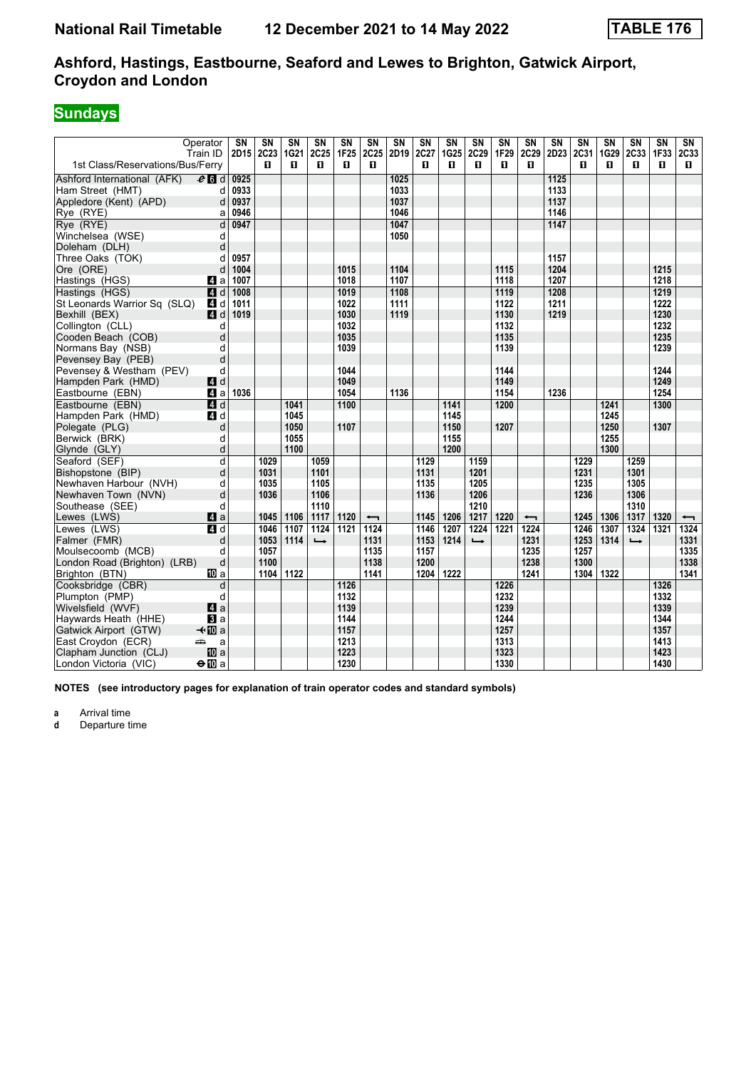# National Rail Timetable 12 December 2021 to 14 May 2022 TABLE 176

## Ashford, Hastings, Eastbourne, Seaford and Lewes to Brighton, Gatwick Airport, Croydon and London

### Sundays

| Operator | | SN | SN | SN | SN | SN | SN | SN | SN | SN | SN | SN | SN | SN | SN | SN | SN | SN | SN |
|---|---|---|---|---|---|---|---|---|---|---|---|---|---|---|---|---|---|---|---|
| Train ID | | 2D15 | 2C23 | 1G21 | 2C25 | 1F25 | 2C25 | 2D19 | 2C27 | 1G25 | 2C29 | 1F29 | 2C29 | 2D23 | 2C31 | 1G29 | 2C33 | 1F33 | 2C33 |
| 1st Class/Reservations/Bus/Ferry | | | ◻ | ◻ | ◻ | ◻ | ◻ | | ◻ | ◻ | ◻ | ◻ | ◻ | | ◻ | ◻ | ◻ | ◻ | ◻ |
| Ashford International (AFK) | d | 0925 | | | | | | 1025 | | | | | | 1125 | | | | | |
| Ham Street (HMT) | d | 0933 | | | | | | 1033 | | | | | | 1133 | | | | | |
| Appledore (Kent) (APD) | d | 0937 | | | | | | 1037 | | | | | | 1137 | | | | | |
| Rye (RYE) | a | 0946 | | | | | | 1046 | | | | | | 1146 | | | | | |
| Rye (RYE) | d | 0947 | | | | | | 1047 | | | | | | 1147 | | | | | |
| Winchelsea (WSE) | d | | | | | | | 1050 | | | | | | | | | | | |
| Doleham (DLH) | d | | | | | | | | | | | | | | | | | | |
| Three Oaks (TOK) | d | 0957 | | | | | | | | | | | | 1157 | | | | | |
| Ore (ORE) | d | 1004 | | | | 1015 | | 1104 | | | | 1115 | | 1204 | | | | 1215 | |
| Hastings (HGS) | a | 1007 | | | | 1018 | | 1107 | | | | 1118 | | 1207 | | | | 1218 | |
| Hastings (HGS) | d | 1008 | | | | 1019 | | 1108 | | | | 1119 | | 1208 | | | | 1219 | |
| St Leonards Warrior Sq (SLQ) | d | 1011 | | | | 1022 | | 1111 | | | | 1122 | | 1211 | | | | 1222 | |
| Bexhill (BEX) | d | 1019 | | | | 1030 | | 1119 | | | | 1130 | | 1219 | | | | 1230 | |
| Collington (CLL) | d | | | | | 1032 | | | | | | 1132 | | | | | | 1232 | |
| Cooden Beach (COB) | d | | | | | 1035 | | | | | | 1135 | | | | | | 1235 | |
| Normans Bay (NSB) | d | | | | | 1039 | | | | | | 1139 | | | | | | 1239 | |
| Pevensey Bay (PEB) | d | | | | | | | | | | | | | | | | | | |
| Pevensey & Westham (PEV) | d | | | | | 1044 | | | | | | 1144 | | | | | | 1244 | |
| Hampden Park (HMD) | d | | | | | 1049 | | | | | | 1149 | | | | | | 1249 | |
| Eastbourne (EBN) | a | 1036 | | | | 1054 | | 1136 | | | | 1154 | | 1236 | | | | 1254 | |
| Eastbourne (EBN) | d | | | 1041 | | 1100 | | | | 1141 | | 1200 | | | | 1241 | | 1300 | |
| Hampden Park (HMD) | d | | | 1045 | | | | | | 1145 | | | | | | 1245 | | | |
| Polegate (PLG) | d | | | 1050 | | 1107 | | | | 1150 | | 1207 | | | | 1250 | | 1307 | |
| Berwick (BRK) | d | | | 1055 | | | | | | 1155 | | | | | | 1255 | | | |
| Glynde (GLY) | d | | | 1100 | | | | | | 1200 | | | | | | 1300 | | | |
| Seaford (SEF) | d | | 1029 | | 1059 | | | | 1129 | | 1159 | | | | 1229 | | 1259 | | |
| Bishopstone (BIP) | d | | 1031 | | 1101 | | | | 1131 | | 1201 | | | | 1231 | | 1301 | | |
| Newhaven Harbour (NVH) | d | | 1035 | | 1105 | | | | 1135 | | 1205 | | | | 1235 | | 1305 | | |
| Newhaven Town (NVN) | d | | 1036 | | 1106 | | | | 1136 | | 1206 | | | | 1236 | | 1306 | | |
| Southease (SEE) | d | | | | 1110 | | | | | | 1210 | | | | | | 1310 | | |
| Lewes (LWS) | a | | 1045 | 1106 | 1117 | 1120 | ⟵ | | 1145 | 1206 | 1217 | 1220 | ⟵ | | 1245 | 1306 | 1317 | 1320 | ⟵ |
| Lewes (LWS) | d | | 1046 | 1107 | 1124 | 1121 | 1124 | | 1146 | 1207 | 1224 | 1221 | 1224 | | 1246 | 1307 | 1324 | 1321 | 1324 |
| Falmer (FMR) | d | | 1053 | 1114 | ⟶ | | 1131 | | 1153 | 1214 | ⟶ | | 1231 | | 1253 | 1314 | ⟶ | | 1331 |
| Moulsecoomb (MCB) | d | | 1057 | | | | 1135 | | 1157 | | | | 1235 | | 1257 | | | | 1335 |
| London Road (Brighton) (LRB) | d | | 1100 | | | | 1138 | | 1200 | | | | 1238 | | 1300 | | | | 1338 |
| Brighton (BTN) | a | | 1104 | 1122 | | | 1141 | | 1204 | 1222 | | | 1241 | | 1304 | 1322 | | | 1341 |
| Cooksbridge (CBR) | d | | | | | 1126 | | | | | | 1226 | | | | | | 1326 | |
| Plumpton (PMP) | d | | | | | 1132 | | | | | | 1232 | | | | | | 1332 | |
| Wivelsfield (WVF) | a | | | | | 1139 | | | | | | 1239 | | | | | | 1339 | |
| Haywards Heath (HHE) | a | | | | | 1144 | | | | | | 1244 | | | | | | 1344 | |
| Gatwick Airport (GTW) | a | | | | | 1157 | | | | | | 1257 | | | | | | 1357 | |
| East Croydon (ECR) | a | | | | | 1213 | | | | | | 1313 | | | | | | 1413 | |
| Clapham Junction (CLJ) | a | | | | | 1223 | | | | | | 1323 | | | | | | 1423 | |
| London Victoria (VIC) | a | | | | | 1230 | | | | | | 1330 | | | | | | 1430 | |

**NOTES (see introductory pages for explanation of train operator codes and standard symbols)**

**a** Arrival time
**d** Departure time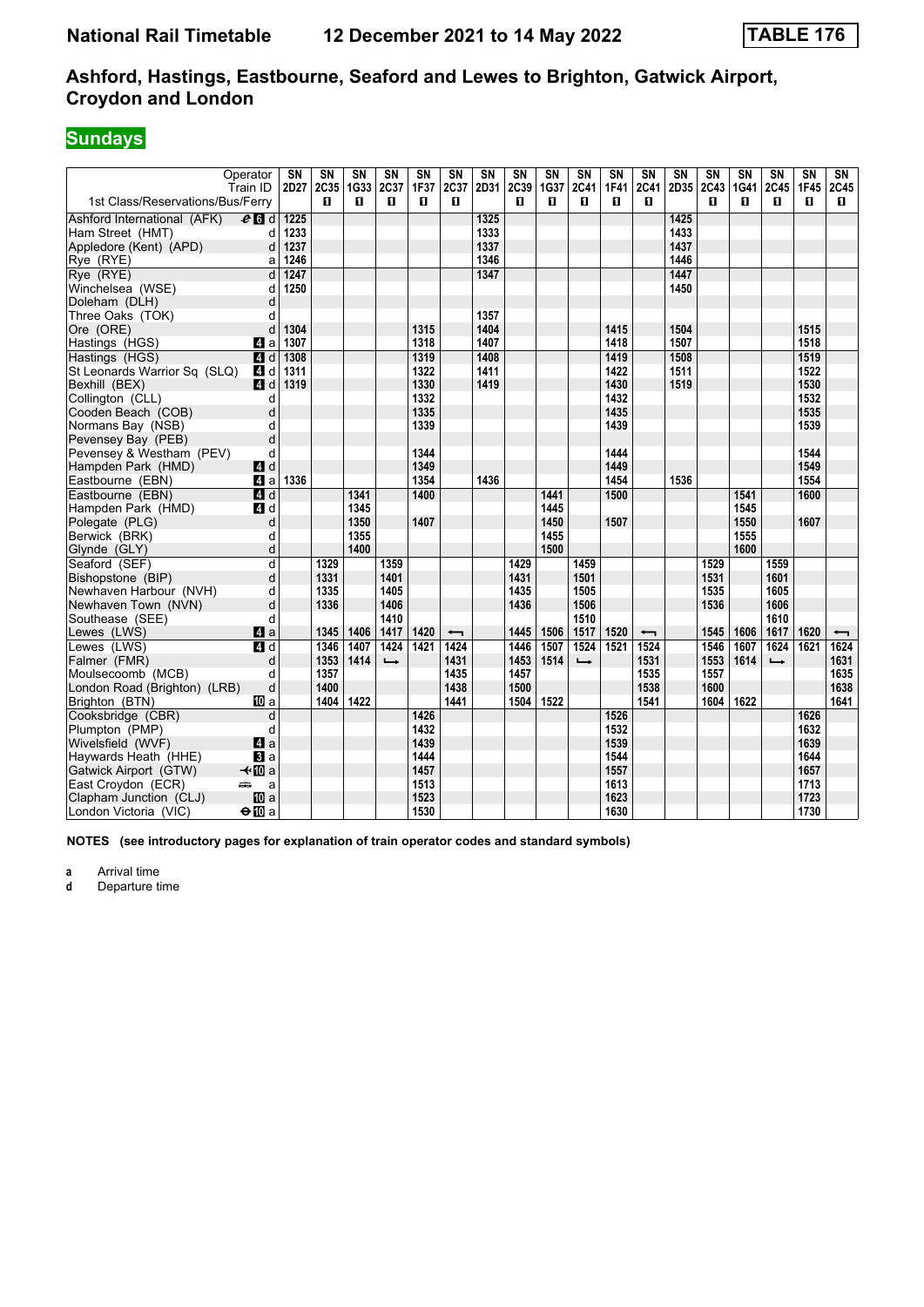# National Rail Timetable 12 December 2021 to 14 May 2022 TABLE 176

## Ashford, Hastings, Eastbourne, Seaford and Lewes to Brighton, Gatwick Airport, Croydon and London

## Sundays

| Operator | | SN | SN | SN | SN | SN | SN | SN | SN | SN | SN | SN | SN | SN | SN | SN | SN | SN | SN |
|---|---|---|---|---|---|---|---|---|---|---|---|---|---|---|---|---|---|---|---|
| Train ID | | 2D27 | 2C35 | 1G33 | 2C37 | 1F37 | 2C37 | 2D31 | 2C39 | 1G37 | 2C41 | 1F41 | 2C41 | 2D35 | 2C43 | 1G41 | 2C45 | 1F45 | 2C45 |
| 1st Class/Reservations/Bus/Ferry | | | 1 | 1 | 1 | 1 | 1 | | 1 | 1 | 1 | 1 | 1 | | 1 | 1 | 1 | 1 | 1 |
| Ashford International (AFK) | 6 d | 1225 | | | | | | 1325 | | | | | | 1425 | | | | | |
| Ham Street (HMT) | d | 1233 | | | | | | 1333 | | | | | | 1433 | | | | | |
| Appledore (Kent) (APD) | d | 1237 | | | | | | 1337 | | | | | | 1437 | | | | | |
| Rye (RYE) | a | 1246 | | | | | | 1346 | | | | | | 1446 | | | | | |
| Rye (RYE) | d | 1247 | | | | | | 1347 | | | | | | 1447 | | | | | |
| Winchelsea (WSE) | d | 1250 | | | | | | | | | | | | 1450 | | | | | |
| Doleham (DLH) | d | | | | | | | | | | | | | | | | | | |
| Three Oaks (TOK) | d | | | | | | | 1357 | | | | | | | | | | | |
| Ore (ORE) | d | 1304 | | | | 1315 | | 1404 | | | | 1415 | | 1504 | | | | 1515 | |
| Hastings (HGS) | 4 a | 1307 | | | | 1318 | | 1407 | | | | 1418 | | 1507 | | | | 1518 | |
| Hastings (HGS) | 4 d | 1308 | | | | 1319 | | 1408 | | | | 1419 | | 1508 | | | | 1519 | |
| St Leonards Warrior Sq (SLQ) | 4 d | 1311 | | | | 1322 | | 1411 | | | | 1422 | | 1511 | | | | 1522 | |
| Bexhill (BEX) | 4 d | 1319 | | | | 1330 | | 1419 | | | | 1430 | | 1519 | | | | 1530 | |
| Collington (CLL) | d | | | | | 1332 | | | | | | 1432 | | | | | | 1532 | |
| Cooden Beach (COB) | d | | | | | 1335 | | | | | | 1435 | | | | | | 1535 | |
| Normans Bay (NSB) | d | | | | | 1339 | | | | | | 1439 | | | | | | 1539 | |
| Pevensey Bay (PEB) | d | | | | | | | | | | | | | | | | | | |
| Pevensey & Westham (PEV) | d | | | | | 1344 | | | | | | 1444 | | | | | | 1544 | |
| Hampden Park (HMD) | 4 d | | | | | 1349 | | | | | | 1449 | | | | | | 1549 | |
| Eastbourne (EBN) | 4 a | 1336 | | | | 1354 | | 1436 | | | | 1454 | | 1536 | | | | 1554 | |
| Eastbourne (EBN) | 4 d | | | 1341 | | 1400 | | | | 1441 | | 1500 | | | | 1541 | | 1600 | |
| Hampden Park (HMD) | 4 d | | | 1345 | | | | | | 1445 | | | | | | 1545 | | | |
| Polegate (PLG) | d | | | 1350 | | 1407 | | | | 1450 | | 1507 | | | | 1550 | | 1607 | |
| Berwick (BRK) | d | | | 1355 | | | | | | 1455 | | | | | | 1555 | | | |
| Glynde (GLY) | d | | | 1400 | | | | | | 1500 | | | | | | 1600 | | | |
| Seaford (SEF) | d | | 1329 | | 1359 | | | | 1429 | | 1459 | | | | 1529 | | 1559 | | |
| Bishopstone (BIP) | d | | 1331 | | 1401 | | | | 1431 | | 1501 | | | | 1531 | | 1601 | | |
| Newhaven Harbour (NVH) | d | | 1335 | | 1405 | | | | 1435 | | 1505 | | | | 1535 | | 1605 | | |
| Newhaven Town (NVN) | d | | 1336 | | 1406 | | | | 1436 | | 1506 | | | | 1536 | | 1606 | | |
| Southease (SEE) | d | | | | 1410 | | | | | | 1510 | | | | | | 1610 | | |
| Lewes (LWS) | 4 a | | 1345 | 1406 | 1417 | 1420 | ← | | 1445 | 1506 | 1517 | 1520 | ← | | 1545 | 1606 | 1617 | 1620 | ← |
| Lewes (LWS) | 4 d | | 1346 | 1407 | 1424 | 1421 | 1424 | | 1446 | 1507 | 1524 | 1521 | 1524 | | 1546 | 1607 | 1624 | 1621 | 1624 |
| Falmer (FMR) | d | | 1353 | 1414 | → | | 1431 | | 1453 | 1514 | → | | 1531 | | 1553 | 1614 | → | | 1631 |
| Moulsecoomb (MCB) | d | | 1357 | | | | 1435 | | 1457 | | | | 1535 | | 1557 | | | | 1635 |
| London Road (Brighton) (LRB) | d | | 1400 | | | | 1438 | | 1500 | | | | 1538 | | 1600 | | | | 1638 |
| Brighton (BTN) | 10 a | | 1404 | 1422 | | | 1441 | | 1504 | 1522 | | | 1541 | | 1604 | 1622 | | | 1641 |
| Cooksbridge (CBR) | d | | | | | 1426 | | | | | | 1526 | | | | | | 1626 | |
| Plumpton (PMP) | d | | | | | 1432 | | | | | | 1532 | | | | | | 1632 | |
| Wivelsfield (WVF) | 4 a | | | | | 1439 | | | | | | 1539 | | | | | | 1639 | |
| Haywards Heath (HHE) | 3 a | | | | | 1444 | | | | | | 1544 | | | | | | 1644 | |
| Gatwick Airport (GTW) | 10 a | | | | | 1457 | | | | | | 1557 | | | | | | 1657 | |
| East Croydon (ECR) | a | | | | | 1513 | | | | | | 1613 | | | | | | 1713 | |
| Clapham Junction (CLJ) | 10 a | | | | | 1523 | | | | | | 1623 | | | | | | 1723 | |
| London Victoria (VIC) | 10 a | | | | | 1530 | | | | | | 1630 | | | | | | 1730 | |

**NOTES (see introductory pages for explanation of train operator codes and standard symbols)**

**a** Arrival time
**d** Departure time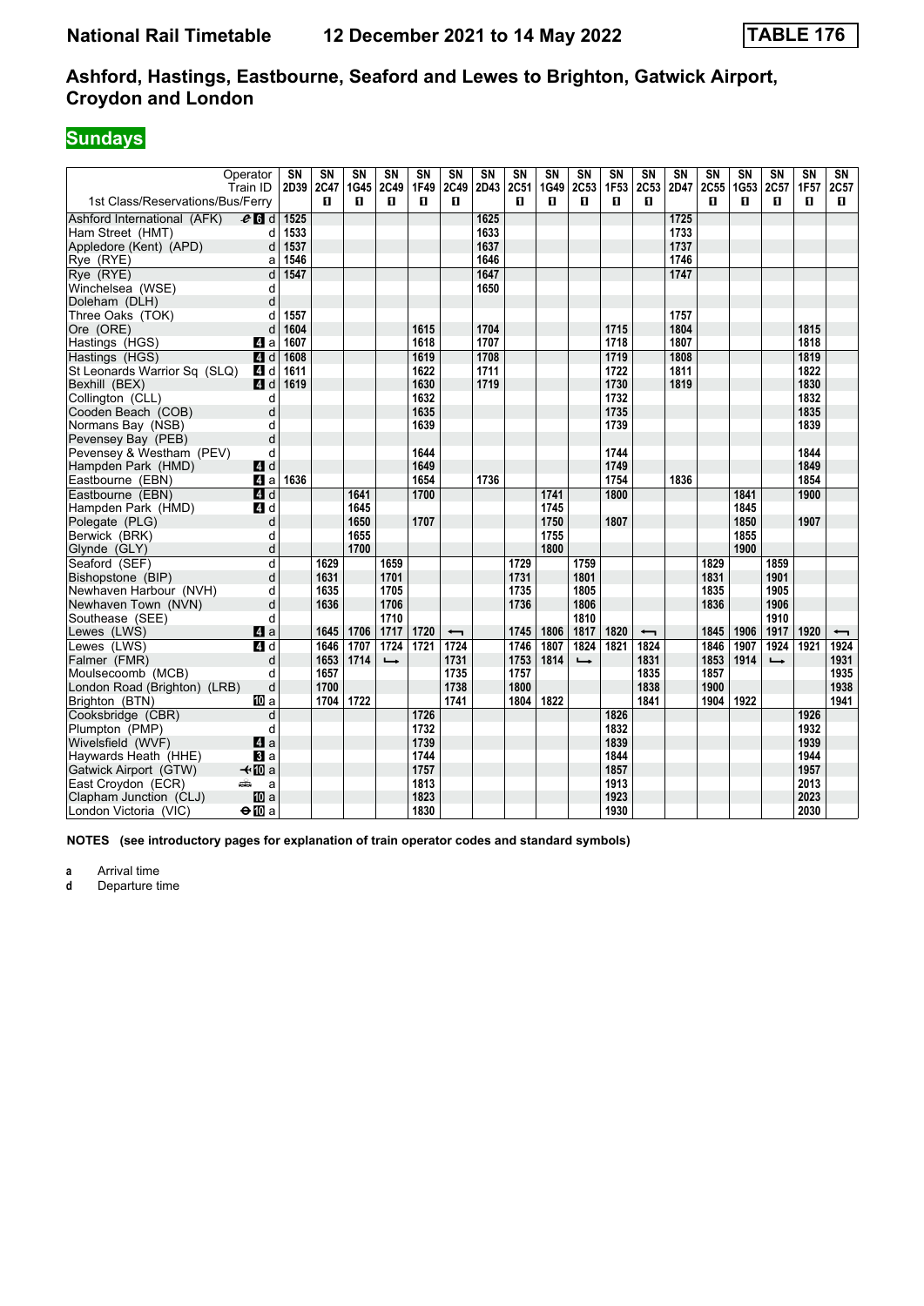# Ashford, Hastings, Eastbourne, Seaford and Lewes to Brighton, Gatwick Airport, Croydon and London

**National Rail Timetable — 12 December 2021 to 14 May 2022 — TABLE 176**

## Sundays

| Operator | | SN | SN | SN | SN | SN | SN | SN | SN | SN | SN | SN | SN | SN | SN | SN | SN | SN | SN |
|---|---|---|---|---|---|---|---|---|---|---|---|---|---|---|---|---|---|---|---|
| Train ID | | 2D39 | 2C47 | 1G45 | 2C49 | 1F49 | 2C49 | 2D43 | 2C51 | 1G49 | 2C53 | 1F53 | 2C53 | 2D47 | 2C55 | 1G53 | 2C57 | 1F57 | 2C57 |
| 1st Class/Reservations/Bus/Ferry | | | ■ | ■ | ■ | ■ | ■ | | ■ | ■ | ■ | ■ | ■ | | ■ | ■ | ■ | ■ | ■ |
| Ashford International (AFK) | 6 d | 1525 | | | | | | 1625 | | | | | | 1725 | | | | | |
| Ham Street (HMT) | d | 1533 | | | | | | 1633 | | | | | | 1733 | | | | | |
| Appledore (Kent) (APD) | d | 1537 | | | | | | 1637 | | | | | | 1737 | | | | | |
| Rye (RYE) | a | 1546 | | | | | | 1646 | | | | | | 1746 | | | | | |
| Rye (RYE) | d | 1547 | | | | | | 1647 | | | | | | 1747 | | | | | |
| Winchelsea (WSE) | d | | | | | | | 1650 | | | | | | | | | | | |
| Doleham (DLH) | d | | | | | | | | | | | | | | | | | | |
| Three Oaks (TOK) | d | 1557 | | | | | | | | | | | | 1757 | | | | | |
| Ore (ORE) | d | 1604 | | | | 1615 | | 1704 | | | | 1715 | | 1804 | | | | 1815 | |
| Hastings (HGS) | 4 a | 1607 | | | | 1618 | | 1707 | | | | 1718 | | 1807 | | | | 1818 | |
| Hastings (HGS) | 4 d | 1608 | | | | 1619 | | 1708 | | | | 1719 | | 1808 | | | | 1819 | |
| St Leonards Warrior Sq (SLQ) | 4 d | 1611 | | | | 1622 | | 1711 | | | | 1722 | | 1811 | | | | 1822 | |
| Bexhill (BEX) | 4 d | 1619 | | | | 1630 | | 1719 | | | | 1730 | | 1819 | | | | 1830 | |
| Collington (CLL) | d | | | | | 1632 | | | | | | 1732 | | | | | | 1832 | |
| Cooden Beach (COB) | d | | | | | 1635 | | | | | | 1735 | | | | | | 1835 | |
| Normans Bay (NSB) | d | | | | | 1639 | | | | | | 1739 | | | | | | 1839 | |
| Pevensey Bay (PEB) | d | | | | | | | | | | | | | | | | | | |
| Pevensey & Westham (PEV) | d | | | | | 1644 | | | | | | 1744 | | | | | | 1844 | |
| Hampden Park (HMD) | 4 d | | | | | 1649 | | | | | | 1749 | | | | | | 1849 | |
| Eastbourne (EBN) | 4 a | 1636 | | | | 1654 | | 1736 | | | | 1754 | | 1836 | | | | 1854 | |
| Eastbourne (EBN) | 4 d | | | 1641 | | 1700 | | | | 1741 | | 1800 | | | | 1841 | | 1900 | |
| Hampden Park (HMD) | 4 d | | | 1645 | | | | | | 1745 | | | | | | 1845 | | | |
| Polegate (PLG) | d | | | 1650 | | 1707 | | | | 1750 | | 1807 | | | | 1850 | | 1907 | |
| Berwick (BRK) | d | | | 1655 | | | | | | 1755 | | | | | | 1855 | | | |
| Glynde (GLY) | d | | | 1700 | | | | | | 1800 | | | | | | 1900 | | | |
| Seaford (SEF) | d | | 1629 | | 1659 | | | | 1729 | | 1759 | | | | 1829 | | 1859 | | |
| Bishopstone (BIP) | d | | 1631 | | 1701 | | | | 1731 | | 1801 | | | | 1831 | | 1901 | | |
| Newhaven Harbour (NVH) | d | | 1635 | | 1705 | | | | 1735 | | 1805 | | | | 1835 | | 1905 | | |
| Newhaven Town (NVN) | d | | 1636 | | 1706 | | | | 1736 | | 1806 | | | | 1836 | | 1906 | | |
| Southease (SEE) | d | | | | 1710 | | | | | | 1810 | | | | | | 1910 | | |
| Lewes (LWS) | 4 a | | 1645 | 1706 | 1717 | 1720 | ← | | 1745 | 1806 | 1817 | 1820 | ← | | 1845 | 1906 | 1917 | 1920 | ← |
| Lewes (LWS) | 4 d | | 1646 | 1707 | 1724 | 1721 | 1724 | | 1746 | 1807 | 1824 | 1821 | 1824 | | 1846 | 1907 | 1924 | 1921 | 1924 |
| Falmer (FMR) | d | | 1653 | 1714 | → | | 1731 | | 1753 | 1814 | → | | 1831 | | 1853 | 1914 | → | | 1931 |
| Moulsecoomb (MCB) | d | | 1657 | | | | 1735 | | 1757 | | | | 1835 | | 1857 | | | | 1935 |
| London Road (Brighton) (LRB) | d | | 1700 | | | | 1738 | | 1800 | | | | 1838 | | 1900 | | | | 1938 |
| Brighton (BTN) | 10 a | | 1704 | 1722 | | | 1741 | | 1804 | 1822 | | | 1841 | | 1904 | 1922 | | | 1941 |
| Cooksbridge (CBR) | d | | | | | 1726 | | | | | | 1826 | | | | | | 1926 | |
| Plumpton (PMP) | d | | | | | 1732 | | | | | | 1832 | | | | | | 1932 | |
| Wivelsfield (WVF) | 4 a | | | | | 1739 | | | | | | 1839 | | | | | | 1939 | |
| Haywards Heath (HHE) | 3 a | | | | | 1744 | | | | | | 1844 | | | | | | 1944 | |
| Gatwick Airport (GTW) | 10 a | | | | | 1757 | | | | | | 1857 | | | | | | 1957 | |
| East Croydon (ECR) | a | | | | | 1813 | | | | | | 1913 | | | | | | 2013 | |
| Clapham Junction (CLJ) | 10 a | | | | | 1823 | | | | | | 1923 | | | | | | 2023 | |
| London Victoria (VIC) | 10 a | | | | | 1830 | | | | | | 1930 | | | | | | 2030 | |

**NOTES (see introductory pages for explanation of train operator codes and standard symbols)**

**a** Arrival time
**d** Departure time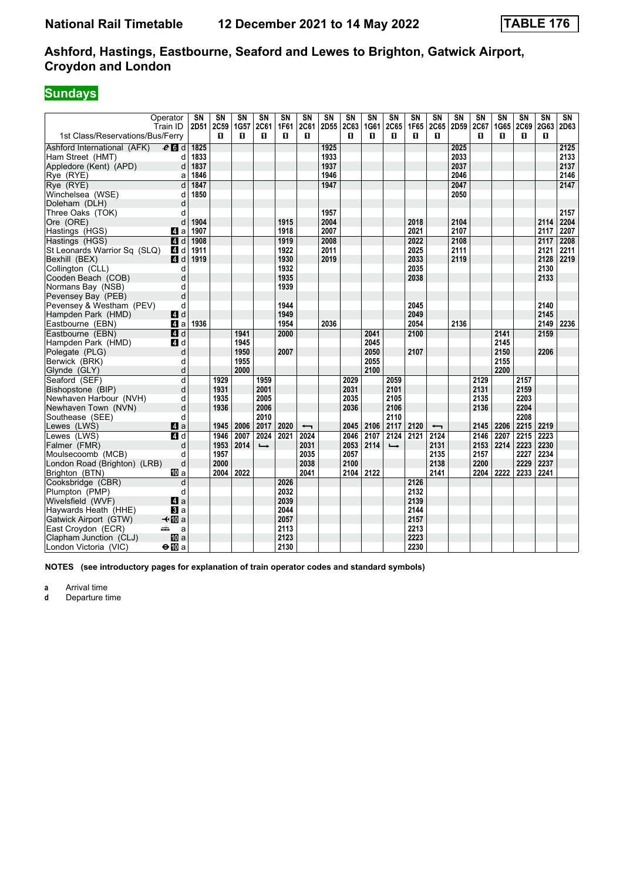# Ashford, Hastings, Eastbourne, Seaford and Lewes to Brighton, Gatwick Airport, Croydon and London

## Sundays

| Operator | | SN | SN | SN | SN | SN | SN | SN | SN | SN | SN | SN | SN | SN | SN | SN | SN | SN | SN |
|---|---|---|---|---|---|---|---|---|---|---|---|---|---|---|---|---|---|---|---|
| Train ID | | 2D51 | 2C59 | 1G57 | 2C61 | 1F61 | 2C61 | 2D55 | 2C63 | 1G61 | 2C65 | 1F65 | 2C65 | 2D59 | 2C67 | 1G65 | 2C69 | 2G63 | 2D63 |
| 1st Class/Reservations/Bus/Ferry | | | ■ | ■ | ■ | ■ | ■ | | ■ | ■ | ■ | ■ | ■ | | ■ | ■ | ■ | ■ | |
| Ashford International (AFK) | d | 1825 | | | | | | 1925 | | | | | | 2025 | | | | | 2125 |
| Ham Street (HMT) | d | 1833 | | | | | | 1933 | | | | | | 2033 | | | | | 2133 |
| Appledore (Kent) (APD) | d | 1837 | | | | | | 1937 | | | | | | 2037 | | | | | 2137 |
| Rye (RYE) | a | 1846 | | | | | | 1946 | | | | | | 2046 | | | | | 2146 |
| Rye (RYE) | d | 1847 | | | | | | 1947 | | | | | | 2047 | | | | | 2147 |
| Winchelsea (WSE) | d | 1850 | | | | | | | | | | | | 2050 | | | | | |
| Doleham (DLH) | d | | | | | | | | | | | | | | | | | | |
| Three Oaks (TOK) | d | | | | | | | 1957 | | | | | | | | | | | 2157 |
| Ore (ORE) | d | 1904 | | | | 1915 | | 2004 | | | | 2018 | | 2104 | | | | 2114 | 2204 |
| Hastings (HGS) | a | 1907 | | | | 1918 | | 2007 | | | | 2021 | | 2107 | | | | 2117 | 2207 |
| Hastings (HGS) | d | 1908 | | | | 1919 | | 2008 | | | | 2022 | | 2108 | | | | 2117 | 2208 |
| St Leonards Warrior Sq (SLQ) | d | 1911 | | | | 1922 | | 2011 | | | | 2025 | | 2111 | | | | 2121 | 2211 |
| Bexhill (BEX) | d | 1919 | | | | 1930 | | 2019 | | | | 2033 | | 2119 | | | | 2128 | 2219 |
| Collington (CLL) | d | | | | | 1932 | | | | | | 2035 | | | | | | 2130 | |
| Cooden Beach (COB) | d | | | | | 1935 | | | | | | 2038 | | | | | | 2133 | |
| Normans Bay (NSB) | d | | | | | 1939 | | | | | | | | | | | | | |
| Pevensey Bay (PEB) | d | | | | | | | | | | | | | | | | | | |
| Pevensey & Westham (PEV) | d | | | | | 1944 | | | | | | 2045 | | | | | | 2140 | |
| Hampden Park (HMD) | d | | | | | 1949 | | | | | | 2049 | | | | | | 2145 | |
| Eastbourne (EBN) | a | 1936 | | | | 1954 | | 2036 | | | | 2054 | | 2136 | | | | 2149 | 2236 |
| Eastbourne (EBN) | d | | | 1941 | | 2000 | | | | 2041 | | 2100 | | | | 2141 | | 2159 | |
| Hampden Park (HMD) | d | | | 1945 | | | | | | 2045 | | | | | | 2145 | | | |
| Polegate (PLG) | d | | | 1950 | | 2007 | | | | 2050 | | 2107 | | | | 2150 | | 2206 | |
| Berwick (BRK) | d | | | 1955 | | | | | | 2055 | | | | | | 2155 | | | |
| Glynde (GLY) | d | | | 2000 | | | | | | 2100 | | | | | | 2200 | | | |
| Seaford (SEF) | d | | 1929 | | 1959 | | | | 2029 | | 2059 | | | | 2129 | | 2157 | | |
| Bishopstone (BIP) | d | | 1931 | | 2001 | | | | 2031 | | 2101 | | | | 2131 | | 2159 | | |
| Newhaven Harbour (NVH) | d | | 1935 | | 2005 | | | | 2035 | | 2105 | | | | 2135 | | 2203 | | |
| Newhaven Town (NVN) | d | | 1936 | | 2006 | | | | 2036 | | 2106 | | | | 2136 | | 2204 | | |
| Southease (SEE) | d | | | | 2010 | | | | | | 2110 | | | | | | 2208 | | |
| Lewes (LWS) | a | | 1945 | 2006 | 2017 | 2020 | ← | | 2045 | 2106 | 2117 | 2120 | ← | | 2145 | 2206 | 2215 | 2219 | |
| Lewes (LWS) | d | | 1946 | 2007 | 2024 | 2021 | 2024 | | 2046 | 2107 | 2124 | 2121 | 2124 | | 2146 | 2207 | 2215 | 2223 | |
| Falmer (FMR) | d | | 1953 | 2014 | → | | 2031 | | 2053 | 2114 | → | | 2131 | | 2153 | 2214 | 2223 | 2230 | |
| Moulsecoomb (MCB) | d | | 1957 | | | | 2035 | | 2057 | | | | 2135 | | 2157 | | 2227 | 2234 | |
| London Road (Brighton) (LRB) | d | | 2000 | | | | 2038 | | 2100 | | | | 2138 | | 2200 | | 2229 | 2237 | |
| Brighton (BTN) | a | | 2004 | 2022 | | | 2041 | | 2104 | 2122 | | | 2141 | | 2204 | 2222 | 2233 | 2241 | |
| Cooksbridge (CBR) | d | | | | | 2026 | | | | | | 2126 | | | | | | | |
| Plumpton (PMP) | d | | | | | 2032 | | | | | | 2132 | | | | | | | |
| Wivelsfield (WVF) | a | | | | | 2039 | | | | | | 2139 | | | | | | | |
| Haywards Heath (HHE) | a | | | | | 2044 | | | | | | 2144 | | | | | | | |
| Gatwick Airport (GTW) | a | | | | | 2057 | | | | | | 2157 | | | | | | | |
| East Croydon (ECR) | a | | | | | 2113 | | | | | | 2213 | | | | | | | |
| Clapham Junction (CLJ) | a | | | | | 2123 | | | | | | 2223 | | | | | | | |
| London Victoria (VIC) | a | | | | | 2130 | | | | | | 2230 | | | | | | | |

**NOTES (see introductory pages for explanation of train operator codes and standard symbols)**

**a** Arrival time
**d** Departure time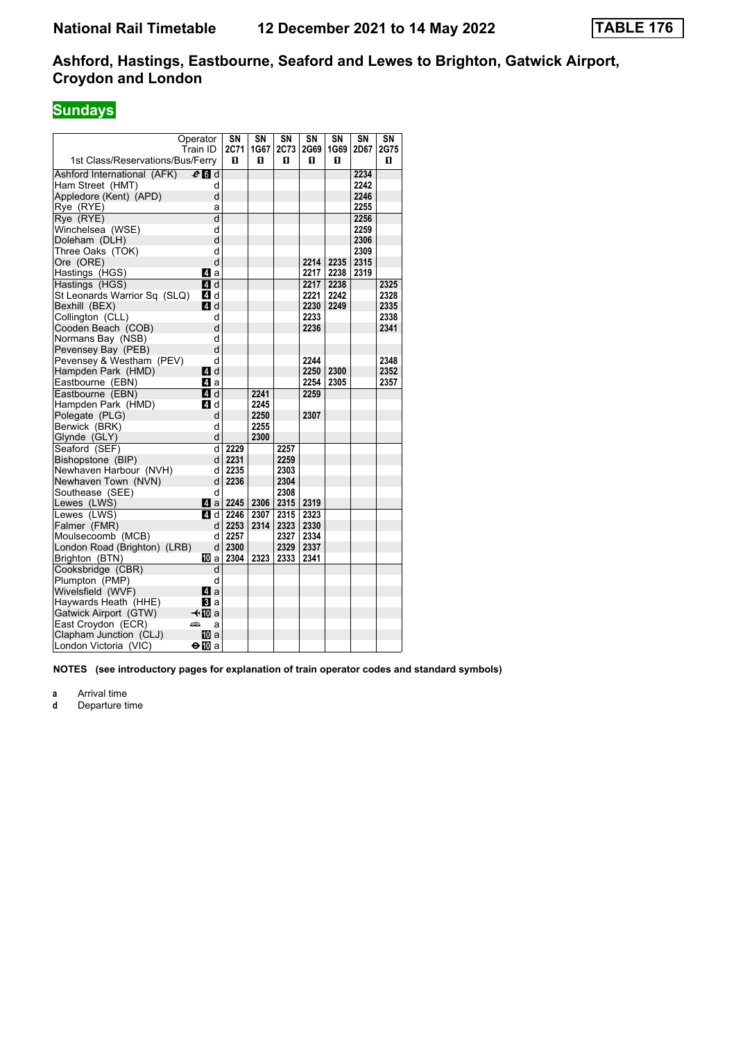# National Rail Timetable 12 December 2021 to 14 May 2022 TABLE 176

## Ashford, Hastings, Eastbourne, Seaford and Lewes to Brighton, Gatwick Airport, Croydon and London

**Sundays**

| Operator | | SN | SN | SN | SN | SN | SN | SN |
|---|---|---|---|---|---|---|---|---|
| Train ID | | 2C71 | 1G67 | 2C73 | 2G69 | 1G69 | 2D67 | 2G75 |
| 1st Class/Reservations/Bus/Ferry | | 1 | 1 | 1 | 1 | 1 | | 1 |
| Ashford International (AFK) | 6 d | | | | | | 2234 | |
| Ham Street (HMT) | d | | | | | | 2242 | |
| Appledore (Kent) (APD) | d | | | | | | 2246 | |
| Rye (RYE) | a | | | | | | 2255 | |
| Rye (RYE) | d | | | | | | 2256 | |
| Winchelsea (WSE) | d | | | | | | 2259 | |
| Doleham (DLH) | d | | | | | | 2306 | |
| Three Oaks (TOK) | d | | | | | | 2309 | |
| Ore (ORE) | d | | | | 2214 | 2235 | 2315 | |
| Hastings (HGS) | 4 a | | | | 2217 | 2238 | 2319 | |
| Hastings (HGS) | 4 d | | | | 2217 | 2238 | | 2325 |
| St Leonards Warrior Sq (SLQ) | 4 d | | | | 2221 | 2242 | | 2328 |
| Bexhill (BEX) | 4 d | | | | 2230 | 2249 | | 2335 |
| Collington (CLL) | d | | | | 2233 | | | 2338 |
| Cooden Beach (COB) | d | | | | 2236 | | | 2341 |
| Normans Bay (NSB) | d | | | | | | | |
| Pevensey Bay (PEB) | d | | | | | | | |
| Pevensey & Westham (PEV) | d | | | | 2244 | | | 2348 |
| Hampden Park (HMD) | 4 d | | | | 2250 | 2300 | | 2352 |
| Eastbourne (EBN) | 4 a | | | | 2254 | 2305 | | 2357 |
| Eastbourne (EBN) | 4 d | | 2241 | | 2259 | | | |
| Hampden Park (HMD) | 4 d | | 2245 | | | | | |
| Polegate (PLG) | d | | 2250 | | 2307 | | | |
| Berwick (BRK) | d | | 2255 | | | | | |
| Glynde (GLY) | d | | 2300 | | | | | |
| Seaford (SEF) | d | 2229 | | 2257 | | | | |
| Bishopstone (BIP) | d | 2231 | | 2259 | | | | |
| Newhaven Harbour (NVH) | d | 2235 | | 2303 | | | | |
| Newhaven Town (NVN) | d | 2236 | | 2304 | | | | |
| Southease (SEE) | d | | | 2308 | | | | |
| Lewes (LWS) | 4 a | 2245 | 2306 | 2315 | 2319 | | | |
| Lewes (LWS) | 4 d | 2246 | 2307 | 2315 | 2323 | | | |
| Falmer (FMR) | d | 2253 | 2314 | 2323 | 2330 | | | |
| Moulsecoomb (MCB) | d | 2257 | | 2327 | 2334 | | | |
| London Road (Brighton) (LRB) | d | 2300 | | 2329 | 2337 | | | |
| Brighton (BTN) | 10 a | 2304 | 2323 | 2333 | 2341 | | | |
| Cooksbridge (CBR) | d | | | | | | | |
| Plumpton (PMP) | d | | | | | | | |
| Wivelsfield (WVF) | 4 a | | | | | | | |
| Haywards Heath (HHE) | 3 a | | | | | | | |
| Gatwick Airport (GTW) | 10 a | | | | | | | |
| East Croydon (ECR) | a | | | | | | | |
| Clapham Junction (CLJ) | 10 a | | | | | | | |
| London Victoria (VIC) | 10 a | | | | | | | |

**NOTES (see introductory pages for explanation of train operator codes and standard symbols)**

**a** Arrival time
**d** Departure time